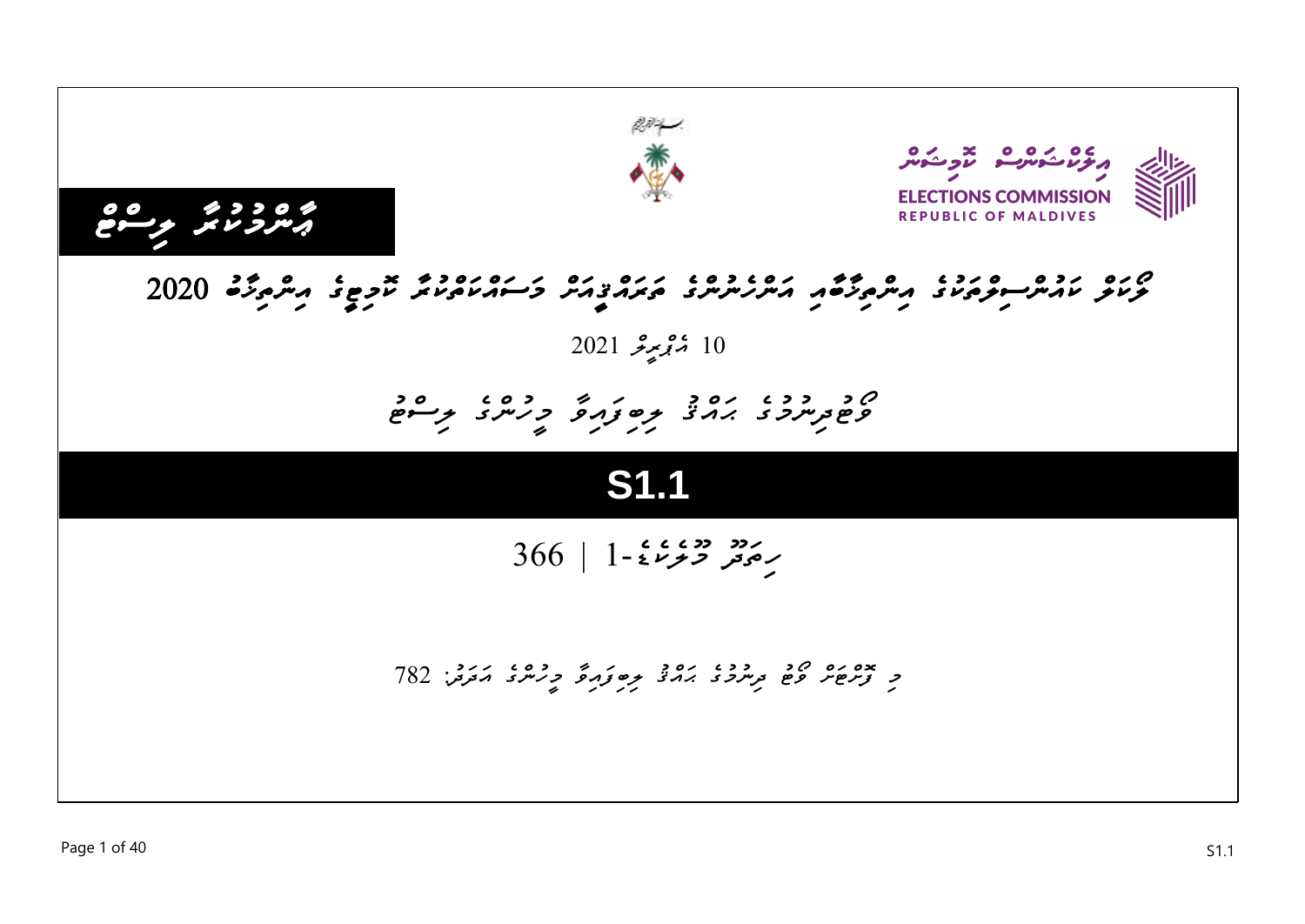ބިސްމިﷲ

އިލެކްޝަންސް ކޮމިޝަން

ELECTIONS COMMISSION
REPUBLIC OF MALDIVES

އާންމުކުރާ ލިސްޓު

# ލޯކަލް ކައުންސިލްތަކުގެ އިންތިޚާބާއި އަންހެނުންގެ ތަރައްޤީއަށް މަސައްކަތްކުރާ ކޮމިޓީގެ އިންތިޚާބު 2020

10 އެޕްރީލް 2021

ވޯޓުދިނުމުގެ ހައްޤު ލިބިފައިވާ މީހުންގެ ލިސްޓު

# S1.1

ހިތަދޫ މުލަކަތި-1 | 366

މި ފޮތުގައި ވޯޓު ދިނުމުގެ ހައްޤު ލިބިފައިވާ މީހުންގެ އަދަދު: 782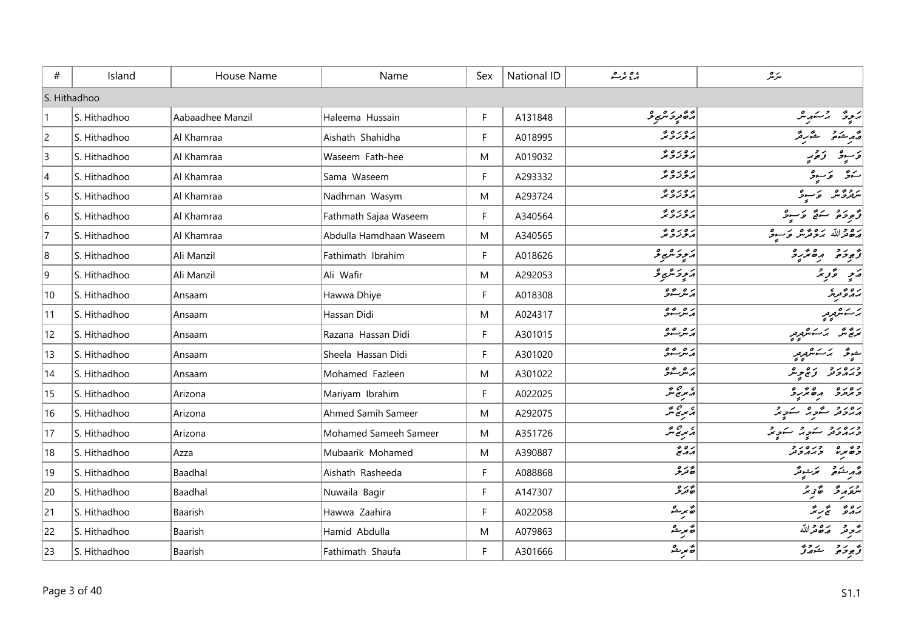| # | Island | House Name | Name | Sex | National ID | ގެއެގޮތް | ނަން |
|---|---|---|---|---|---|---|---|
| S. Hithadhoo | | | | | | | |
| 1 | S. Hithadhoo | Aabaadhee Manzil | Haleema Hussain | F | A131848 | އާބާދީމަންޒިލް | ހަލީމާ ހުސައިން |
| 2 | S. Hithadhoo | Al Khamraa | Aishath Shahidha | F | A018995 | އަލްޚަމްރާ | އައިޝަތު ޝާހިދާ |
| 3 | S. Hithadhoo | Al Khamraa | Waseem Fath-hee | M | A019032 | އަލްޚަމްރާ | ވަސީމް ފަތުހީ |
| 4 | S. Hithadhoo | Al Khamraa | Sama Waseem | F | A293332 | އަލްޚަމްރާ | ސަމާ ވަސީމް |
| 5 | S. Hithadhoo | Al Khamraa | Nadhman Wasym | M | A293724 | އަލްޚަމްރާ | ނަދުމާން ވަސީމް |
| 6 | S. Hithadhoo | Al Khamraa | Fathmath Sajaa Waseem | F | A340564 | އަލްޚަމްރާ | ފާތިމަތު ސަޖާ ވަސީމް |
| 7 | S. Hithadhoo | Al Khamraa | Abdulla Hamdhaan Waseem | M | A340565 | އަލްޚަމްރާ | އަބްދުاللهِ ހަމްދާން ވަސީމް |
| 8 | S. Hithadhoo | Ali Manzil | Fathimath Ibrahim | F | A018626 | އަލިމަންޒިލް | ފާތިމަތު އިބްރާހީމް |
| 9 | S. Hithadhoo | Ali Manzil | Ali Wafir | M | A292053 | އަލިމަންޒިލް | އަލި ވާފިރު |
| 10 | S. Hithadhoo | Ansaam | Hawwa Dhiye | F | A018308 | އަންސާމް | ހައްވާދިޔެ |
| 11 | S. Hithadhoo | Ansaam | Hassan Didi | M | A024317 | އަންސާމް | ހަސަންދީދީ |
| 12 | S. Hithadhoo | Ansaam | Razana Hassan Didi | F | A301015 | އަންސާމް | ރަޒާނާ ހަސަންދީދީ |
| 13 | S. Hithadhoo | Ansaam | Sheela Hassan Didi | F | A301020 | އަންސާމް | ޝީލާ ހަސަންދީދީ |
| 14 | S. Hithadhoo | Ansaam | Mohamed Fazleen | M | A301022 | އަންސާމް | މުޙައްމަދު ފަޟްލީން |
| 15 | S. Hithadhoo | Arizona | Mariyam Ibrahim | F | A022025 | އެރިޒޯނާ | މަރިޔަމް އިބްރާހީމް |
| 16 | S. Hithadhoo | Arizona | Ahmed Samih Sameer | M | A292075 | އެރިޒޯނާ | އަޙްމަދު ސާމިހް ސަމީރު |
| 17 | S. Hithadhoo | Arizona | Mohamed Sameeh Sameer | M | A351726 | އެރިޒޯނާ | މުޙައްމަދު ސަމީހު ސަމީރު |
| 18 | S. Hithadhoo | Azza | Mubaarik Mohamed | M | A390887 | އައްޒާ | މުބާރިކް މުޙައްމަދު |
| 19 | S. Hithadhoo | Baadhal | Aishath Rasheeda | F | A088868 | ބާދަލް | އައިޝަތު ރަޝީދާ |
| 20 | S. Hithadhoo | Baadhal | Nuwaila Bagir | F | A147307 | ބާދަލް | ނުވައިލާ ބާގިރު |
| 21 | S. Hithadhoo | Baarish | Hawwa Zaahira | F | A022058 | ބާރިޝް | ހައްވާ ޒާހިރާ |
| 22 | S. Hithadhoo | Baarish | Hamid Abdulla | M | A079863 | ބާރިޝް | ހާމިދު އަބްދުاللهِ |
| 23 | S. Hithadhoo | Baarish | Fathimath Shaufa | F | A301666 | ބާރިޝް | ފާތިމަތު ޝައުފާ |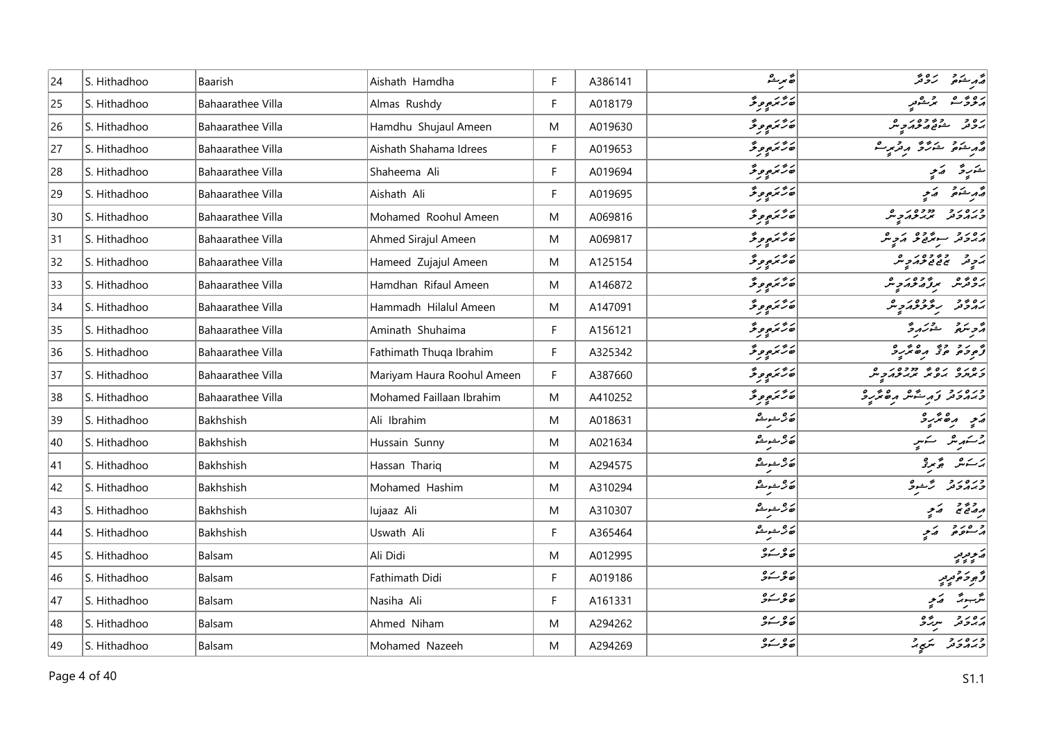| 24 | S. Hithadhoo | Baarish | Aishath Hamdha | F | A386141 | ބާރިޝް | އާއިޝަތު ހަމްދާ |
|---|---|---|---|---|---|---|---|
| 25 | S. Hithadhoo | Bahaarathee Villa | Almas Rushdy | F | A018179 | ބަހާރަތީވިލާ | އަލްމާސް ރުޝްދީ |
| 26 | S. Hithadhoo | Bahaarathee Villa | Hamdhu Shujaul Ameen | M | A019630 | ބަހާރަތީވިލާ | ހަމްދު ޝުޖާއުލްއަމީން |
| 27 | S. Hithadhoo | Bahaarathee Villa | Aishath Shahama Idrees | F | A019653 | ބަހާރަތީވިލާ | އާއިޝަތު ޝަހާމާ އިދުރީސް |
| 28 | S. Hithadhoo | Bahaarathee Villa | Shaheema Ali | F | A019694 | ބަހާރަތީވިލާ | ޝަހީމާ އަލި |
| 29 | S. Hithadhoo | Bahaarathee Villa | Aishath Ali | F | A019695 | ބަހާރަތީވިލާ | އާއިޝަތު އަލި |
| 30 | S. Hithadhoo | Bahaarathee Villa | Mohamed Roohul Ameen | M | A069816 | ބަހާރަތީވިލާ | މުޙައްމަދު ރޫޙުލްއަމީން |
| 31 | S. Hithadhoo | Bahaarathee Villa | Ahmed Sirajul Ameen | M | A069817 | ބަހާރަތީވިލާ | އަޙްމަދު ސިރާޖުލް އަމީން |
| 32 | S. Hithadhoo | Bahaarathee Villa | Hameed Zujajul Ameen | M | A125154 | ބަހާރަތީވިލާ | ހަމީދު ޒުޖާޖުލްއަމީން |
| 33 | S. Hithadhoo | Bahaarathee Villa | Hamdhan Rifaul Ameen | M | A146872 | ބަހާރަތީވިލާ | ހަމްދާން ރިފާއުލްއަމީން |
| 34 | S. Hithadhoo | Bahaarathee Villa | Hammadh Hilalul Ameen | M | A147091 | ބަހާރަތީވިލާ | ހައްމާދު ހިލާލުލްއަމީން |
| 35 | S. Hithadhoo | Bahaarathee Villa | Aminath Shuhaima | F | A156121 | ބަހާރަތީވިލާ | އާމިނަތު ޝުހައިމާ |
| 36 | S. Hithadhoo | Bahaarathee Villa | Fathimath Thuqa Ibrahim | F | A325342 | ބަހާރަތީވިލާ | ފާތިމަތު ތުޤާ އިބްރާހިމް |
| 37 | S. Hithadhoo | Bahaarathee Villa | Mariyam Haura Roohul Ameen | F | A387660 | ބަހާރަތީވިލާ | މަރިޔަމް ހައުރާ ރޫޙުލްއަމީން |
| 38 | S. Hithadhoo | Bahaarathee Villa | Mohamed Faillaan Ibrahim | M | A410252 | ބަހާރަތީވިލާ | މުޙައްމަދު ފައިސާން އިބްރާހިމް |
| 39 | S. Hithadhoo | Bakhshish | Ali Ibrahim | M | A018631 | ބަޚްޝިޝް | އަލި އިބްރާހިމް |
| 40 | S. Hithadhoo | Bakhshish | Hussain Sunny | M | A021634 | ބަޚްޝިޝް | ހުސައިން ސަނީ |
| 41 | S. Hithadhoo | Bakhshish | Hassan Thariq | M | A294575 | ބަޚްޝިޝް | ހަސަން ޠާރިޤު |
| 42 | S. Hithadhoo | Bakhshish | Mohamed Hashim | M | A310294 | ބަޚްޝިޝް | މުޙައްމަދު ހާޝިމް |
| 43 | S. Hithadhoo | Bakhshish | Iujaaz Ali | M | A310307 | ބަޚްޝިޝް | އިއުޖާޒް އަލި |
| 44 | S. Hithadhoo | Bakhshish | Uswath Ali | F | A365464 | ބަޚްޝިޝް | އުސްވަތު އަލި |
| 45 | S. Hithadhoo | Balsam | Ali Didi | M | A012995 | ބަލްސަމް | އަލިދީދީ |
| 46 | S. Hithadhoo | Balsam | Fathimath Didi | F | A019186 | ބަލްސަމް | ފާތިމަތުދީދީ |
| 47 | S. Hithadhoo | Balsam | Nasiha Ali | F | A161331 | ބަލްސަމް | ނާސިހާ އަލި |
| 48 | S. Hithadhoo | Balsam | Ahmed Niham | M | A294262 | ބަލްސަމް | އަޙްމަދު ނިހާމް |
| 49 | S. Hithadhoo | Balsam | Mohamed Nazeeh | M | A294269 | ބަލްސަމް | މުޙައްމަދު ނަޒީހު |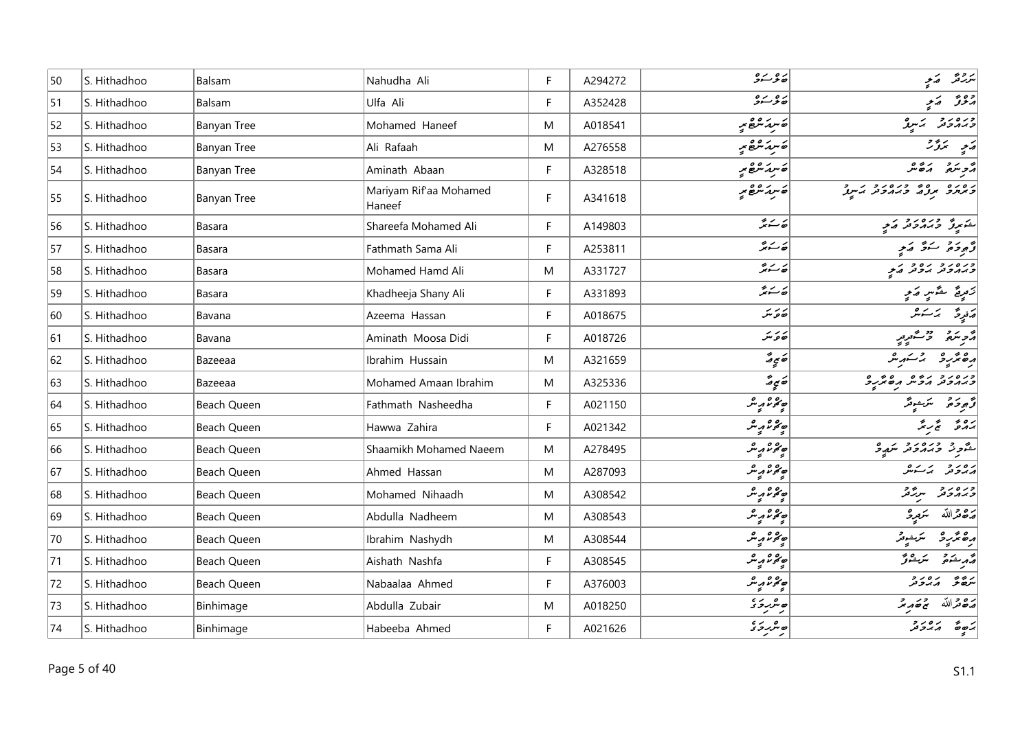| 50 | S. Hithadhoo | Balsam | Nahudha Ali | F | A294272 | ބަލްސަމް | ނަހުދާ އަލި |
|---|---|---|---|---|---|---|---|
| 51 | S. Hithadhoo | Balsam | Ulfa Ali | F | A352428 | ބަލްސަމް | އުލްފާ އަލި |
| 52 | S. Hithadhoo | Banyan Tree | Mohamed Haneef | M | A018541 | ބަނިޔަންޓްރީ | މުހައްމަދު ހަނީފް |
| 53 | S. Hithadhoo | Banyan Tree | Ali Rafaah | M | A276558 | ބަނިޔަންޓްރީ | އަލި ރަފާހު |
| 54 | S. Hithadhoo | Banyan Tree | Aminath Abaan | F | A328518 | ބަނިޔަންޓްރީ | އާމިނަތު އަބާން |
| 55 | S. Hithadhoo | Banyan Tree | Mariyam Rif'aa Mohamed Haneef | F | A341618 | ބަނިޔަންޓްރީ | މަރިޔަމް ރިފްއާ މުހައްމަދު ހަނީފް |
| 56 | S. Hithadhoo | Basara | Shareefa Mohamed Ali | F | A149803 | ބަސަރާ | ޝަރީފާ މުހައްމަދު އަލި |
| 57 | S. Hithadhoo | Basara | Fathmath Sama Ali | F | A253811 | ބަސަރާ | ފާތިމަތު ސަމާ އަލި |
| 58 | S. Hithadhoo | Basara | Mohamed Hamd Ali | M | A331727 | ބަސަރާ | މުހައްމަދު ހަމްދު އަލި |
| 59 | S. Hithadhoo | Basara | Khadheeja Shany Ali | F | A331893 | ބަސަރާ | ޚަދީޖާ ޝާނީ އަލި |
| 60 | S. Hithadhoo | Bavana | Azeema Hassan | F | A018675 | ބަވަނަ | އަޒީމާ ހަސަން |
| 61 | S. Hithadhoo | Bavana | Aminath Moosa Didi | F | A018726 | ބަވަނަ | އާމިނަތު މޫސާދީދީ |
| 62 | S. Hithadhoo | Bazeeaa | Ibrahim Hussain | M | A321659 | ބަޒީއާ | އިބްރާހީމް ހުސައިން |
| 63 | S. Hithadhoo | Bazeeaa | Mohamed Amaan Ibrahim | M | A325336 | ބަޒީއާ | މުހައްމަދު އަމާން އިބްރާހީމް |
| 64 | S. Hithadhoo | Beach Queen | Fathmath Nasheedha | F | A021150 | ބީޗްކުއީން | ފާތިމަތު ނަޝީދާ |
| 65 | S. Hithadhoo | Beach Queen | Hawwa Zahira | F | A021342 | ބީޗްކުއީން | ހައްވާ ޒާހިރާ |
| 66 | S. Hithadhoo | Beach Queen | Shaamikh Mohamed Naeem | M | A278495 | ބީޗްކުއީން | ޝާމިޚް މުހައްމަދު ނައީމް |
| 67 | S. Hithadhoo | Beach Queen | Ahmed Hassan | M | A287093 | ބީޗްކުއީން | އަހްމަދު ހަސަން |
| 68 | S. Hithadhoo | Beach Queen | Mohamed Nihaadh | M | A308542 | ބީޗްކުއީން | މުހައްމަދު ނިހާދު |
| 69 | S. Hithadhoo | Beach Queen | Abdulla Nadheem | M | A308543 | ބީޗްކުއީން | އަބްދުﷲ ނަދީމް |
| 70 | S. Hithadhoo | Beach Queen | Ibrahim Nashydh | M | A308544 | ބީޗްކުއީން | އިބްރާހީމް ނަޝީދު |
| 71 | S. Hithadhoo | Beach Queen | Aishath Nashfa | F | A308545 | ބީޗްކުއީން | އާއިޝަތު ނަޝްފާ |
| 72 | S. Hithadhoo | Beach Queen | Nabaalaa Ahmed | F | A376003 | ބީޗްކުއީން | ނަބާލާ އަހްމަދު |
| 73 | S. Hithadhoo | Binhimage | Abdulla Zubair | M | A018250 | ބިންހިމާގެ | އަބްދުﷲ ޒުބައިރު |
| 74 | S. Hithadhoo | Binhimage | Habeeba Ahmed | F | A021626 | ބިންހިމާގެ | ހަބީބާ އަހްމަދު |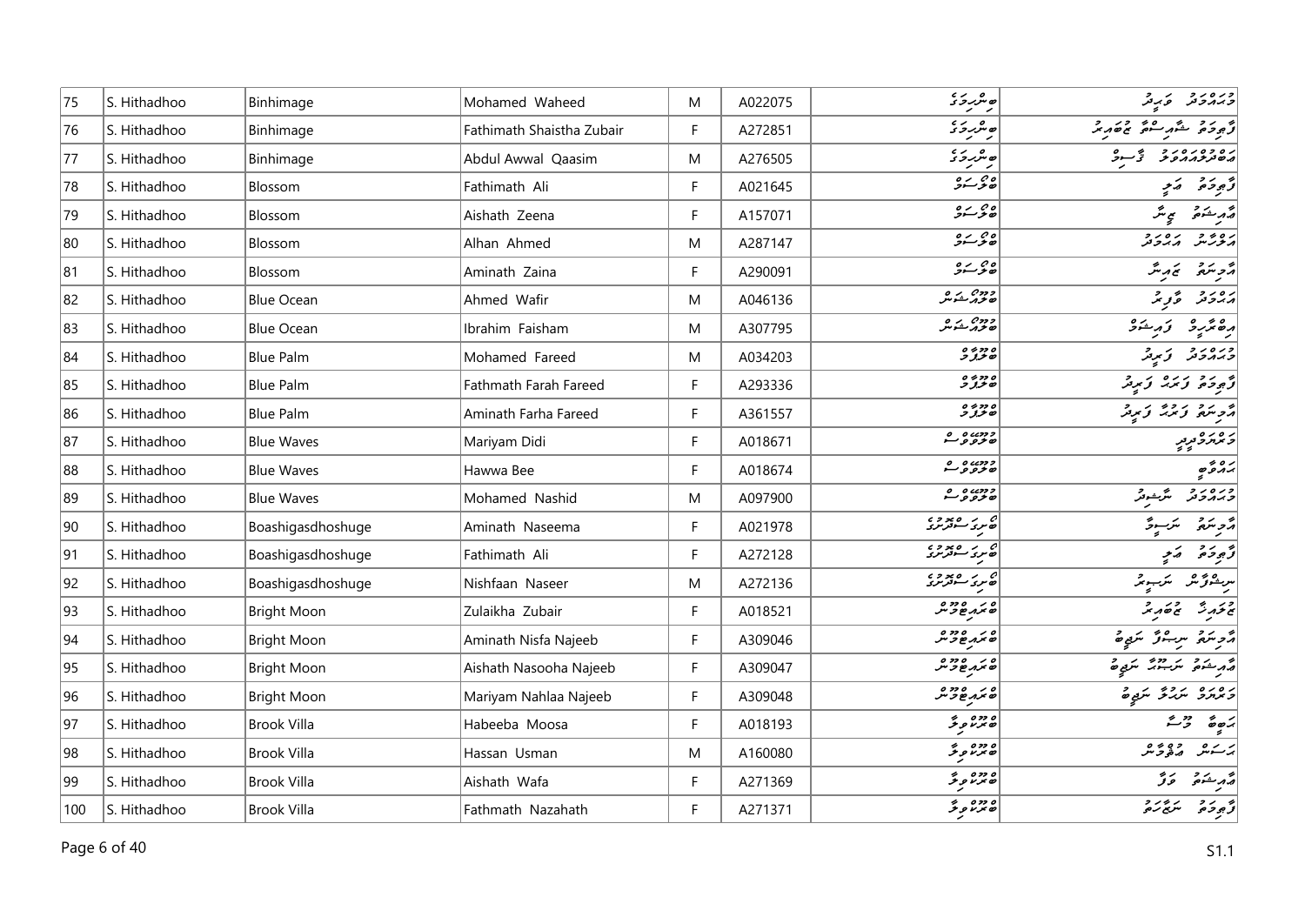| 75 | S. Hithadhoo | Binhimage | Mohamed Waheed | M | A022075 | ބިންހިމާގެ | މުހައްމަދު ވަހީދު |
|---|---|---|---|---|---|---|---|
| 76 | S. Hithadhoo | Binhimage | Fathimath Shaistha Zubair | F | A272851 | ބިންހިމާގެ | ފާތިމަތު ޝާއިސްތާ ޒުބައިރު |
| 77 | S. Hithadhoo | Binhimage | Abdul Awwal Qaasim | M | A276505 | ބިންހިމާގެ | އަބްދުލްއައްވަލް ޤާސިމް |
| 78 | S. Hithadhoo | Blossom | Fathimath Ali | F | A021645 | ބްލޮސަމް | ފާތިމަތު އަލި |
| 79 | S. Hithadhoo | Blossom | Aishath Zeena | F | A157071 | ބްލޮސަމް | އައިޝަތު ޒީނާ |
| 80 | S. Hithadhoo | Blossom | Alhan Ahmed | M | A287147 | ބްލޮސަމް | އަލްހާން އަހްމަދު |
| 81 | S. Hithadhoo | Blossom | Aminath Zaina | F | A290091 | ބްލޮސަމް | އާމިނަތު ޒައިނާ |
| 82 | S. Hithadhoo | Blue Ocean | Ahmed Wafir | M | A046136 | ބްލޫއޯޝަން | އަހްމަދު ވާފިރު |
| 83 | S. Hithadhoo | Blue Ocean | Ibrahim Faisham | M | A307795 | ބްލޫއޯޝަން | އިބްރާހީމް ފައިޝަމް |
| 84 | S. Hithadhoo | Blue Palm | Mohamed Fareed | M | A034203 | ބްލޫޕާމް | މުހައްމަދު ފަރީދު |
| 85 | S. Hithadhoo | Blue Palm | Fathmath Farah Fareed | F | A293336 | ބްލޫޕާމް | ފާތިމަތު ފަރަހް ފަރީދު |
| 86 | S. Hithadhoo | Blue Palm | Aminath Farha Fareed | F | A361557 | ބްލޫޕާމް | އާމިނަތު ފަރުހާ ފަރީދު |
| 87 | S. Hithadhoo | Blue Waves | Mariyam Didi | F | A018671 | ބްލޫވޭވްސް | މަރިޔަމްދީދީ |
| 88 | S. Hithadhoo | Blue Waves | Hawwa Bee | F | A018674 | ބްލޫވޭވްސް | ހައްވާބީ |
| 89 | S. Hithadhoo | Blue Waves | Mohamed Nashid | M | A097900 | ބްލޫވޭވްސް | މުހައްމަދު ނާޝިދު |
| 90 | S. Hithadhoo | Boashigasdhoshuge | Aminath Naseema | F | A021978 | ބޯށިގަސްދޮށުގެ | އާމިނަތު ނަސީމާ |
| 91 | S. Hithadhoo | Boashigasdhoshuge | Fathimath Ali | F | A272128 | ބޯށިގަސްދޮށުގެ | ފާތިމަތު އަލި |
| 92 | S. Hithadhoo | Boashigasdhoshuge | Nishfaan Naseer | M | A272136 | ބޯށިގަސްދޮށުގެ | ނިޝްފާން ނަސީރު |
| 93 | S. Hithadhoo | Bright Moon | Zulaikha Zubair | F | A018521 | ބްރައިޓްމޫން | ޒުލައިޚާ ޒުބައިރު |
| 94 | S. Hithadhoo | Bright Moon | Aminath Nisfa Najeeb | F | A309046 | ބްރައިޓްމޫން | އާމިނަތު ނިސްފާ ނަޖީބު |
| 95 | S. Hithadhoo | Bright Moon | Aishath Nasooha Najeeb | F | A309047 | ބްރައިޓްމޫން | އައިޝަތު ނަޞޫހާ ނަޖީބު |
| 96 | S. Hithadhoo | Bright Moon | Mariyam Nahlaa Najeeb | F | A309048 | ބްރައިޓްމޫން | މަރިޔަމް ނަހުލާ ނަޖީބު |
| 97 | S. Hithadhoo | Brook Villa | Habeeba Moosa | F | A018193 | ބްރުކްވިލާ | ހަބީބާ މޫސާ |
| 98 | S. Hithadhoo | Brook Villa | Hassan Usman | M | A160080 | ބްރުކްވިލާ | ހަސަން އުސްމާން |
| 99 | S. Hithadhoo | Brook Villa | Aishath Wafa | F | A271369 | ބްރުކްވިލާ | އައިޝަތު ވަފާ |
| 100 | S. Hithadhoo | Brook Villa | Fathmath Nazahath | F | A271371 | ބްރުކްވިލާ | ފާތިމަތު ނަޒާހަތު |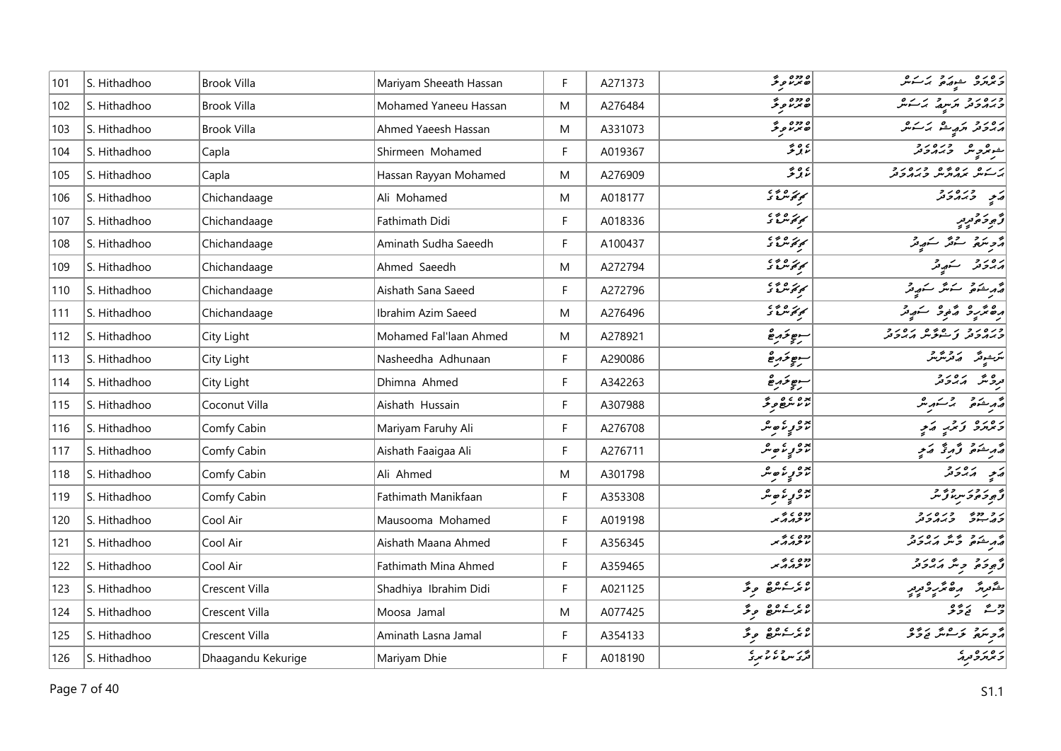| 101 | S. Hithadhoo | Brook Villa | Mariyam Sheeath Hassan | F | A271373 | ބްރޫކްވިލާ | މަރިޔަމް ޝީއަތު ހަސަން |
|---|---|---|---|---|---|---|---|
| 102 | S. Hithadhoo | Brook Villa | Mohamed Yaneeu Hassan | M | A276484 | ބްރޫކްވިލާ | މުޙައްމަދު ޔަނީއު ހަސަން |
| 103 | S. Hithadhoo | Brook Villa | Ahmed Yaeesh Hassan | M | A331073 | ބްރޫކްވިލާ | އަޙްމަދު ޔަޢީޝް ހަސަން |
| 104 | S. Hithadhoo | Capla | Shirmeen Mohamed | F | A019367 | ކެޕްލާ | ޝިރްމީން މުޙައްމަދު |
| 105 | S. Hithadhoo | Capla | Hassan Rayyan Mohamed | M | A276909 | ކެޕްލާ | ހަސަން ރައްޔާން މުޙައްމަދު |
| 106 | S. Hithadhoo | Chichandaage | Ali Mohamed | M | A018177 | ޗިޗަންދާގެ | ޢަލީ މުޙައްމަދު |
| 107 | S. Hithadhoo | Chichandaage | Fathimath Didi | F | A018336 | ޗިޗަންދާގެ | ފާތިމަތުދީދީ |
| 108 | S. Hithadhoo | Chichandaage | Aminath Sudha Saeedh | F | A100437 | ޗިޗަންދާގެ | އާމިނަތު ސުދާ ސަޢީދު |
| 109 | S. Hithadhoo | Chichandaage | Ahmed Saeedh | M | A272794 | ޗިޗަންދާގެ | އަޙްމަދު ސަޢީދު |
| 110 | S. Hithadhoo | Chichandaage | Aishath Sana Saeed | F | A272796 | ޗިޗަންދާގެ | ޢާއިޝަތު ސަނާ ސަޢީދު |
| 111 | S. Hithadhoo | Chichandaage | Ibrahim Azim Saeed | M | A276496 | ޗިޗަންދާގެ | އިބްރާހީމް އާޒިމް ސަޢީދު |
| 112 | S. Hithadhoo | City Light | Mohamed Fal'laan Ahmed | M | A278921 | ސިޓީލައިޓް | މުޙައްމަދު ފައްލާން އަޙްމަދު |
| 113 | S. Hithadhoo | City Light | Nasheedha Adhunaan | F | A290086 | ސިޓީލައިޓް | ނަޝީދާ އަދުނާން |
| 114 | S. Hithadhoo | City Light | Dhimna Ahmed | F | A342263 | ސިޓީލައިޓް | ދިމްނާ އަޙްމަދު |
| 115 | S. Hithadhoo | Coconut Villa | Aishath Hussain | F | A307988 | ކޯކޯނަޓްވިލާ | ޢާއިޝަތު ޙުސައިން |
| 116 | S. Hithadhoo | Comfy Cabin | Mariyam Faruhy Ali | F | A276708 | ކޮމްފީކެބިން | މަރިޔަމް ފަރުހީ ޢަލީ |
| 117 | S. Hithadhoo | Comfy Cabin | Aishath Faaigaa Ali | F | A276711 | ކޮމްފީކެބިން | ޢާއިޝަތު ފާއިޤާ ޢަލީ |
| 118 | S. Hithadhoo | Comfy Cabin | Ali Ahmed | M | A301798 | ކޮމްފީކެބިން | ޢަލީ އަޙްމަދު |
| 119 | S. Hithadhoo | Comfy Cabin | Fathimath Manikfaan | F | A353308 | ކޮމްފީކެބިން | ފާތިމަތުމަނިކުފާން |
| 120 | S. Hithadhoo | Cool Air | Mausooma Mohamed | F | A019198 | ކޫލްއެއަރ | މައުޞޫމާ މުޙައްމަދު |
| 121 | S. Hithadhoo | Cool Air | Aishath Maana Ahmed | F | A356345 | ކޫލްއެއަރ | ޢާއިޝަތު މާނާ އަޙްމަދު |
| 122 | S. Hithadhoo | Cool Air | Fathimath Mina Ahmed | F | A359465 | ކޫލްއެއަރ | ފާތިމަތު މިނާ އަޙްމަދު |
| 123 | S. Hithadhoo | Crescent Villa | Shadhiya Ibrahim Didi | F | A021125 | ކްރެސެންޓް ވިލާ | ޝާދިޔާ އިބްރާހީމްދީދީ |
| 124 | S. Hithadhoo | Crescent Villa | Moosa Jamal | M | A077425 | ކްރެސެންޓް ވިލާ | މޫސާ ޖަމާލް |
| 125 | S. Hithadhoo | Crescent Villa | Aminath Lasna Jamal | F | A354133 | ކްރެސެންޓް ވިލާ | އާމިނަތު ލަސްނާ ޖަމާލް |
| 126 | S. Hithadhoo | Dhaagandu Kekurige | Mariyam Dhie | F | A018190 | ދާގަނޑުކެކުރިގެ | މަރިޔަމްދިއެ |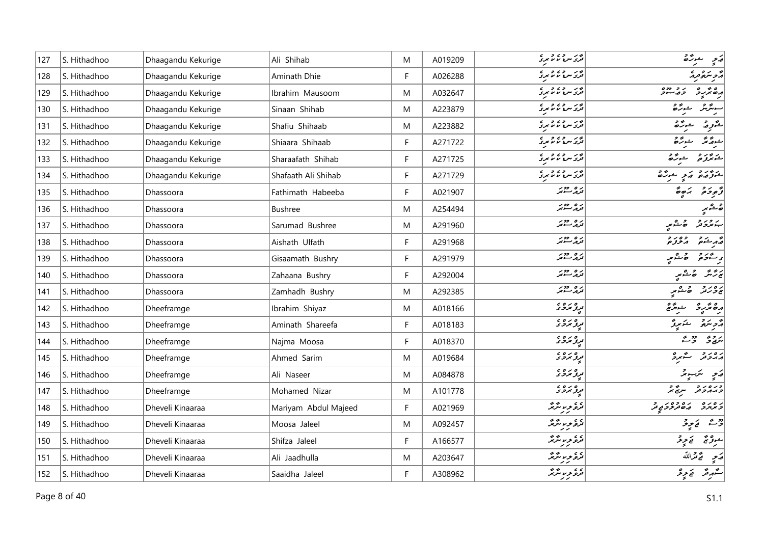| 127 | S. Hithadhoo | Dhaagandu Kekurige | Ali Shihab | M | A019209 | ދާގަނޑު ކެކުރިގެ | އަލި ޝިހާބު |
|---|---|---|---|---|---|---|---|
| 128 | S. Hithadhoo | Dhaagandu Kekurige | Aminath Dhie | F | A026288 | ދާގަނޑު ކެކުރިގެ | އާމިނަތު ދިއާ |
| 129 | S. Hithadhoo | Dhaagandu Kekurige | Ibrahim Mausoom | M | A032647 | ދާގަނޑު ކެކުރިގެ | އިބްރާހިމް މައުސޫމް |
| 130 | S. Hithadhoo | Dhaagandu Kekurige | Sinaan Shihab | M | A223879 | ދާގަނޑު ކެކުރިގެ | ސިނާން ޝިހާބު |
| 131 | S. Hithadhoo | Dhaagandu Kekurige | Shafiu Shihaab | M | A223882 | ދާގަނޑު ކެކުރިގެ | ޝާފިއު ޝިހާބު |
| 132 | S. Hithadhoo | Dhaagandu Kekurige | Shiaara Shihaab | F | A271722 | ދާގަނޑު ކެކުރިގެ | ޝިއާރާ ޝިހާބު |
| 133 | S. Hithadhoo | Dhaagandu Kekurige | Sharaafath Shihab | F | A271725 | ދާގަނޑު ކެކުރިގެ | ޝަރާފަތު ޝިހާބު |
| 134 | S. Hithadhoo | Dhaagandu Kekurige | Shafaath Ali Shihab | F | A271729 | ދާގަނޑު ކެކުރިގެ | ޝަފާއަތު އަލި ޝިހާބު |
| 135 | S. Hithadhoo | Dhassoora | Fathimath Habeeba | F | A021907 | ދަސްސޫރަ | ފާތިމަތު ހަބީބާ |
| 136 | S. Hithadhoo | Dhassoora | Bushree | M | A254494 | ދަސްސޫރަ | ބުޝްރީ |
| 137 | S. Hithadhoo | Dhassoora | Sarumad Bushree | M | A291960 | ދަސްސޫރަ | ސަރުމަދު ބުޝްރީ |
| 138 | S. Hithadhoo | Dhassoora | Aishath Ulfath | F | A291968 | ދަސްސޫރަ | އާއިޝަތު އުލްފަތު |
| 139 | S. Hithadhoo | Dhassoora | Gisaamath Bushry | F | A291979 | ދަސްސޫރަ | ގިސާމަތު ބުޝްރީ |
| 140 | S. Hithadhoo | Dhassoora | Zahaana Bushry | F | A292004 | ދަސްސޫރަ | ޒަހާނާ ބުޝްރީ |
| 141 | S. Hithadhoo | Dhassoora | Zamhadh Bushry | M | A292385 | ދަސްސޫރަ | ޒަމްހަދު ބުޝްރީ |
| 142 | S. Hithadhoo | Dheeframge | Ibrahim Shiyaz | M | A018166 | ދީފްރަމްގެ | އިބްރާހިމް ޝިޔާޒް |
| 143 | S. Hithadhoo | Dheeframge | Aminath Shareefa | F | A018183 | ދީފްރަމްގެ | އާމިނަތު ޝަރީފާ |
| 144 | S. Hithadhoo | Dheeframge | Najma Moosa | F | A018370 | ދީފްރަމްގެ | ނަޖްމާ މޫސާ |
| 145 | S. Hithadhoo | Dheeframge | Ahmed Sarim | M | A019684 | ދީފްރަމްގެ | އަހުމަދު ސާރިމް |
| 146 | S. Hithadhoo | Dheeframge | Ali Naseer | M | A084878 | ދީފްރަމްގެ | އަލި ނަސީރު |
| 147 | S. Hithadhoo | Dheeframge | Mohamed Nizar | M | A101778 | ދީފްރަމްގެ | މުހައްމަދު ނިޒާރު |
| 148 | S. Hithadhoo | Dheveli Kinaaraa | Mariyam Abdul Majeed | F | A021969 | ދެވެލި ކިނާރާ | މަރިޔަމް އަބްދުލްމަޖީދު |
| 149 | S. Hithadhoo | Dheveli Kinaaraa | Moosa Jaleel | M | A092457 | ދެވެލި ކިނާރާ | މޫސާ ޖަލީލު |
| 150 | S. Hithadhoo | Dheveli Kinaaraa | Shifza Jaleel | F | A166577 | ދެވެލި ކިނާރާ | ޝިފްޒާ ޖަލީލު |
| 151 | S. Hithadhoo | Dheveli Kinaaraa | Ali Jaadhulla | M | A203647 | ދެވެލި ކިނާރާ | އަލި ޖާދުﷲ |
| 152 | S. Hithadhoo | Dheveli Kinaaraa | Saaidha Jaleel | F | A308962 | ދެވެލި ކިނާރާ | ސާއިދާ ޖަލީލު |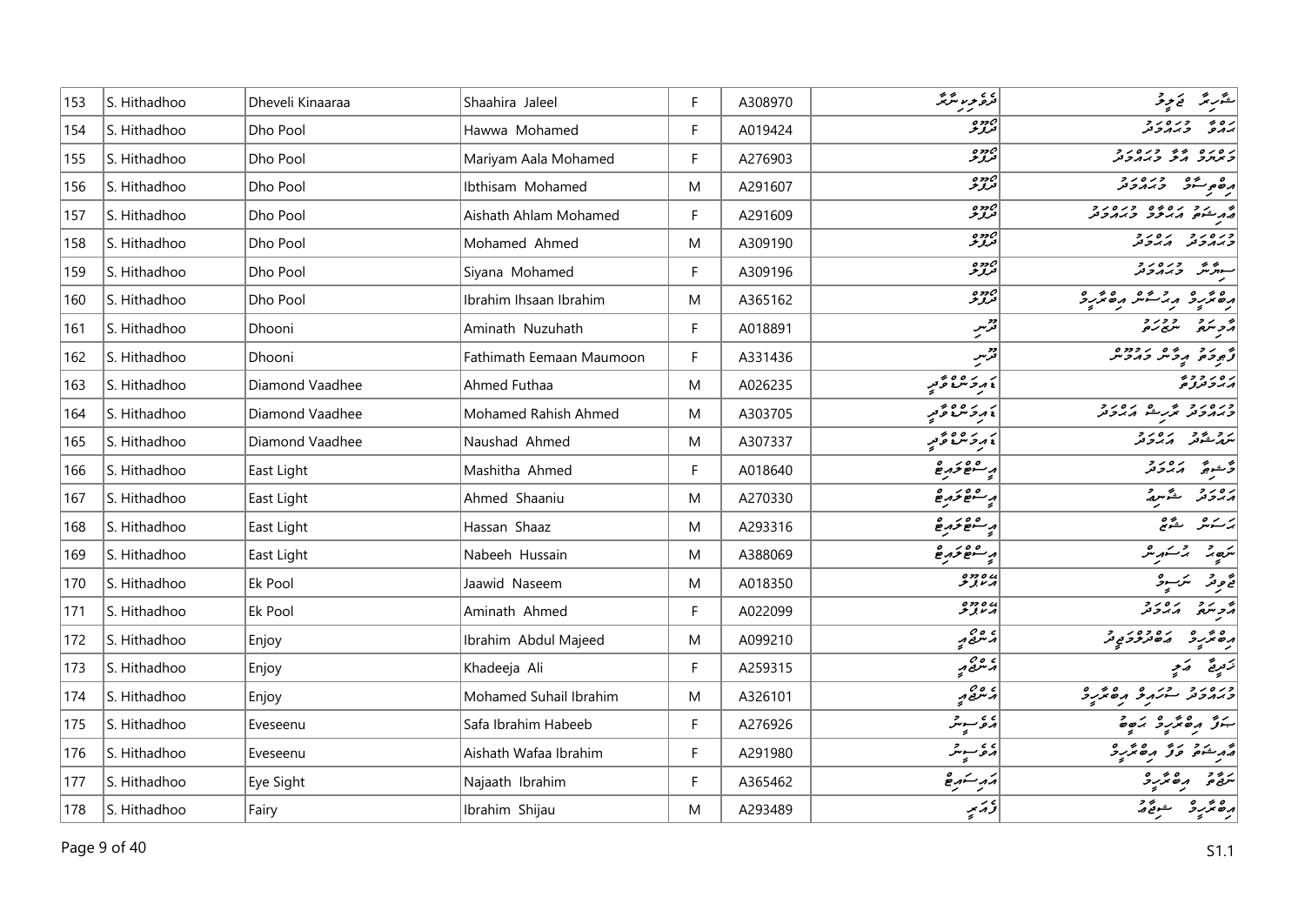| 153 | S. Hithadhoo | Dheveli Kinaaraa | Shaahira Jaleel | F | A308970 | ދެވެލިކިނާރާ | ޝާހިރާ ޖަލީލް |
|---|---|---|---|---|---|---|---|
| 154 | S. Hithadhoo | Dho Pool | Hawwa Mohamed | F | A019424 | ދޮޕޫލް | ހައްވާ މުހައްމަދު |
| 155 | S. Hithadhoo | Dho Pool | Mariyam Aala Mohamed | F | A276903 | ދޮޕޫލް | މަރިޔަމް އާލާ މުހައްމަދު |
| 156 | S. Hithadhoo | Dho Pool | Ibthisam Mohamed | M | A291607 | ދޮޕޫލް | އިބްތިސާމް މުހައްމަދު |
| 157 | S. Hithadhoo | Dho Pool | Aishath Ahlam Mohamed | F | A291609 | ދޮޕޫލް | އައިޝަތު އަހުލާމް މުހައްމަދު |
| 158 | S. Hithadhoo | Dho Pool | Mohamed Ahmed | M | A309190 | ދޮޕޫލް | މުހައްމަދު އަހުމަދު |
| 159 | S. Hithadhoo | Dho Pool | Siyana Mohamed | F | A309196 | ދޮޕޫލް | ސިޔާނާ މުހައްމަދު |
| 160 | S. Hithadhoo | Dho Pool | Ibrahim Ihsaan Ibrahim | M | A365162 | ދޮޕޫލް | އިބްރާހީމް އިހުސާން އިބްރާހީމް |
| 161 | S. Hithadhoo | Dhooni | Aminath Nuzuhath | F | A018891 | ދޫނި | އާމިނަތު ނުޒުހަތު |
| 162 | S. Hithadhoo | Dhooni | Fathimath Eemaan Maumoon | F | A331436 | ދޫނި | ފާތިމަތު އީމާން މައުމޫން |
| 163 | S. Hithadhoo | Diamond Vaadhee | Ahmed Futhaa | M | A026235 | ޑައިމަންޑްވާދީ | އަހުމަދުފުތާ |
| 164 | S. Hithadhoo | Diamond Vaadhee | Mohamed Rahish Ahmed | M | A303705 | ޑައިމަންޑްވާދީ | މުހައްމަދު ރާހިޝް އަހުމަދު |
| 165 | S. Hithadhoo | Diamond Vaadhee | Naushad Ahmed | M | A307337 | ޑައިމަންޑްވާދީ | ނައުޝާދު އަހުމަދު |
| 166 | S. Hithadhoo | East Light | Mashitha Ahmed | F | A018640 | އީސްޓްލައިޓް | މާޝިތާ އަހުމަދު |
| 167 | S. Hithadhoo | East Light | Ahmed Shaaniu | M | A270330 | އީސްޓްލައިޓް | އަހުމަދު ޝާނިއު |
| 168 | S. Hithadhoo | East Light | Hassan Shaaz | M | A293316 | އީސްޓްލައިޓް | ހަސަން ޝާޒް |
| 169 | S. Hithadhoo | East Light | Nabeeh Hussain | M | A388069 | އީސްޓްލައިޓް | ނަބީހް ހުސައިން |
| 170 | S. Hithadhoo | Ek Pool | Jaawid Naseem | M | A018350 | އެކްޕޫލް | ޖާވިދު ނަސީމް |
| 171 | S. Hithadhoo | Ek Pool | Aminath Ahmed | F | A022099 | އެކްޕޫލް | އާމިނަތު އަހުމަދު |
| 172 | S. Hithadhoo | Enjoy | Ibrahim Abdul Majeed | M | A099210 | އެންޖޮއި | އިބްރާހީމް އަބްދުލްމަޖީދު |
| 173 | S. Hithadhoo | Enjoy | Khadeeja Ali | F | A259315 | އެންޖޮއި | ޚަދީޖާ އަލި |
| 174 | S. Hithadhoo | Enjoy | Mohamed Suhail Ibrahim | M | A326101 | އެންޖޮއި | މުހައްމަދު ސުހައިލް އިބްރާހީމް |
| 175 | S. Hithadhoo | Eveseenu | Safa Ibrahim Habeeb | F | A276926 | އީވްސީނު | ސަފާ އިބްރާހީމް ހަބީބު |
| 176 | S. Hithadhoo | Eveseenu | Aishath Wafaa Ibrahim | F | A291980 | އީވްސީނު | އައިޝަތު ވަފާ އިބްރާހީމް |
| 177 | S. Hithadhoo | Eye Sight | Najaath Ibrahim | F | A365462 | އައިސައިޓް | ނަޖާތު އިބްރާހީމް |
| 178 | S. Hithadhoo | Fairy | Ibrahim Shijau | M | A293489 | ފެއަރީ | އިބްރާހީމް ޝިޖާއު |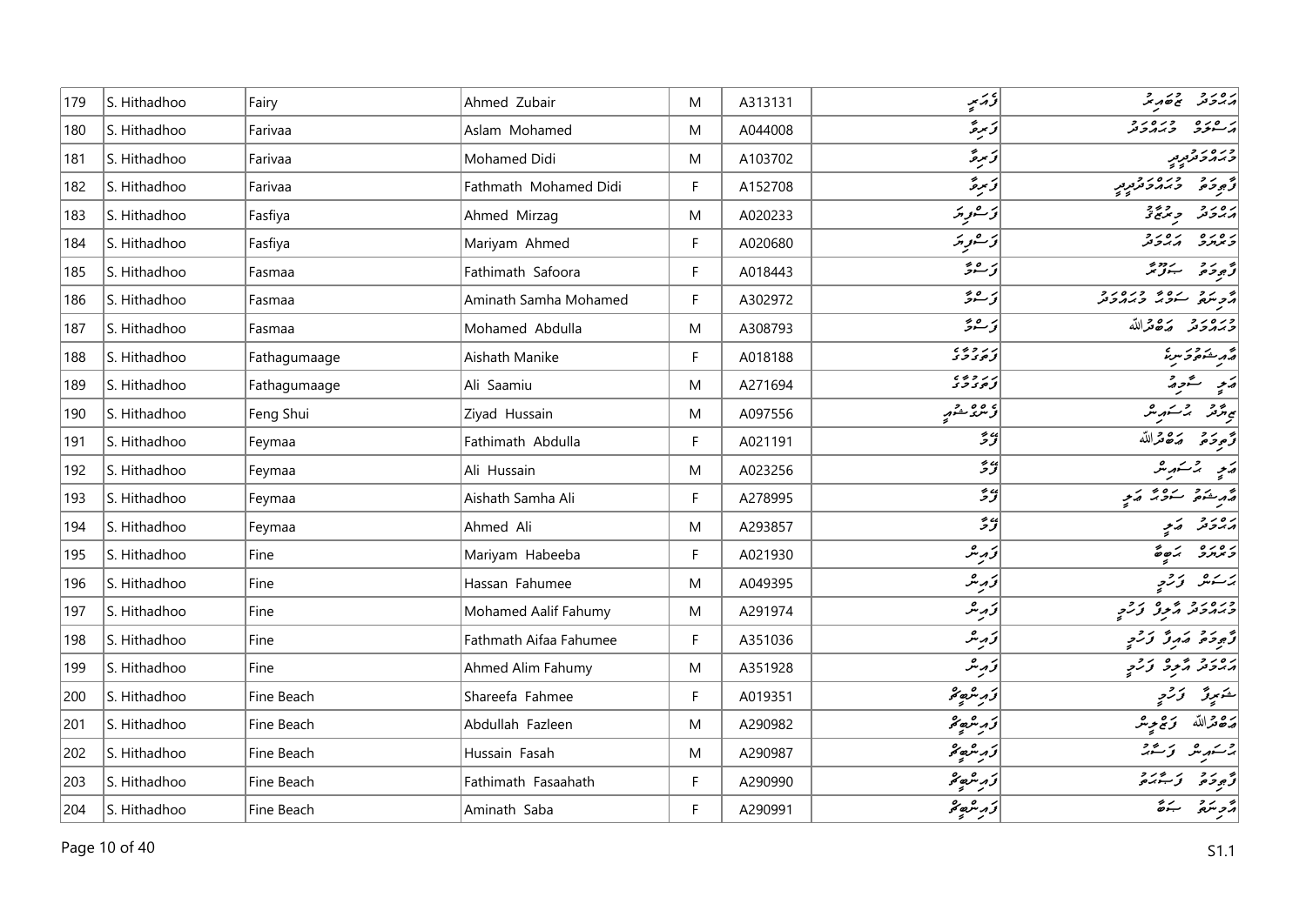| 179 | S. Hithadhoo | Fairy | Ahmed Zubair | M | A313131 | ؤَمَبِرِ | أَرْدَدْ تِحَمَرْ |
|---|---|---|---|---|---|---|---|
| 180 | S. Hithadhoo | Farivaa | Aslam Mohamed | M | A044008 | وَبِرِةً | أَسْوَرُ وَرَمُرُورُ |
| 181 | S. Hithadhoo | Farivaa | Mohamed Didi | M | A103702 | وَبِرِةً | وَرَمُرُورُدِيرِ |
| 182 | S. Hithadhoo | Farivaa | Fathmath Mohamed Didi | F | A152708 | وَبِرِةً | وَجِوَرَة وَرَمُرُورُدِيرِ |
| 183 | S. Hithadhoo | Fasfiya | Ahmed Mirzag | M | A020233 | وَسْوِيَرَ | أَرْدَدْ وِبَرْجَ |
| 184 | S. Hithadhoo | Fasfiya | Mariyam Ahmed | F | A020680 | وَسْوِيَرَ | وَبْرَرْد أَرْدَدْ |
| 185 | S. Hithadhoo | Fasmaa | Fathimath Safoora | F | A018443 | وَسْوً | وَجِوَرَة سَوْرْمَر |
| 186 | S. Hithadhoo | Fasmaa | Aminath Samha Mohamed | F | A302972 | وَسْوً | أَوِسَرَة سَرْوَرْ وَرَمُرُورُ |
| 187 | S. Hithadhoo | Fasmaa | Mohamed Abdulla | M | A308793 | وَسْوً | وَرَمُرُورُ أَرَهُمْرْاللّه |
| 188 | S. Hithadhoo | Fathagumaage | Aishath Manike | F | A018188 | وَتَوَرُوْرَى | أَرْمِشَوَوَرَسِرْ |
| 189 | S. Hithadhoo | Fathagumaage | Ali Saamiu | M | A271694 | وَتَوَرُوْرَى | أَرَمِ سَوِرْ |
| 190 | S. Hithadhoo | Feng Shui | Ziyad Hussain | M | A097556 | وِسْرْرْشُوبِر | مِرَّتْرْ بِرْسَرْمِسْر |
| 191 | S. Hithadhoo | Feymaa | Fathimath Abdulla | F | A021191 | وِرْ | وَجِوَرَة أَرَهُمْرْاللّه |
| 192 | S. Hithadhoo | Feymaa | Ali Hussain | M | A023256 | وِرْ | أَرَمِ بِرْسَرْمِسْر |
| 193 | S. Hithadhoo | Feymaa | Aishath Samha Ali | F | A278995 | وِرْ | أَرْمِشَوَة سَرْوَرْ أَرَمِ |
| 194 | S. Hithadhoo | Feymaa | Ahmed Ali | M | A293857 | وِرْ | أَرْدَدْ أَرَمِ |
| 195 | S. Hithadhoo | Fine | Mariyam Habeeba | F | A021930 | وَرِسْر | وَبْرَرْد بَرَصِهِ |
| 196 | S. Hithadhoo | Fine | Hassan Fahumee | M | A049395 | وَرِسْر | بَرَسَسْر وَرْدِ |
| 197 | S. Hithadhoo | Fine | Mohamed Aalif Fahumy | M | A291974 | وَرِسْر | وَرَمُرُورُ أَرْوِرْ وَرْدِ |
| 198 | S. Hithadhoo | Fine | Fathmath Aifaa Fahumee | F | A351036 | وَرِسْر | وَجِوَرَة أَرِوً وَرْدِ |
| 199 | S. Hithadhoo | Fine | Ahmed Alim Fahumy | M | A351928 | وَرِسْر | أَرْدَدْ أَرْوِرْ وَرْدِ |
| 200 | S. Hithadhoo | Fine Beach | Shareefa Fahmee | F | A019351 | وَرِسْرِهِيْر | شَوَبِرِوً وَرْدِ |
| 201 | S. Hithadhoo | Fine Beach | Abdullah Fazleen | M | A290982 | وَرِسْرِهِيْر | أَرَهُمْرْاللّه وَتَحْوِسْر |
| 202 | S. Hithadhoo | Fine Beach | Hussain Fasah | M | A290987 | وَرِسْرِهِيْر | بِرْسَرْمِسْر وَسَّرْ |
| 203 | S. Hithadhoo | Fine Beach | Fathimath Fasaahath | F | A290990 | وَرِسْرِهِيْر | وَجِوَرَة وَسَّرَرَة |
| 204 | S. Hithadhoo | Fine Beach | Aminath Saba | F | A290991 | وَرِسْرِهِيْر | أَوِسَرَة سَرَة |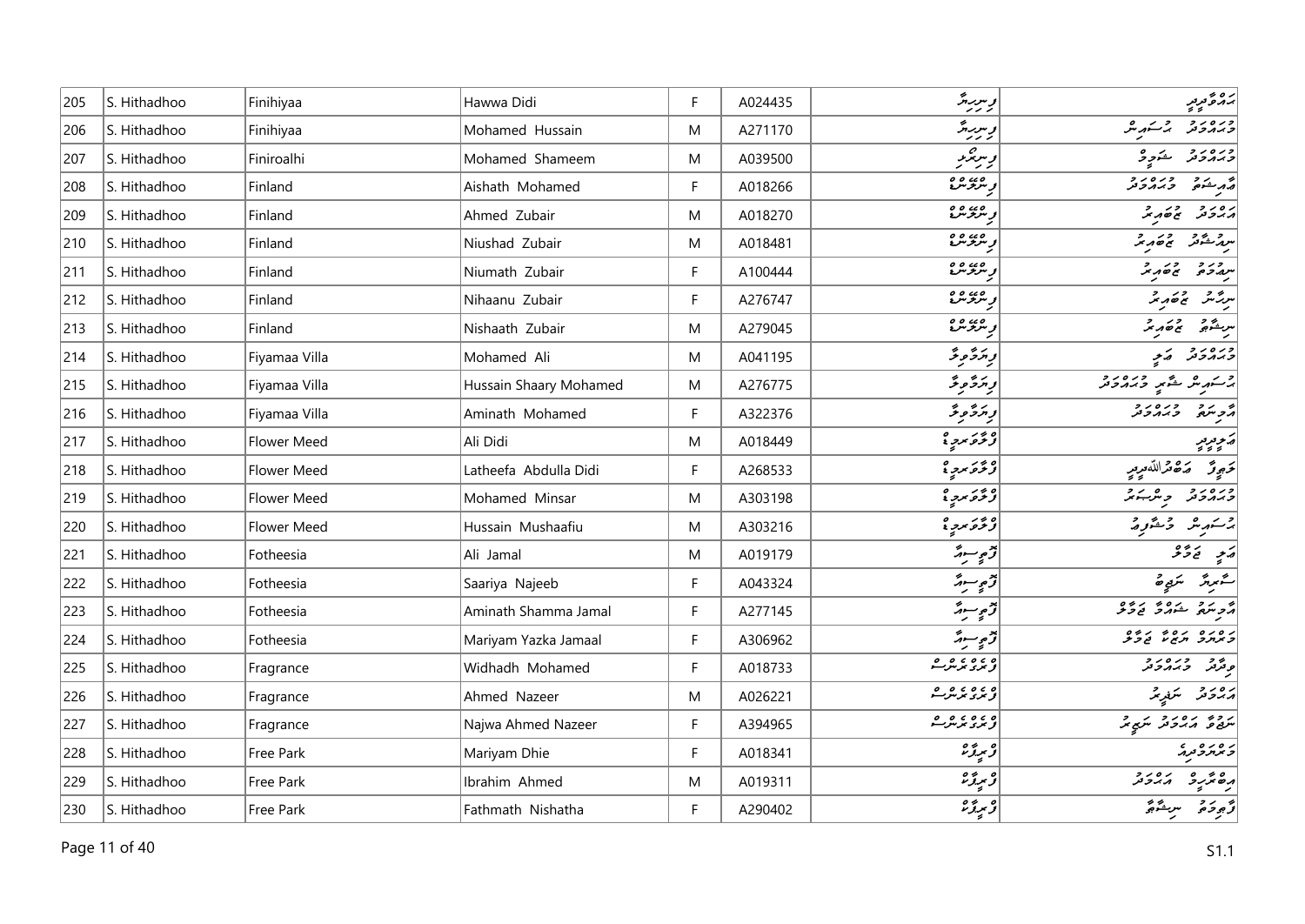| 205 | S. Hithadhoo | Finihiyaa | Hawwa Didi | F | A024435 | ވިނިހިޔާ | ހައްވާދީދީ |
|---|---|---|---|---|---|---|---|
| 206 | S. Hithadhoo | Finihiyaa | Mohamed Hussain | M | A271170 | ވިނިހިޔާ | މުހައްމަދު ހުސައިން |
| 207 | S. Hithadhoo | Finiroalhi | Mohamed Shameem | M | A039500 | ވިނިރޯޅި | މުހައްމަދު ޝަމީމް |
| 208 | S. Hithadhoo | Finland | Aishath Mohamed | F | A018266 | ފިންލޭންޑް | އާއިޝަތު މުހައްމަދު |
| 209 | S. Hithadhoo | Finland | Ahmed Zubair | M | A018270 | ފިންލޭންޑް | އަހުމަދު ޒުބައިރު |
| 210 | S. Hithadhoo | Finland | Niushad Zubair | M | A018481 | ފިންލޭންޑް | ނިއުޝާދު ޒުބައިރު |
| 211 | S. Hithadhoo | Finland | Niumath Zubair | F | A100444 | ފިންލޭންޑް | ނިއުމަތު ޒުބައިރު |
| 212 | S. Hithadhoo | Finland | Nihaanu Zubair | F | A276747 | ފިންލޭންޑް | ނިހާނު ޒުބައިރު |
| 213 | S. Hithadhoo | Finland | Nishaath Zubair | M | A279045 | ފިންލޭންޑް | ނިޝާތު ޒުބައިރު |
| 214 | S. Hithadhoo | Fiyamaa Villa | Mohamed Ali | M | A041195 | ފިޔަމާވިލާ | މުހައްމަދު އަލި |
| 215 | S. Hithadhoo | Fiyamaa Villa | Hussain Shaary Mohamed | M | A276775 | ފިޔަމާވިލާ | ހުސައިން ޝާރީ މުހައްމަދު |
| 216 | S. Hithadhoo | Fiyamaa Villa | Aminath Mohamed | F | A322376 | ފިޔަމާވިލާ | އާމިނަތު މުހައްމަދު |
| 217 | S. Hithadhoo | Flower Meed | Ali Didi | M | A018449 | ފްލާވަރމީޑް | އަލިދީދީ |
| 218 | S. Hithadhoo | Flower Meed | Latheefa Abdulla Didi | F | A268533 | ފްލާވަރމީޑް | ލަޠީފާ އަބްދުاللهދީދީ |
| 219 | S. Hithadhoo | Flower Meed | Mohamed Minsar | M | A303198 | ފްލާވަރމީޑް | މުހައްމަދު މިންސަރު |
| 220 | S. Hithadhoo | Flower Meed | Hussain Mushaafiu | M | A303216 | ފްލާވަރމީޑް | ހުސައިން މުޝާފިއު |
| 221 | S. Hithadhoo | Fotheesia | Ali Jamal | M | A019179 | ފޮތީސިއާ | އަލި ޖަމާލް |
| 222 | S. Hithadhoo | Fotheesia | Saariya Najeeb | F | A043324 | ފޮތީސިއާ | ސާރިޔާ ނަޖީބު |
| 223 | S. Hithadhoo | Fotheesia | Aminath Shamma Jamal | F | A277145 | ފޮތީސިއާ | އާމިނަތު ޝައްމާ ޖަމާލް |
| 224 | S. Hithadhoo | Fotheesia | Mariyam Yazka Jamaal | F | A306962 | ފޮތީސިއާ | މަރިޔަމް ޔަޒްކާ ޖަމާލް |
| 225 | S. Hithadhoo | Fragrance | Widhadh Mohamed | F | A018733 | ފްރެގްރަންސް | ވިދާދު މުހައްމަދު |
| 226 | S. Hithadhoo | Fragrance | Ahmed Nazeer | M | A026221 | ފްރެގްރަންސް | އަހުމަދު ނަޒީރު |
| 227 | S. Hithadhoo | Fragrance | Najwa Ahmed Nazeer | F | A394965 | ފްރެގްރަންސް | ނަޖުވާ އަހުމަދު ނަޒީރު |
| 228 | S. Hithadhoo | Free Park | Mariyam Dhie | F | A018341 | ފްރީޕާކް | މަރިޔަމްދިއެ |
| 229 | S. Hithadhoo | Free Park | Ibrahim Ahmed | M | A019311 | ފްރީޕާކް | އިބްރާހީމް އަހުމަދު |
| 230 | S. Hithadhoo | Free Park | Fathmath Nishatha | F | A290402 | ފްރީޕާކް | ފާތިމަތު ނިޝާތާ |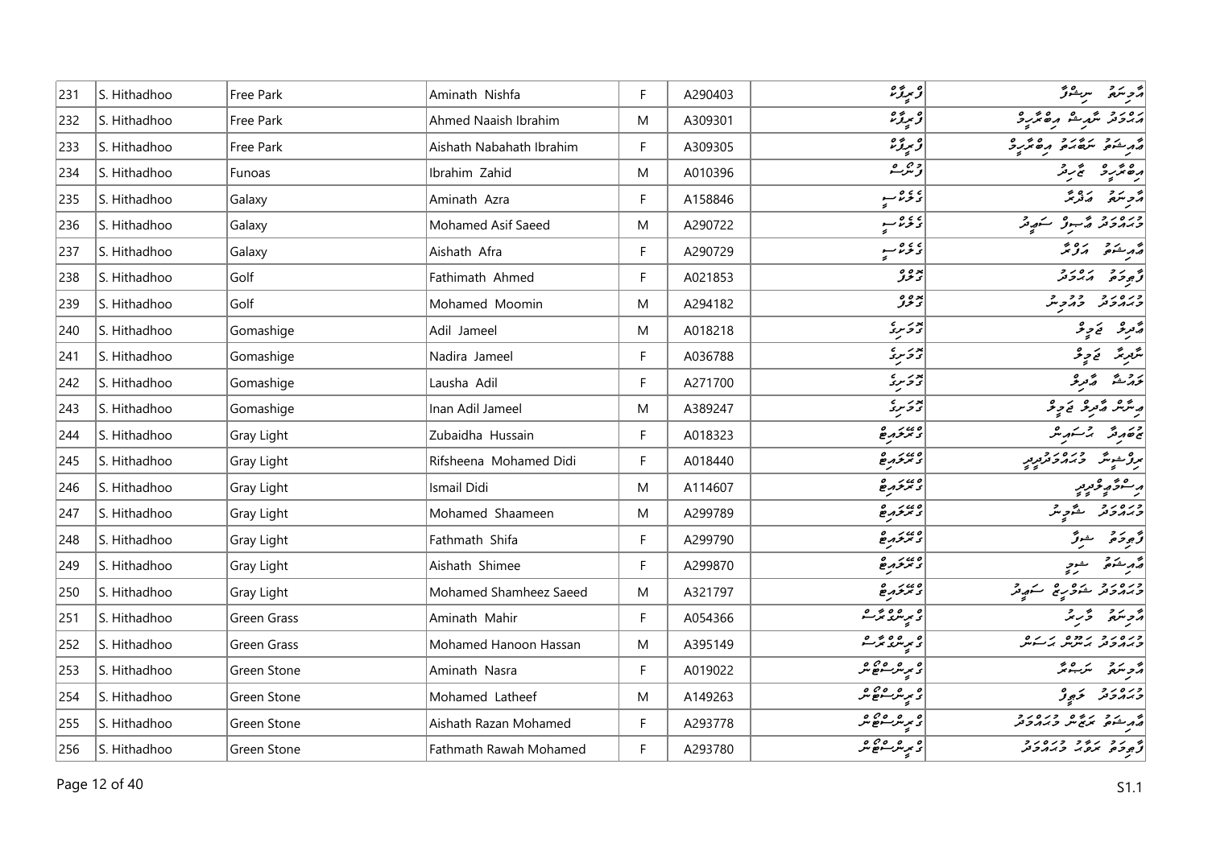| 231 | S. Hithadhoo | Free Park | Aminath Nishfa | F | A290403 | ފްރީޕާކް | އާމިނަތު ނިޝްފާ |
|---|---|---|---|---|---|---|---|
| 232 | S. Hithadhoo | Free Park | Ahmed Naaish Ibrahim | M | A309301 | ފްރީޕާކް | އަޙްމަދު ނާއިޝް އިބްރާހީމް |
| 233 | S. Hithadhoo | Free Park | Aishath Nabahath Ibrahim | F | A309305 | ފްރީޕާކް | އާއިޝަތު ނަބަހަތު އިބްރާހީމް |
| 234 | S. Hithadhoo | Funoas | Ibrahim Zahid | M | A010396 | ފުނޯސް | އިބްރާހީމް ޒާހިދު |
| 235 | S. Hithadhoo | Galaxy | Aminath Azra | F | A158846 | ގެލެކްސީ | އާމިނަތު އަޒްރާ |
| 236 | S. Hithadhoo | Galaxy | Mohamed Asif Saeed | M | A290722 | ގެލެކްސީ | މުޙައްމަދު އާސިފް ސައީދު |
| 237 | S. Hithadhoo | Galaxy | Aishath Afra | F | A290729 | ގެލެކްސީ | އާއިޝަތު އަފްރާ |
| 238 | S. Hithadhoo | Golf | Fathimath Ahmed | F | A021853 | ގޯލްފް | ފާތިމަތު އަޙްމަދު |
| 239 | S. Hithadhoo | Golf | Mohamed Moomin | M | A294182 | ގޯލްފް | މުޙައްމަދު މޫމިން |
| 240 | S. Hithadhoo | Gomashige | Adil Jameel | M | A018218 | ގޯމަސިގެ | އާދިލް ޖަމީލް |
| 241 | S. Hithadhoo | Gomashige | Nadira Jameel | F | A036788 | ގޯމަސިގެ | ނާދިރާ ޖަމީލް |
| 242 | S. Hithadhoo | Gomashige | Lausha Adil | F | A271700 | ގޯމަސިގެ | ލައުޝާ އާދިލް |
| 243 | S. Hithadhoo | Gomashige | Inan Adil Jameel | M | A389247 | ގޯމަސިގެ | އިނާން އާދިލް ޖަމީލް |
| 244 | S. Hithadhoo | Gray Light | Zubaidha Hussain | F | A018323 | ގްރޭލައިޓް | ޒުބައިދާ ހުސައިން |
| 245 | S. Hithadhoo | Gray Light | Rifsheena Mohamed Didi | F | A018440 | ގްރޭލައިޓް | ރިފްޝީނާ މުޙައްމަދުދީދީ |
| 246 | S. Hithadhoo | Gray Light | Ismail Didi | M | A114607 | ގްރޭލައިޓް | އިސްމާއީލްދީދީ |
| 247 | S. Hithadhoo | Gray Light | Mohamed Shaameen | M | A299789 | ގްރޭލައިޓް | މުޙައްމަދު ޝާމީން |
| 248 | S. Hithadhoo | Gray Light | Fathmath Shifa | F | A299790 | ގްރޭލައިޓް | ފާތިމަތު ޝިފާ |
| 249 | S. Hithadhoo | Gray Light | Aishath Shimee | F | A299870 | ގްރޭލައިޓް | އާއިޝަތު ޝިމީ |
| 250 | S. Hithadhoo | Gray Light | Mohamed Shamheez Saeed | M | A321797 | ގްރޭލައިޓް | މުޙައްމަދު ޝަމްހީޒް ސައީދު |
| 251 | S. Hithadhoo | Green Grass | Aminath Mahir | F | A054366 | ގްރީންގްރާސް | އާމިނަތު މާހިރު |
| 252 | S. Hithadhoo | Green Grass | Mohamed Hanoon Hassan | M | A395149 | ގްރީންގްރާސް | މުޙައްމަދު ހަނޫން ހަސަން |
| 253 | S. Hithadhoo | Green Stone | Aminath Nasra | F | A019022 | ގްރީންސްޓޯން | އާމިނަތު ނަސްރާ |
| 254 | S. Hithadhoo | Green Stone | Mohamed Latheef | M | A149263 | ގްރީންސްޓޯން | މުޙައްމަދު ލަތީފް |
| 255 | S. Hithadhoo | Green Stone | Aishath Razan Mohamed | F | A293778 | ގްރީންސްޓޯން | އާއިޝަތު ރަޒާން މުޙައްމަދު |
| 256 | S. Hithadhoo | Green Stone | Fathmath Rawah Mohamed | F | A293780 | ގްރީންސްޓޯން | ފާތިމަތު ރަވާހް މުޙައްމަދު |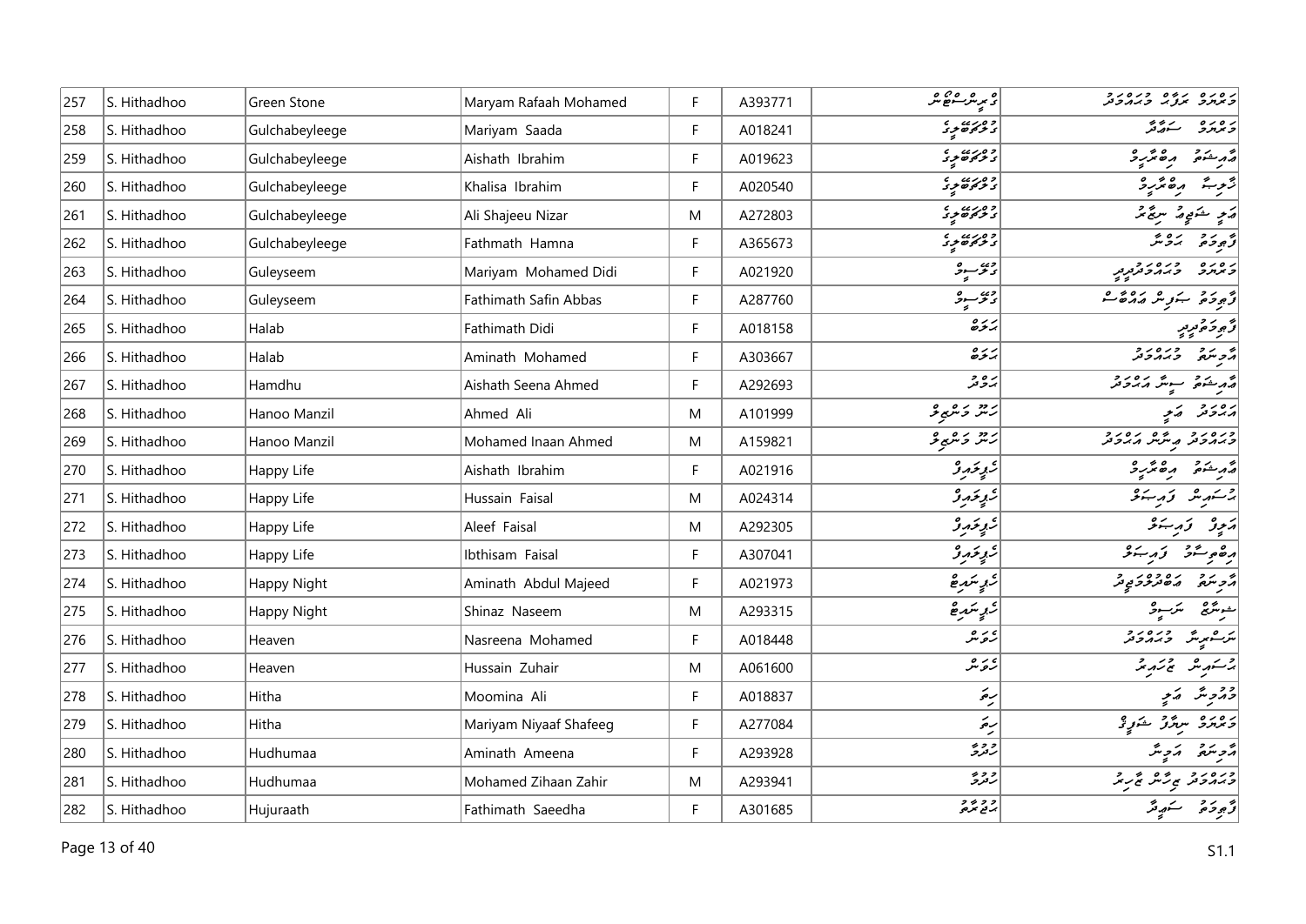| 257 | S. Hithadhoo | Green Stone | Maryam Rafaah Mohamed | F | A393771 | ގްރީންސްޓޯން | މަރްޔަމް ރަފާހު މުޙައްމަދު |
|---|---|---|---|---|---|---|---|
| 258 | S. Hithadhoo | Gulchabeyleege | Mariyam Saada | F | A018241 | ގުލްޗަބޭލީގެ | މަރްޔަމް ސަޢާދާ |
| 259 | S. Hithadhoo | Gulchabeyleege | Aishath Ibrahim | F | A019623 | ގުލްޗަބޭލީގެ | އައިޝަތު އިބްރާހީމް |
| 260 | S. Hithadhoo | Gulchabeyleege | Khalisa Ibrahim | F | A020540 | ގުލްޗަބޭލީގެ | ޚާލިޞާ އިބްރާހީމް |
| 261 | S. Hithadhoo | Gulchabeyleege | Ali Shajeeu Nizar | M | A272803 | ގުލްޗަބޭލީގެ | އަލީ ޝަޖީޢު ނިޒާރު |
| 262 | S. Hithadhoo | Gulchabeyleege | Fathmath Hamna | F | A365673 | ގުލްޗަބޭލީގެ | ފާތުމަތު ހަމްނާ |
| 263 | S. Hithadhoo | Guleyseem | Mariyam Mohamed Didi | F | A021920 | ގުލޭސީމް | މަރްޔަމް މުޙައްމަދުދީދީ |
| 264 | S. Hithadhoo | Guleyseem | Fathimath Safin Abbas | F | A287760 | ގުލޭސީމް | ފާތިމަތު ސަފިން އައްބާސް |
| 265 | S. Hithadhoo | Halab | Fathimath Didi | F | A018158 | ހަލަބް | ފާތިމަތުދީދީ |
| 266 | S. Hithadhoo | Halab | Aminath Mohamed | F | A303667 | ހަލަބް | އާމިނަތު މުޙައްމަދު |
| 267 | S. Hithadhoo | Hamdhu | Aishath Seena Ahmed | F | A292693 | ހަމްދު | އައިޝަތު ސީނާ އަޙްމަދު |
| 268 | S. Hithadhoo | Hanoo Manzil | Ahmed Ali | M | A101999 | ހަނޫ މަންޒިލް | އަޙްމަދު އަލީ |
| 269 | S. Hithadhoo | Hanoo Manzil | Mohamed Inaan Ahmed | M | A159821 | ހަނޫ މަންޒިލް | މުޙައްމަދު އިނާން އަޙްމަދު |
| 270 | S. Hithadhoo | Happy Life | Aishath Ibrahim | F | A021916 | ހެޕީލައިފް | އައިޝަތު އިބްރާހީމް |
| 271 | S. Hithadhoo | Happy Life | Hussain Faisal | M | A024314 | ހެޕީލައިފް | ހުސައިން ފައިސަލް |
| 272 | S. Hithadhoo | Happy Life | Aleef Faisal | M | A292305 | ހެޕީލައިފް | އަލީފް ފައިސަލް |
| 273 | S. Hithadhoo | Happy Life | Ibthisam Faisal | F | A307041 | ހެޕީލައިފް | އިބްތިސާމް ފައިސަލް |
| 274 | S. Hithadhoo | Happy Night | Aminath Abdul Majeed | F | A021973 | ހެޕީނައިޓް | އާމިނަތު އަބްދުލްމަޖީދު |
| 275 | S. Hithadhoo | Happy Night | Shinaz Naseem | M | A293315 | ހެޕީނައިޓް | ޝިނާޒް ނަސީމް |
| 276 | S. Hithadhoo | Heaven | Nasreena Mohamed | F | A018448 | ހެވަން | ނަސްރީނާ މުޙައްމަދު |
| 277 | S. Hithadhoo | Heaven | Hussain Zuhair | M | A061600 | ހެވަން | ހުސައިން ޒުހައިރު |
| 278 | S. Hithadhoo | Hitha | Moomina Ali | F | A018837 | ހިތަ | މޫމިނާ އަލީ |
| 279 | S. Hithadhoo | Hitha | Mariyam Niyaaf Shafeeg | F | A277084 | ހިތަ | މަރްޔަމް ނިޔާފް ޝަފީގް |
| 280 | S. Hithadhoo | Hudhumaa | Aminath Ameena | F | A293928 | ހުދުމާ | އާމިނަތު އަމީނާ |
| 281 | S. Hithadhoo | Hudhumaa | Mohamed Zihaan Zahir | M | A293941 | ހުދުމާ | މުޙައްމަދު ޒިހާން ޒާހިރު |
| 282 | S. Hithadhoo | Hujuraath | Fathimath Saeedha | F | A301685 | ހުޖުރާތު | ފާތިމަތު ސަޢީދާ |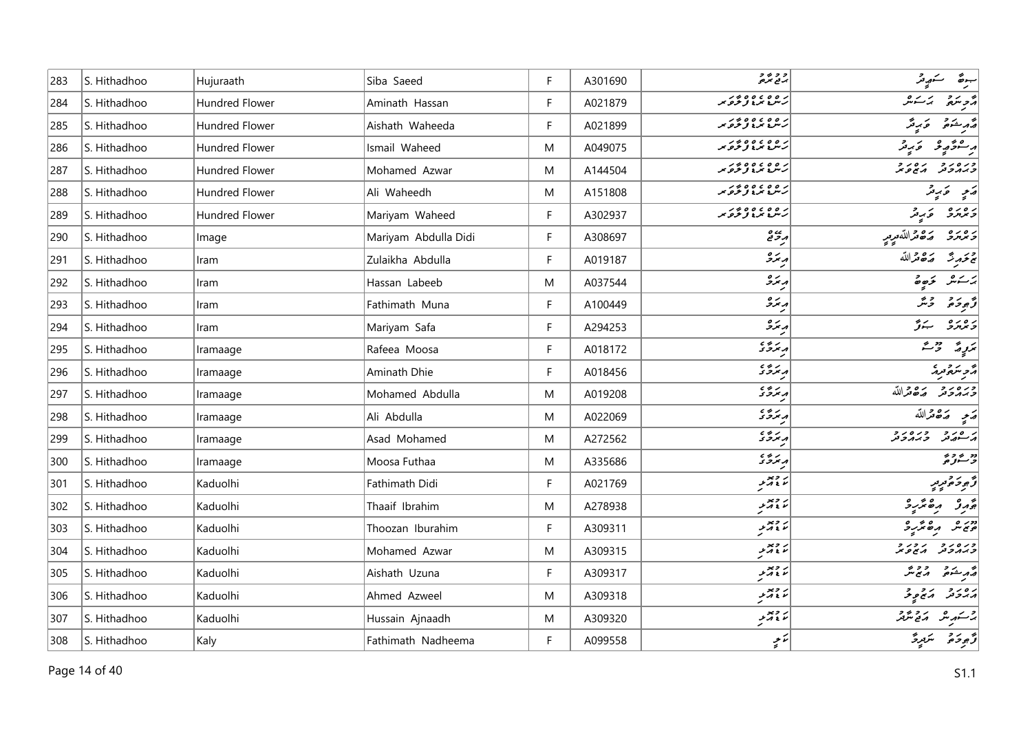| 283 | S. Hithadhoo | Hujuraath | Siba Saeed | F | A301690 | ހުޖުރާތު | ސިބާ ސަޢީދު |
|---|---|---|---|---|---|---|---|
| 284 | S. Hithadhoo | Hundred Flower | Aminath Hassan | F | A021879 | ހަންޑްރެޑް ފްލާވަރ | އާމިނަތު ހަސަން |
| 285 | S. Hithadhoo | Hundred Flower | Aishath Waheeda | F | A021899 | ހަންޑްރެޑް ފްލާވަރ | އާއިޝަތު ވަހީދާ |
| 286 | S. Hithadhoo | Hundred Flower | Ismail Waheed | M | A049075 | ހަންޑްރެޑް ފްލާވަރ | އިސްމާއިލް ވަހީދު |
| 287 | S. Hithadhoo | Hundred Flower | Mohamed Azwar | M | A144504 | ހަންޑްރެޑް ފްލާވަރ | މުޙައްމަދު އަޒްވަރު |
| 288 | S. Hithadhoo | Hundred Flower | Ali Waheedh | M | A151808 | ހަންޑްރެޑް ފްލާވަރ | ޢަލީ ވަހީދު |
| 289 | S. Hithadhoo | Hundred Flower | Mariyam Waheed | F | A302937 | ހަންޑްރެޑް ފްލާވަރ | މަރިޔަމް ވަހީދު |
| 290 | S. Hithadhoo | Image | Mariyam Abdulla Didi | F | A308697 | އިމޭޖް | މަރިޔަމް ޢަބްދުﷲދީދީ |
| 291 | S. Hithadhoo | Iram | Zulaikha Abdulla | F | A019187 | އިރަމް | ޒުލައިޚާ ޢަބްދުﷲ |
| 292 | S. Hithadhoo | Iram | Hassan Labeeb | M | A037544 | އިރަމް | ހަސަން ލަބީބު |
| 293 | S. Hithadhoo | Iram | Fathimath Muna | F | A100449 | އިރަމް | ފާތިމަތު މުނާ |
| 294 | S. Hithadhoo | Iram | Mariyam Safa | F | A294253 | އިރަމް | މަރިޔަމް ސަފާ |
| 295 | S. Hithadhoo | Iramaage | Rafeea Moosa | F | A018172 | އިރަމާގެ | ރަފީޢާ މޫސާ |
| 296 | S. Hithadhoo | Iramaage | Aminath Dhie | F | A018456 | އިރަމާގެ | އާމިނަތުދިއީ |
| 297 | S. Hithadhoo | Iramaage | Mohamed Abdulla | M | A019208 | އިރަމާގެ | މުޙައްމަދު ޢަބްދުﷲ |
| 298 | S. Hithadhoo | Iramaage | Ali Abdulla | M | A022069 | އިރަމާގެ | ޢަލީ ޢަބްދުﷲ |
| 299 | S. Hithadhoo | Iramaage | Asad Mohamed | M | A272562 | އިރަމާގެ | އަސްޢަދު މުޙައްމަދު |
| 300 | S. Hithadhoo | Iramaage | Moosa Futhaa | M | A335686 | އިރަމާގެ | މޫސާފުތާ |
| 301 | S. Hithadhoo | Kaduolhi | Fathimath Didi | F | A021769 |ކަޑުއޮޅި | ފާތިމަތުދީދީ |
| 302 | S. Hithadhoo | Kaduolhi | Thaaif Ibrahim | M | A278938 | ކަޑުއޮޅި | ތާއިފް އިބްރާހިމް |
| 303 | S. Hithadhoo | Kaduolhi | Thoozan Iburahim | F | A309311 | ކަޑުއޮޅި | ތޫޒަން އިބްރާހިމް |
| 304 | S. Hithadhoo | Kaduolhi | Mohamed Azwar | M | A309315 | ކަޑުއޮޅި | މުޙައްމަދު އަޒްވަރު |
| 305 | S. Hithadhoo | Kaduolhi | Aishath Uzuna | F | A309317 | ކަޑުއޮޅި | އާއިޝަތު އުޒުނާ |
| 306 | S. Hithadhoo | Kaduolhi | Ahmed Azweel | M | A309318 | ކަޑުއޮޅި | އަޙްމަދު އަޒްވީލް |
| 307 | S. Hithadhoo | Kaduolhi | Hussain Ajnaadh | M | A309320 | ކަޑުއޮޅި | ޙުސައިން އަޖްނާދު |
| 308 | S. Hithadhoo | Kaly | Fathimath Nadheema | F | A099558 | ކަލީ | ފާތިމަތު ނަދީމާ |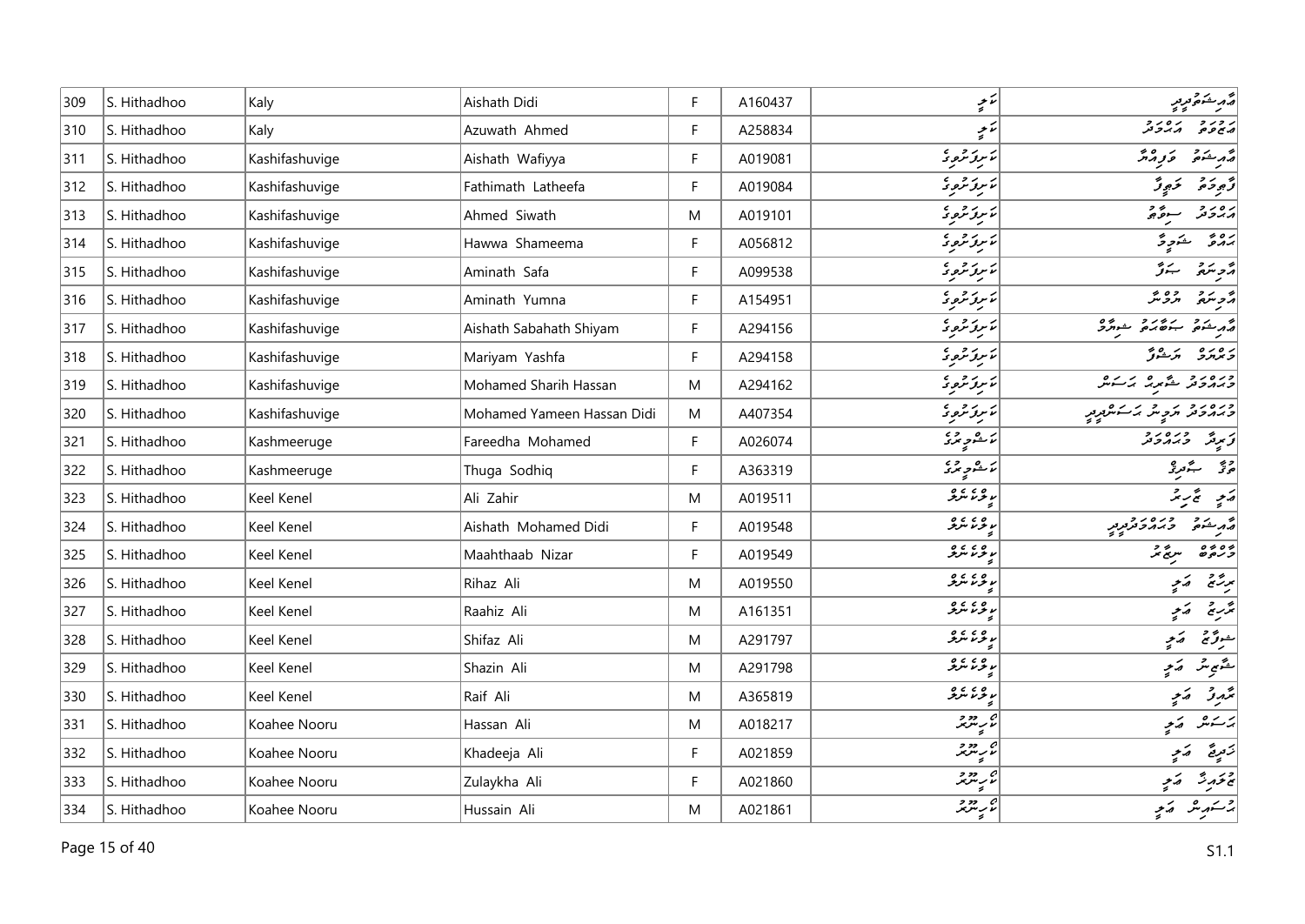| 309 | S. Hithadhoo | Kaly | Aishath Didi | F | A160437 | ކަލީ | އާއިޝަތުދީދީ |
|---|---|---|---|---|---|---|---|
| 310 | S. Hithadhoo | Kaly | Azuwath Ahmed | F | A258834 | ކަލީ | އަޒުވަތު އަޙްމަދު |
| 311 | S. Hithadhoo | Kashifashuvige | Aishath Wafiyya | F | A019081 | ކަޝިފަޝުވިގެ | އާއިޝަތު ވަފިއްޔާ |
| 312 | S. Hithadhoo | Kashifashuvige | Fathimath Latheefa | F | A019084 | ކަޝިފަޝުވިގެ | ފާތިމަތު ލަޠީފާ |
| 313 | S. Hithadhoo | Kashifashuvige | Ahmed Siwath | M | A019101 | ކަޝިފަޝުވިގެ | އަޙްމަދު ސިވާތު |
| 314 | S. Hithadhoo | Kashifashuvige | Hawwa Shameema | F | A056812 | ކަޝިފަޝުވިގެ | ޙައްވާ ޝަމީމާ |
| 315 | S. Hithadhoo | Kashifashuvige | Aminath Safa | F | A099538 | ކަޝިފަޝުވިގެ | އާމިނަތު ސަފާ |
| 316 | S. Hithadhoo | Kashifashuvige | Aminath Yumna | F | A154951 | ކަޝިފަޝުވިގެ | އާމިނަތު ޔުމްނާ |
| 317 | S. Hithadhoo | Kashifashuvige | Aishath Sabahath Shiyam | F | A294156 | ކަޝިފަޝުވިގެ | އާއިޝަތު ސަބާހަތު ޝިޔާމް |
| 318 | S. Hithadhoo | Kashifashuvige | Mariyam Yashfa | F | A294158 | ކަޝިފަޝުވިގެ | މަރިޔަމް ޔަޝްފާ |
| 319 | S. Hithadhoo | Kashifashuvige | Mohamed Sharih Hassan | M | A294162 | ކަޝިފަޝުވިގެ | މުޙައްމަދު ޝާރިހް ޙަސަން |
| 320 | S. Hithadhoo | Kashifashuvige | Mohamed Yameen Hassan Didi | M | A407354 | ކަޝިފަޝުވިގެ | މުޙައްމަދު ޔަމީން ޙަސަންދީދީ |
| 321 | S. Hithadhoo | Kashmeeruge | Fareedha Mohamed | F | A026074 | ކަޝްމީރުގެ | ފަރީދާ މުޙައްމަދު |
| 322 | S. Hithadhoo | Kashmeeruge | Thuga Sodhiq | F | A363319 | ކަޝްމީރުގެ | ތުގާ ޞާދިޤް |
| 323 | S. Hithadhoo | Keel Kenel | Ali Zahir | M | A019511 | ކީލްކެނެލް | އަލީ ޒާހިރު |
| 324 | S. Hithadhoo | Keel Kenel | Aishath Mohamed Didi | F | A019548 | ކީލްކެނެލް | އާއިޝަތު މުޙައްމަދުދީދީ |
| 325 | S. Hithadhoo | Keel Kenel | Maahthaab Nizar | F | A019549 | ކީލްކެނެލް | މާހްތާބް ނިޒާރު |
| 326 | S. Hithadhoo | Keel Kenel | Rihaz Ali | M | A019550 | ކީލްކެނެލް | ރިހާޒް އަލީ |
| 327 | S. Hithadhoo | Keel Kenel | Raahiz Ali | M | A161351 | ކީލްކެނެލް | ރާހިޒް އަލީ |
| 328 | S. Hithadhoo | Keel Kenel | Shifaz Ali | M | A291797 | ކީލްކެނެލް | ޝިފާޒް އަލީ |
| 329 | S. Hithadhoo | Keel Kenel | Shazin Ali | M | A291798 | ކީލްކެނެލް | ޝާޒިން އަލީ |
| 330 | S. Hithadhoo | Keel Kenel | Raif Ali | M | A365819 | ކީލްކެނެލް | ރާއިފް އަލީ |
| 331 | S. Hithadhoo | Koahee Nooru | Hassan Ali | M | A018217 | ކޯހީނޫރު | ޙަސަން އަލީ |
| 332 | S. Hithadhoo | Koahee Nooru | Khadeeja Ali | F | A021859 | ކޯހީނޫރު | ޚަދީޖާ އަލީ |
| 333 | S. Hithadhoo | Koahee Nooru | Zulaykha Ali | F | A021860 | ކޯހީނޫރު | ޒުލައިޚާ އަލީ |
| 334 | S. Hithadhoo | Koahee Nooru | Hussain Ali | M | A021861 | ކޯހީނޫރު | ޙުސައިން އަލީ |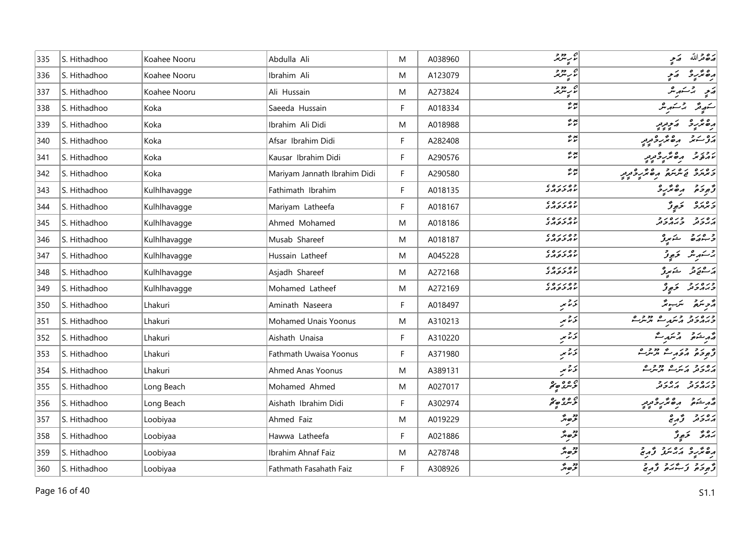| 335 | S. Hithadhoo | Koahee Nooru | Abdulla Ali | M | A038960 | ކޯހީނޫރު | އަބްދުﷲ އަލި |
|---|---|---|---|---|---|---|---|
| 336 | S. Hithadhoo | Koahee Nooru | Ibrahim Ali | M | A123079 | ކޯހީނޫރު | އިބްރާހީމް އަލި |
| 337 | S. Hithadhoo | Koahee Nooru | Ali Hussain | M | A273824 | ކޯހީނޫރު | އަލި ހުސައިން |
| 338 | S. Hithadhoo | Koka | Saeeda Hussain | F | A018334 | ކޮކާ | ސައީދާ ހުސައިން |
| 339 | S. Hithadhoo | Koka | Ibrahim Ali Didi | M | A018988 | ކޮކާ | އިބްރާހީމް އަލިދީދީ |
| 340 | S. Hithadhoo | Koka | Afsar Ibrahim Didi | F | A282408 | ކޮކާ | އަފްސަރ އިބްރާހީމްދީދީ |
| 341 | S. Hithadhoo | Koka | Kausar Ibrahim Didi | F | A290576 | ކޮކާ | ކައުޘަރ އިބްރާހީމްދީދީ |
| 342 | S. Hithadhoo | Koka | Mariyam Jannath Ibrahim Didi | F | A290580 | ކޮކާ | މަރިޔަމް ޖަންނަތް އިބްރާހީމްދީދީ |
| 343 | S. Hithadhoo | Kulhlhavagge | Fathimath Ibrahim | F | A018135 | ކުޅްޅަވައްގެ | ފާތިމަތު އިބްރާހީމް |
| 344 | S. Hithadhoo | Kulhlhavagge | Mariyam Latheefa | F | A018167 | ކުޅްޅަވައްގެ | މަރިޔަމް ލަތީފާ |
| 345 | S. Hithadhoo | Kulhlhavagge | Ahmed Mohamed | M | A018186 | ކުޅްޅަވައްގެ | އަހްމަދު މުހައްމަދު |
| 346 | S. Hithadhoo | Kulhlhavagge | Musab Shareef | M | A018187 | ކުޅްޅަވައްގެ | މުސްޢަބް ޝަރީފް |
| 347 | S. Hithadhoo | Kulhlhavagge | Hussain Latheef | M | A045228 | ކުޅްޅަވައްގެ | ހުސައިން ލަތީފް |
| 348 | S. Hithadhoo | Kulhlhavagge | Asjadh Shareef | M | A272168 | ކުޅްޅަވައްގެ | އަސްޖަދު ޝަރީފް |
| 349 | S. Hithadhoo | Kulhlhavagge | Mohamed Latheef | M | A272169 | ކުޅްޅަވައްގެ | މުހައްމަދު ލަތީފް |
| 350 | S. Hithadhoo | Lhakuri | Aminath Naseera | F | A018497 | ޅަކުރި | އާމިނަތު ނަސީރާ |
| 351 | S. Hithadhoo | Lhakuri | Mohamed Unais Yoonus | M | A310213 | ޅަކުރި | މުހައްމަދު އުނައިސް ޔޫނުސް |
| 352 | S. Hithadhoo | Lhakuri | Aishath Unaisa | F | A310220 | ޅަކުރި | އައިޝަތު އުނައިސާ |
| 353 | S. Hithadhoo | Lhakuri | Fathmath Uwaisa Yoonus | F | A371980 | ޅަކުރި | ފާތިމަތު އުވައިސާ ޔޫނުސް |
| 354 | S. Hithadhoo | Lhakuri | Ahmed Anas Yoonus | M | A389131 | ޅަކުރި | އަހްމަދު އަނަސް ޔޫނުސް |
| 355 | S. Hithadhoo | Long Beach | Mohamed Ahmed | M | A027017 | ލޮންގބީޗް | މުހައްމަދު އަހްމަދު |
| 356 | S. Hithadhoo | Long Beach | Aishath Ibrahim Didi | F | A302974 | ލޮންގބީޗް | އައިޝަތު އިބްރާހީމްދީދީ |
| 357 | S. Hithadhoo | Loobiyaa | Ahmed Faiz | M | A019229 | ލޫބިޔާ | އަހްމަދު ފާއިޒު |
| 358 | S. Hithadhoo | Loobiyaa | Hawwa Latheefa | F | A021886 | ލޫބިޔާ | ހައްވާ ލަތީފާ |
| 359 | S. Hithadhoo | Loobiyaa | Ibrahim Ahnaf Faiz | M | A278748 | ލޫބިޔާ | އިބްރާހީމް އަޙްނަފް ފާއިޒު |
| 360 | S. Hithadhoo | Loobiyaa | Fathmath Fasahath Faiz | F | A308926 | ލޫބިޔާ | ފާތިމަތު ފަސާހަތު ފާއިޒު |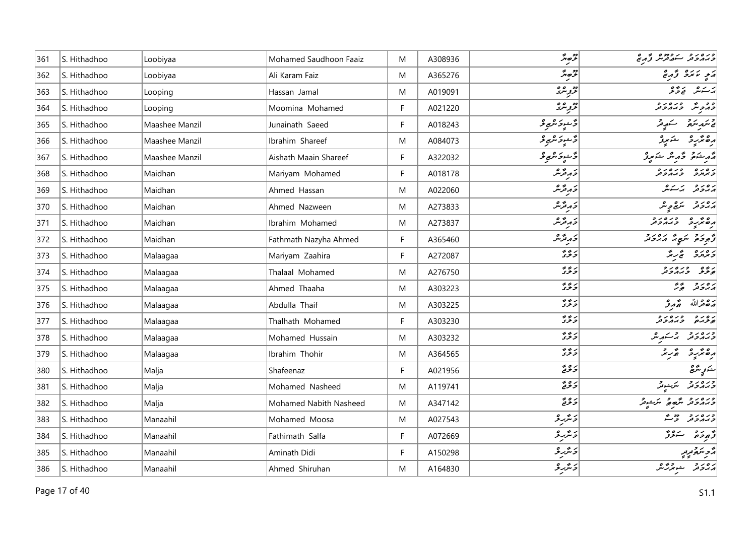| 361 | S. Hithadhoo | Loobiyaa | Mohamed Saudhoon Faaiz | M | A308936 | ލޫބިޔާ | މުޙައްމަދު ސައުދޫން ފާއިޒު |
|---|---|---|---|---|---|---|---|
| 362 | S. Hithadhoo | Loobiyaa | Ali Karam Faiz | M | A365276 | ލޫބިޔާ | އަލި ކަރަމް ފާއިޒު |
| 363 | S. Hithadhoo | Looping | Hassan Jamal | M | A019091 | ލޫޕިންގ | ޙަސަން ޖަމާލު |
| 364 | S. Hithadhoo | Looping | Moomina Mohamed | F | A021220 | ލޫޕިންގ | މޫމިނާ މުޙައްމަދު |
| 365 | S. Hithadhoo | Maashee Manzil | Junainath Saeed | F | A018243 | މާޝީމަންޒިލް | ޖުނައިނަތު ސައީދު |
| 366 | S. Hithadhoo | Maashee Manzil | Ibrahim Shareef | M | A084073 | މާޝީމަންޒިލް | އިބްރާހީމް ޝަރީފް |
| 367 | S. Hithadhoo | Maashee Manzil | Aishath Maain Shareef | F | A322032 | މާޝީމަންޒިލް | އާއިޝަތު މާއިން ޝަރީފް |
| 368 | S. Hithadhoo | Maidhan | Mariyam Mohamed | F | A018178 | މައިދާން | މަރިޔަމް މުޙައްމަދު |
| 369 | S. Hithadhoo | Maidhan | Ahmed Hassan | M | A022060 | މައިދާން | އަޙްމަދު ޙަސަން |
| 370 | S. Hithadhoo | Maidhan | Ahmed Nazween | M | A273833 | މައިދާން | އަޙްމަދު ނަޒްވީން |
| 371 | S. Hithadhoo | Maidhan | Ibrahim Mohamed | M | A273837 | މައިދާން | އިބްރާހީމް މުޙައްމަދު |
| 372 | S. Hithadhoo | Maidhan | Fathmath Nazyha Ahmed | F | A365460 | މައިދާން | ފާތިމަތު ނަޒީހާ އަޙްމަދު |
| 373 | S. Hithadhoo | Malaagaa | Mariyam Zaahira | F | A272087 | މަލާގާ | މަރިޔަމް ޒާހިރާ |
| 374 | S. Hithadhoo | Malaagaa | Thalaal Mohamed | M | A276750 | މަލާގާ | ތަލާލް މުޙައްމަދު |
| 375 | S. Hithadhoo | Malaagaa | Ahmed Thaaha | M | A303223 | މަލާގާ | އަޙްމަދު ޠާހާ |
| 376 | S. Hithadhoo | Malaagaa | Abdulla Thaif | M | A303225 | މަލާގާ | އަބްދުﷲ ޠާއިފު |
| 377 | S. Hithadhoo | Malaagaa | Thalhath Mohamed | F | A303230 | މަލާގާ | ޠަލްޙަތު މުޙައްމަދު |
| 378 | S. Hithadhoo | Malaagaa | Mohamed Hussain | M | A303232 | މަލާގާ | މުޙައްމަދު ޙުސައިން |
| 379 | S. Hithadhoo | Malaagaa | Ibrahim Thohir | M | A364565 | މަލާގާ | އިބްރާހީމް ޠާހިރު |
| 380 | S. Hithadhoo | Malja | Shafeenaz | F | A021956 | މަލްޖާ | ޝަފީނާޒް |
| 381 | S. Hithadhoo | Malja | Mohamed Nasheed | M | A119741 | މަލްޖާ | މުޙައްމަދު ނަޝީދު |
| 382 | S. Hithadhoo | Malja | Mohamed Nabith Nasheed | M | A347142 | މަލްޖާ | މުޙައްމަދު ނާބިތު ނަޝީދު |
| 383 | S. Hithadhoo | Manaahil | Mohamed Moosa | M | A027543 | މަނާހިލް | މުޙައްމަދު މޫސާ |
| 384 | S. Hithadhoo | Manaahil | Fathimath Salfa | F | A072669 | މަނާހިލް | ފާތިމަތު ސަލްފާ |
| 385 | S. Hithadhoo | Manaahil | Aminath Didi | F | A150298 | މަނާހިލް | އާމިނަތުދީދީ |
| 386 | S. Hithadhoo | Manaahil | Ahmed Shiruhan | M | A164830 | މަނާހިލް | އަޙްމަދު ޝިރުހާން |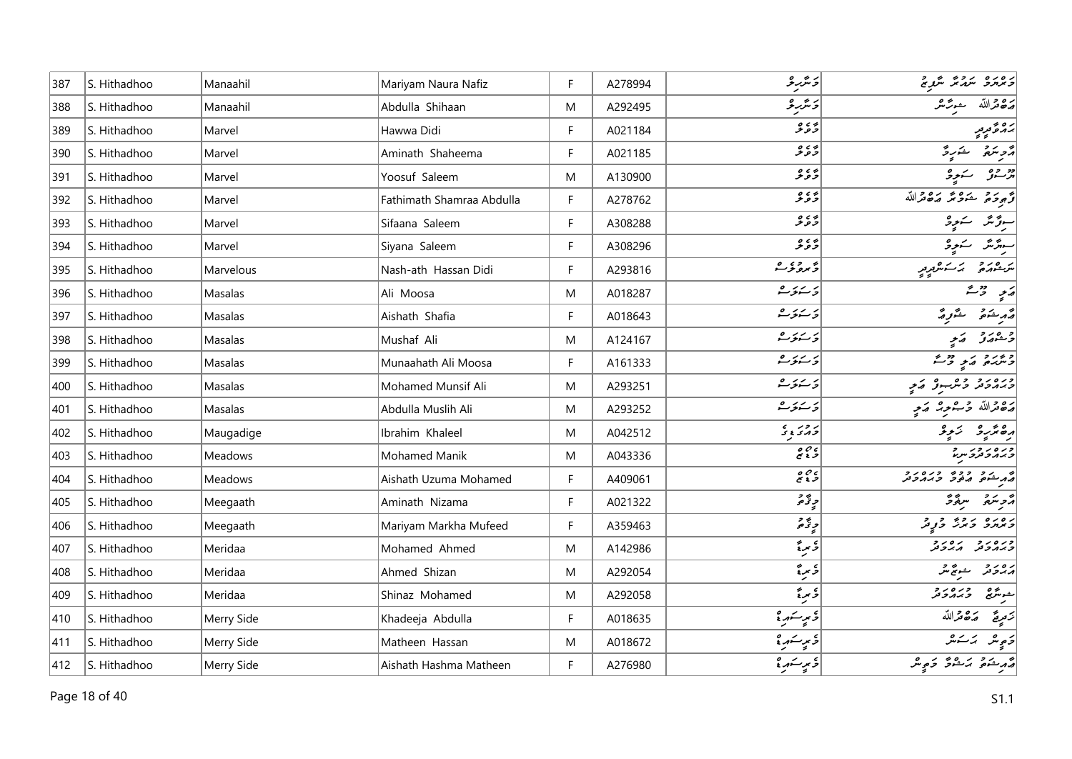| 387 | S. Hithadhoo | Manaahil | Mariyam Naura Nafiz | F | A278994 | ދަނާހިލް | މަރިޔަމް ނައުރާ ނާފިޒް |
|---|---|---|---|---|---|---|---|
| 388 | S. Hithadhoo | Manaahil | Abdulla Shihaan | M | A292495 | ދަނާހިލް | އަބްދުﷲ ޝިހާން |
| 389 | S. Hithadhoo | Marvel | Hawwa Didi | F | A021184 | މާވެލް | ހައްވާދިދި |
| 390 | S. Hithadhoo | Marvel | Aminath Shaheema | F | A021185 | މާވެލް | އާމިނަތު ޝަހީމާ |
| 391 | S. Hithadhoo | Marvel | Yoosuf Saleem | M | A130900 | މާވެލް | ޔޫސުފް ސަލީމް |
| 392 | S. Hithadhoo | Marvel | Fathimath Shamraa Abdulla | F | A278762 | މާވެލް | ފާތިމަތު ޝަމްރާ އަބްދުﷲ |
| 393 | S. Hithadhoo | Marvel | Sifaana Saleem | F | A308288 | މާވެލް | ސިފާނާ ސަލީމް |
| 394 | S. Hithadhoo | Marvel | Siyana Saleem | F | A308296 | މާވެލް | ސިޔާނާ ސަލީމް |
| 395 | S. Hithadhoo | Marvelous | Nash-ath Hassan Didi | F | A293816 | މާވެލަސް | ނަޝްއަތު ހަސަންދިދި |
| 396 | S. Hithadhoo | Masalas | Ali Moosa | M | A018287 | މަސަލަސް | އަލި މޫސާ |
| 397 | S. Hithadhoo | Masalas | Aishath Shafia | F | A018643 | މަސަލަސް | އާއިޝަތު ޝާފިއާ |
| 398 | S. Hithadhoo | Masalas | Mushaf Ali | M | A124167 | މަސަލަސް | މުޝައްފު އަލި |
| 399 | S. Hithadhoo | Masalas | Munaahath Ali Moosa | F | A161333 | މަސަލަސް | މުނާހަތު އަލި މޫސާ |
| 400 | S. Hithadhoo | Masalas | Mohamed Munsif Ali | M | A293251 | މަސަލަސް | މުހައްމަދު މުންސިފް އަލި |
| 401 | S. Hithadhoo | Masalas | Abdulla Muslih Ali | M | A293252 | މަސަލަސް | އަބްދުﷲ މުސްލިހު އަލި |
| 402 | S. Hithadhoo | Maugadige | Ibrahim Khaleel | M | A042512 | މައުގަދިގެ | އިބްރާހީމް ޚަލީލް |
| 403 | S. Hithadhoo | Meadows | Mohamed Manik | M | A043336 | މެޑޯޒް | މުހައްމަދުމާނިކު |
| 404 | S. Hithadhoo | Meadows | Aishath Uzuma Mohamed | F | A409061 | މެޑޯޒް | އާއިޝަތު އުޒުމާ މުހައްމަދު |
| 405 | S. Hithadhoo | Meegaath | Aminath Nizama | F | A021322 | މީގާތު | އާމިނަތު ނިޒާމާ |
| 406 | S. Hithadhoo | Meegaath | Mariyam Markha Mufeed | F | A359463 | މީގާތު | މަރިޔަމް މަރުހާ މުފީދު |
| 407 | S. Hithadhoo | Meridaa | Mohamed Ahmed | M | A142986 | މެރިޑާ | މުހައްމަދު އަހްމަދު |
| 408 | S. Hithadhoo | Meridaa | Ahmed Shizan | M | A292054 | މެރިޑާ | އަހްމަދު ޝިޒާން |
| 409 | S. Hithadhoo | Meridaa | Shinaz Mohamed | M | A292058 | މެރިޑާ | ޝިނާޒް މުހައްމަދު |
| 410 | S. Hithadhoo | Merry Side | Khadeeja Abdulla | F | A018635 | މެރީސައިޑް | ޚަދީޖާ އަބްދުﷲ |
| 411 | S. Hithadhoo | Merry Side | Matheen Hassan | M | A018672 | މެރީސައިޑް | މަތީން ހަސަން |
| 412 | S. Hithadhoo | Merry Side | Aishath Hashma Matheen | F | A276980 | މެރީސައިޑް | އާއިޝަތު ހަޝްމާ މަތީން |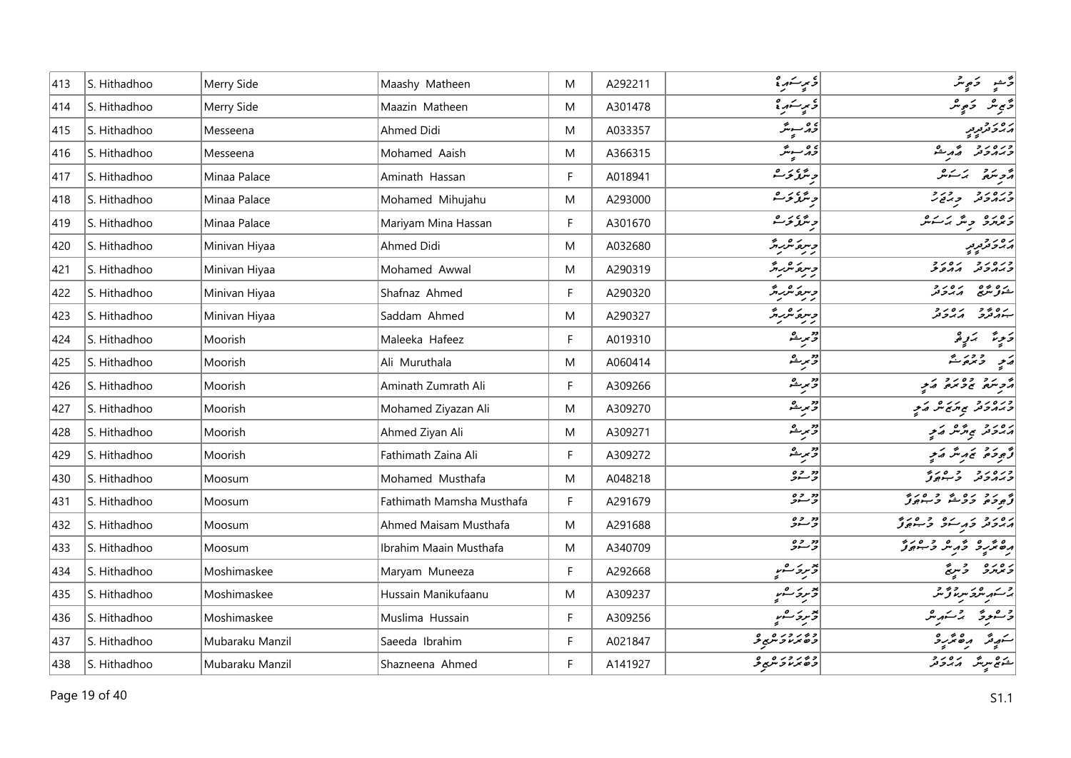| 413 | S. Hithadhoo | Merry Side | Maashy Matheen | M | A292211 | މެރީސައިޑް | މާޝީ މަތީން |
|---|---|---|---|---|---|---|---|
| 414 | S. Hithadhoo | Merry Side | Maazin Matheen | M | A301478 | މެރީސައިޑް | މާޒިން މަތީން |
| 415 | S. Hithadhoo | Messeena | Ahmed Didi | M | A033357 | މެއްސީނާ | އަހްމަދުދީދީ |
| 416 | S. Hithadhoo | Messeena | Mohamed Aaish | M | A366315 | މެއްސީނާ | މުހައްމަދު އާއިޝް |
| 417 | S. Hithadhoo | Minaa Palace | Aminath Hassan | F | A018941 | މިނާޕެލަސް | އާމިނަތު ހަސަން |
| 418 | S. Hithadhoo | Minaa Palace | Mohamed Mihujahu | M | A293000 | މިނާޕެލަސް | މުހައްމަދު މިހުޖަހު |
| 419 | S. Hithadhoo | Minaa Palace | Mariyam Mina Hassan | F | A301670 | މިނާޕެލަސް | މަރިޔަމް މިނާ ހަސަން |
| 420 | S. Hithadhoo | Minivan Hiyaa | Ahmed Didi | M | A032680 | މިނިވަންހިޔާ | އަހްމަދުދީދީ |
| 421 | S. Hithadhoo | Minivan Hiyaa | Mohamed Awwal | M | A290319 | މިނިވަންހިޔާ | މުހައްމަދު އައްވަލް |
| 422 | S. Hithadhoo | Minivan Hiyaa | Shafnaz Ahmed | F | A290320 | މިނިވަންހިޔާ | ޝަފްނާޒް އަހްމަދު |
| 423 | S. Hithadhoo | Minivan Hiyaa | Saddam Ahmed | M | A290327 | މިނިވަންހިޔާ | ސައްދާމް އަހްމަދު |
| 424 | S. Hithadhoo | Moorish | Maleeka Hafeez | F | A019310 | މޫރިޝް | މަލީކާ ހަފީޒް |
| 425 | S. Hithadhoo | Moorish | Ali Muruthala | M | A060414 | މޫރިޝް | އަލި މުރުތަލާ |
| 426 | S. Hithadhoo | Moorish | Aminath Zumrath Ali | F | A309266 | މޫރިޝް | އާމިނަތު ޒުމްރަތު އަލި |
| 427 | S. Hithadhoo | Moorish | Mohamed Ziyazan Ali | M | A309270 | މޫރިޝް | މުހައްމަދު ޒިޔަޒަން އަލި |
| 428 | S. Hithadhoo | Moorish | Ahmed Ziyan Ali | M | A309271 | މޫރިޝް | އަހްމަދު ޒިޔާން އަލި |
| 429 | S. Hithadhoo | Moorish | Fathimath Zaina Ali | F | A309272 | މޫރިޝް | ފާތިމަތު ޒައިނާ އަލި |
| 430 | S. Hithadhoo | Moosum | Mohamed Musthafa | M | A048218 | މޫސުމް | މުހައްމަދު މުސްތަފާ |
| 431 | S. Hithadhoo | Moosum | Fathimath Mamsha Musthafa | F | A291679 | މޫސުމް | ފާތިމަތު މަމްޝާ މުސްތަފާ |
| 432 | S. Hithadhoo | Moosum | Ahmed Maisam Musthafa | M | A291688 | މޫސުމް | އަހްމަދު މައިސަމް މުސްތަފާ |
| 433 | S. Hithadhoo | Moosum | Ibrahim Maain Musthafa | M | A340709 | މޫސުމް | އިބްރާހީމް މާއިން މުސްތަފާ |
| 434 | S. Hithadhoo | Moshimaskee | Maryam Muneeza | F | A292668 | މޮޝިމަސްކީ | މަރްޔަމް މުނީޒާ |
| 435 | S. Hithadhoo | Moshimaskee | Hussain Manikufaanu | M | A309237 | މޮޝިމަސްކީ | ހުސައިންމަނިކުފާނު |
| 436 | S. Hithadhoo | Moshimaskee | Muslima Hussain | F | A309256 | މޮޝިމަސްކީ | މުސްލިމާ ހުސައިން |
| 437 | S. Hithadhoo | Mubaraku Manzil | Saeeda Ibrahim | F | A021847 | މުބާރަކުމަންޒިލް | ސަޢީދާ އިބްރާހީމް |
| 438 | S. Hithadhoo | Mubaraku Manzil | Shazneena Ahmed | F | A141927 | މުބާރަކުމަންޒިލް | ޝަޒްނީނާ އަހްމަދު |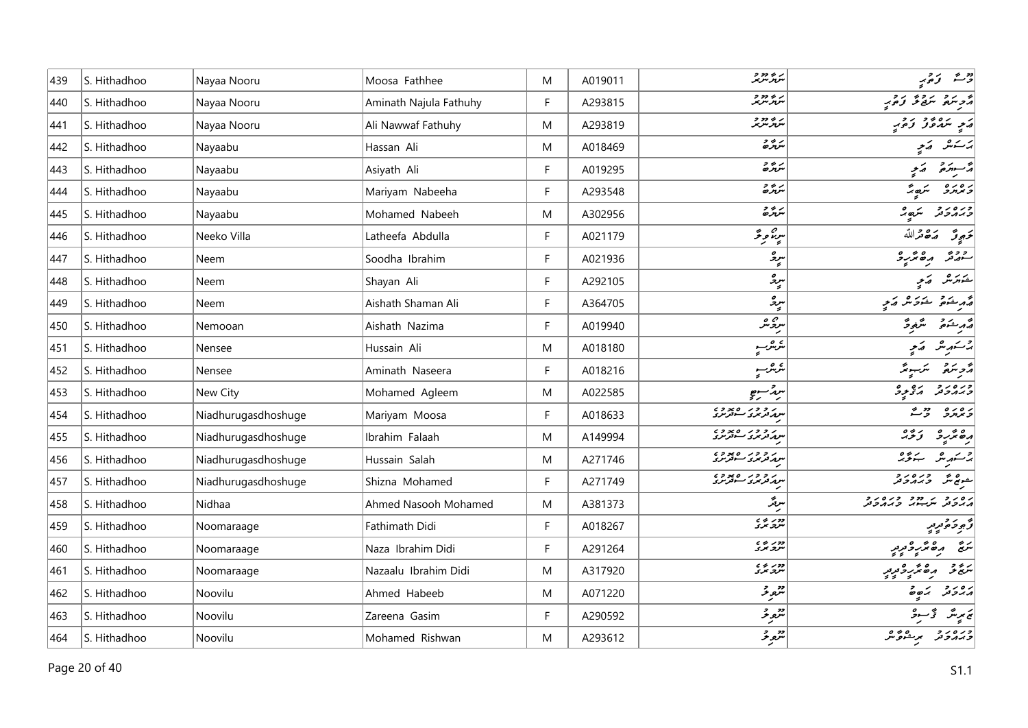| 439 | S. Hithadhoo | Nayaa Nooru | Moosa Fathhee | M | A019011 | ސަޔާނޫރު | މޫސާ ފަތުހީ |
|---|---|---|---|---|---|---|---|
| 440 | S. Hithadhoo | Nayaa Nooru | Aminath Najula Fathuhy | F | A293815 | ސަޔާނޫރު | އާމިނަތު ނަޖުލާ ފަތުހީ |
| 441 | S. Hithadhoo | Nayaa Nooru | Ali Nawwaf Fathuhy | M | A293819 | ސަޔާނޫރު | އަލި ނައްވާފު ފަތުހީ |
| 442 | S. Hithadhoo | Nayaabu | Hassan Ali | M | A018469 | ނަޔާބު | ޙަސަން އަލި |
| 443 | S. Hithadhoo | Nayaabu | Asiyath Ali | F | A019295 | ނަޔާބު | އާސިޔަތު އަލި |
| 444 | S. Hithadhoo | Nayaabu | Mariyam Nabeeha | F | A293548 | ނަޔާބު | މަރިޔަމް ނަބީހާ |
| 445 | S. Hithadhoo | Nayaabu | Mohamed Nabeeh | M | A302956 | ނަޔާބު | މުހައްމަދު ނަބީހު |
| 446 | S. Hithadhoo | Neeko Villa | Latheefa Abdulla | F | A021179 | ނީކޯވިލާ | ލަތީފާ އަބްދުﷲ |
| 447 | S. Hithadhoo | Neem | Soodha Ibrahim | F | A021936 | ނީމް | ސޫދާ އިބްރާހިމް |
| 448 | S. Hithadhoo | Neem | Shayan Ali | F | A292105 | ނީމް | ޝަޔާން އަލި |
| 449 | S. Hithadhoo | Neem | Aishath Shaman Ali | F | A364705 | ނީމް | އައިޝަތު ޝަމަން އަލި |
| 450 | S. Hithadhoo | Nemooan | Aishath Nazima | F | A019940 | ނެމޫއަން | އައިޝަތު ނާޒިމާ |
| 451 | S. Hithadhoo | Nensee | Hussain Ali | M | A018180 | ނެންސީ | ހުސައިން އަލި |
| 452 | S. Hithadhoo | Nensee | Aminath Naseera | F | A018216 | ނެންސީ | އާމިނަތު ނަސީރާ |
| 453 | S. Hithadhoo | New City | Mohamed Agleem | M | A022585 | ނިއުސިޓީ | މުހައްމަދު އަގްލީމް |
| 454 | S. Hithadhoo | Niadhurugasdhoshuge | Mariyam Moosa | F | A018633 | ނިއަދުރުގަސްދޮށުގެ | މަރިޔަމް މޫސާ |
| 455 | S. Hithadhoo | Niadhurugasdhoshuge | Ibrahim Falaah | M | A149994 | ނިއަދުރުގަސްދޮށުގެ | އިބްރާހިމް ފަލާހް |
| 456 | S. Hithadhoo | Niadhurugasdhoshuge | Hussain Salah | M | A271746 | ނިއަދުރުގަސްދޮށުގެ | ހުސައިން ސަލާހް |
| 457 | S. Hithadhoo | Niadhurugasdhoshuge | Shizna Mohamed | F | A271749 | ނިއަދުރުގަސްދޮށުގެ | ޝިޒްނާ މުހައްމަދު |
| 458 | S. Hithadhoo | Nidhaa | Ahmed Nasooh Mohamed | M | A381373 | ނިދާ | އަހްމަދު ނަސޫޙް މުހައްމަދު |
| 459 | S. Hithadhoo | Noomaraage | Fathimath Didi | F | A018267 | ނޫމަރާގެ | ފާތިމަތު ދީދީ |
| 460 | S. Hithadhoo | Noomaraage | Naza Ibrahim Didi | F | A291264 | ނޫމަރާގެ | ނަޒާ އިބްރާހިމް ދީދީ |
| 461 | S. Hithadhoo | Noomaraage | Nazaalu Ibrahim Didi | M | A317920 | ނޫމަރާގެ | ނަޒާލު އިބްރާހިމް ދީދީ |
| 462 | S. Hithadhoo | Noovilu | Ahmed Habeeb | M | A071220 | ނޫވިލު | އަހްމަދު ހަބީބު |
| 463 | S. Hithadhoo | Noovilu | Zareena Gasim | F | A290592 | ނޫވިލު | ޒަރީނާ ޤާސިމް |
| 464 | S. Hithadhoo | Noovilu | Mohamed Rishwan | M | A293612 | ނޫވިލު | މުހައްމަދު ރިޝްވާން |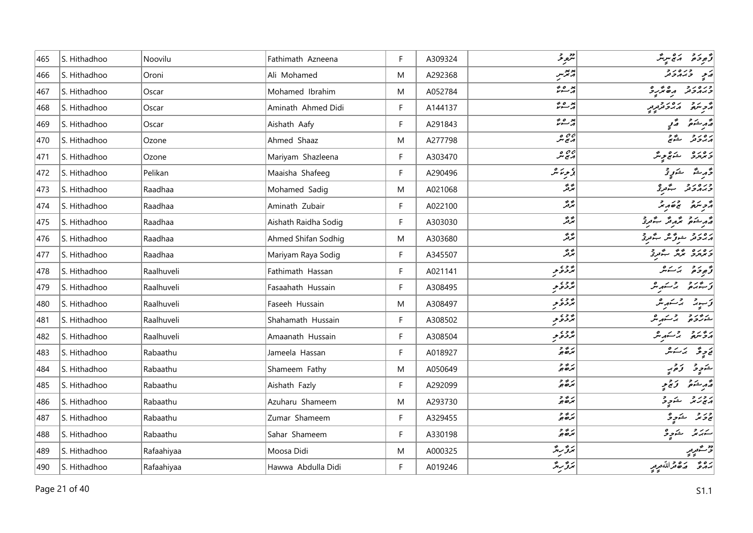| 465 | S. Hithadhoo | Noovilu | Fathimath Azneena | F | A309324 | ނޫވިލު | ފާތިމަތު އަޒްނީނާ |
|---|---|---|---|---|---|---|---|
| 466 | S. Hithadhoo | Oroni | Ali Mohamed | M | A292368 | އޮރޮނި | އަލި މުޙައްމަދު |
| 467 | S. Hithadhoo | Oscar | Mohamed Ibrahim | M | A052784 | އޮސްކާ | މުޙައްމަދު އިބްރާހީމް |
| 468 | S. Hithadhoo | Oscar | Aminath Ahmed Didi | F | A144137 | އޮސްކާ | އާމިނަތު އަޙްމަދުދީދީ |
| 469 | S. Hithadhoo | Oscar | Aishath Aafy | F | A291843 | އޮސްކާ | އާއިށަތު އާފީ |
| 470 | S. Hithadhoo | Ozone | Ahmed Shaaz | M | A277798 | އޯޒޯން | އަޙްމަދު ޝާޒް |
| 471 | S. Hithadhoo | Ozone | Mariyam Shazleena | F | A303470 | އޯޒޯން | މަރިޔަމް ޝަޒްލީނާ |
| 472 | S. Hithadhoo | Pelikan | Maaisha Shafeeg | F | A290496 | ޕެލިކަން | މާއިޝާ ޝަފީގު |
| 473 | S. Hithadhoo | Raadhaa | Mohamed Sadig | M | A021068 | ރާދާ | މުޙައްމަދު ސާދިގު |
| 474 | S. Hithadhoo | Raadhaa | Aminath Zubair | F | A022100 | ރާދާ | އާމިނަތު ޒުބައިރު |
| 475 | S. Hithadhoo | Raadhaa | Aishath Raidha Sodig | F | A303030 | ރާދާ | އާއިށަތު ރާއިދާ ސާދިގު |
| 476 | S. Hithadhoo | Raadhaa | Ahmed Shifan Sodhig | M | A303680 | ރާދާ | އަޙްމަދު ޝިފާން ސާދިގު |
| 477 | S. Hithadhoo | Raadhaa | Mariyam Raya Sodig | F | A345507 | ރާދާ | މަރިޔަމް ރާޔާ ސާދިގު |
| 478 | S. Hithadhoo | Raalhuveli | Fathimath Hassan | F | A021141 | ރާޅުވެލި | ފާތިމަތު ޙަސަން |
| 479 | S. Hithadhoo | Raalhuveli | Fasaahath Hussain | F | A308495 | ރާޅުވެލި | ފަސާހަތު ޙުސައިން |
| 480 | S. Hithadhoo | Raalhuveli | Faseeh Hussain | M | A308497 | ރާޅުވެލި | ފަސީހު ޙުސައިން |
| 481 | S. Hithadhoo | Raalhuveli | Shahamath Hussain | F | A308502 | ރާޅުވެލި | ޝަހާމަތު ޙުސައިން |
| 482 | S. Hithadhoo | Raalhuveli | Amaanath Hussain | F | A308504 | ރާޅުވެލި | އަމާނަތު ޙުސައިން |
| 483 | S. Hithadhoo | Rabaathu | Jameela Hassan | F | A018927 | ރަބާތު | ޖަމީލާ ޙަސަން |
| 484 | S. Hithadhoo | Rabaathu | Shameem Fathy | M | A050649 | ރަބާތު | ޝަމީމް ފަތުޙީ |
| 485 | S. Hithadhoo | Rabaathu | Aishath Fazly | F | A292099 | ރަބާތު | އާއިށަތު ފަޟްލީ |
| 486 | S. Hithadhoo | Rabaathu | Azuharu Shameem | M | A293730 | ރަބާތު | އަޒުހަރު ޝަމީމް |
| 487 | S. Hithadhoo | Rabaathu | Zumar Shameem | F | A329455 | ރަބާތު | ޒުމަރު ޝަމީމް |
| 488 | S. Hithadhoo | Rabaathu | Sahar Shameem | F | A330198 | ރަބާތު | ސަހަރު ޝަމީމް |
| 489 | S. Hithadhoo | Rafaahiyaa | Moosa Didi | M | A000325 | ރަފާހިޔާ | މޫސާދީދީ |
| 490 | S. Hithadhoo | Rafaahiyaa | Hawwa Abdulla Didi | F | A019246 | ރަފާހިޔާ | ޙައްވާ އަބްދުﷲދީދީ |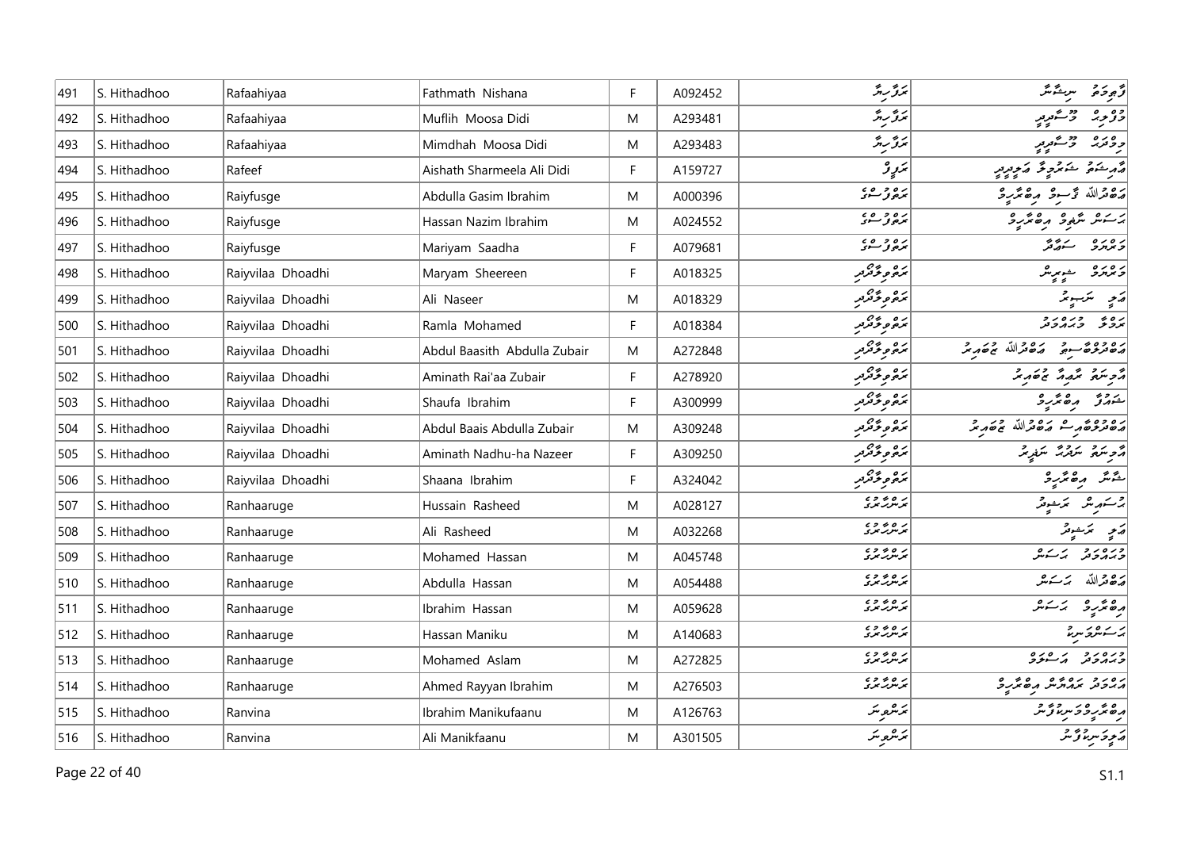| 491 | S. Hithadhoo | Rafaahiyaa | Fathmath Nishana | F | A092452 | ރަފާހިޔާ | ފާތިމަތު ނިޝާނާ |
|---|---|---|---|---|---|---|---|
| 492 | S. Hithadhoo | Rafaahiyaa | Muflih Moosa Didi | M | A293481 | ރަފާހިޔާ | މުފްލިހް މޫސާދީދީ |
| 493 | S. Hithadhoo | Rafaahiyaa | Mimdhah Moosa Didi | M | A293483 | ރަފާހިޔާ | މިމްދަހް މޫސާދީދީ |
| 494 | S. Hithadhoo | Rafeef | Aishath Sharmeela Ali Didi | F | A159727 | ރަފީފު | އާއިޝަތު ޝަރްމީލާ އަލިދީދީ |
| 495 | S. Hithadhoo | Raiyfusge | Abdulla Gasim Ibrahim | M | A000396 | ރައްފުސްގެ | އަބްދުﷲ ގާސިމް އިބްރާހިމް |
| 496 | S. Hithadhoo | Raiyfusge | Hassan Nazim Ibrahim | M | A024552 | ރައްފުސްގެ | ހަސަން ނާޒިމް އިބްރާހިމް |
| 497 | S. Hithadhoo | Raiyfusge | Mariyam Saadha | F | A079681 | ރައްފުސްގެ | މަރިޔަމް ސައުދާ |
| 498 | S. Hithadhoo | Raiyvilaa Dhoadhi | Maryam Sheereen | F | A018325 | ރައްވިލާދޮދި | މަރްޔަމް ޝީރީން |
| 499 | S. Hithadhoo | Raiyvilaa Dhoadhi | Ali Naseer | M | A018329 | ރައްވިލާދޮދި | އަލި ނަސީރު |
| 500 | S. Hithadhoo | Raiyvilaa Dhoadhi | Ramla Mohamed | F | A018384 | ރައްވިލާދޮދި | ރަމްލާ މުހައްމަދު |
| 501 | S. Hithadhoo | Raiyvilaa Dhoadhi | Abdul Baasith Abdulla Zubair | M | A272848 | ރައްވިލާދޮދި | އަބްދުލްބާސިތު އަބްދުﷲ ޒުބައިރު |
| 502 | S. Hithadhoo | Raiyvilaa Dhoadhi | Aminath Rai'aa Zubair | F | A278920 | ރައްވިލާދޮދި | އާމިނަތު ރާއިޢާ ޒުބައިރު |
| 503 | S. Hithadhoo | Raiyvilaa Dhoadhi | Shaufa Ibrahim | F | A300999 | ރައްވިލާދޮދި | ޝައުފާ އިބްރާހިމް |
| 504 | S. Hithadhoo | Raiyvilaa Dhoadhi | Abdul Baais Abdulla Zubair | M | A309248 | ރައްވިލާދޮދި | އަބްދުލްބާއިސް އަބްދުﷲ ޒުބައިރު |
| 505 | S. Hithadhoo | Raiyvilaa Dhoadhi | Aminath Nadhu-ha Nazeer | F | A309250 | ރައްވިލާދޮދި | އާމިނަތު ނަދުހާ ނަޒީރު |
| 506 | S. Hithadhoo | Raiyvilaa Dhoadhi | Shaana Ibrahim | F | A324042 | ރައްވިލާދޮދި | ޝާނާ އިބްރާހިމް |
| 507 | S. Hithadhoo | Ranhaaruge | Hussain Rasheed | M | A028127 | ރަންހާރުގެ | ހުސައިން ރަޝީދު |
| 508 | S. Hithadhoo | Ranhaaruge | Ali Rasheed | M | A032268 | ރަންހާރުގެ | އަލި ރަޝީދު |
| 509 | S. Hithadhoo | Ranhaaruge | Mohamed Hassan | M | A045748 | ރަންހާރުގެ | މުހައްމަދު ހަސަން |
| 510 | S. Hithadhoo | Ranhaaruge | Abdulla Hassan | M | A054488 | ރަންހާރުގެ | އަބްދުﷲ ހަސަން |
| 511 | S. Hithadhoo | Ranhaaruge | Ibrahim Hassan | M | A059628 | ރަންހާރުގެ | އިބްރާހިމް ހަސަން |
| 512 | S. Hithadhoo | Ranhaaruge | Hassan Maniku | M | A140683 | ރަންހާރުގެ | ހަސަންމަނިކު |
| 513 | S. Hithadhoo | Ranhaaruge | Mohamed Aslam | M | A272825 | ރަންހާރުގެ | މުހައްމަދު އަސްލަމް |
| 514 | S. Hithadhoo | Ranhaaruge | Ahmed Rayyan Ibrahim | M | A276503 | ރަންހާރުގެ | އަހްމަދު ރައްޔާން އިބްރާހިމް |
| 515 | S. Hithadhoo | Ranvina | Ibrahim Manikufaanu | M | A126763 | ރަންވިނަ | އިބްރާހިމްމަނިކުފާނު |
| 516 | S. Hithadhoo | Ranvina | Ali Manikfaanu | M | A301505 | ރަންވިނަ | އަލިމަނިކުފާނު |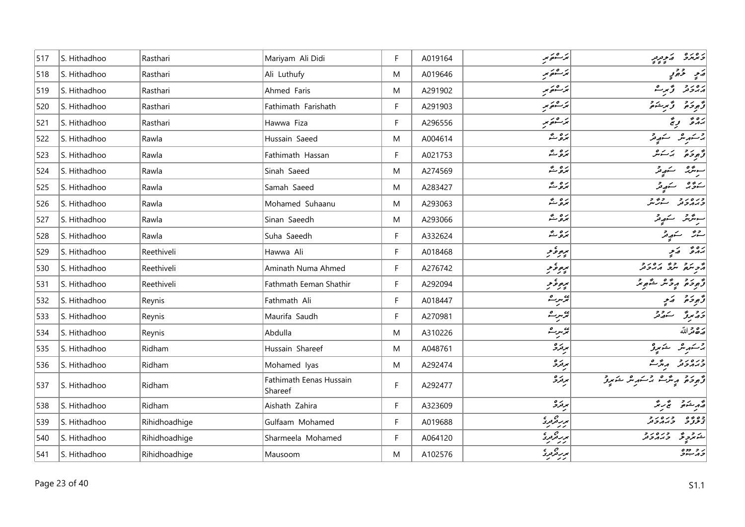| 517 | S. Hithadhoo | Rasthari | Mariyam Ali Didi | F | A019164 | ރަސްތަރި | މަރިޔަމް އަލިދީދީ |
|---|---|---|---|---|---|---|---|
| 518 | S. Hithadhoo | Rasthari | Ali Luthufy | M | A019646 | ރަސްތަރި | އަލި لطفي |
| 519 | S. Hithadhoo | Rasthari | Ahmed Faris | M | A291902 | ރަސްތަރި | އަޙްމަދު ފާރިސް |
| 520 | S. Hithadhoo | Rasthari | Fathimath Farishath | F | A291903 | ރަސްތަރި | ފާތިމަތު ފާރިޝަތު |
| 521 | S. Hithadhoo | Rasthari | Hawwa Fiza | F | A296556 | ރަސްތަރި | ހައްވާ ފިޒާ |
| 522 | S. Hithadhoo | Rawla | Hussain Saeed | M | A004614 | ރައުލާ | ހުސައިން ސައީދު |
| 523 | S. Hithadhoo | Rawla | Fathimath Hassan | F | A021753 | ރައުލާ | ފާތިމަތު ހަސަން |
| 524 | S. Hithadhoo | Rawla | Sinah Saeed | M | A274569 | ރައުލާ | ސިނާހް ސައީދު |
| 525 | S. Hithadhoo | Rawla | Samah Saeed | M | A283427 | ރައުލާ | ސަމާހް ސައީދު |
| 526 | S. Hithadhoo | Rawla | Mohamed Suhaanu | M | A293063 | ރައުލާ | މުޙައްމަދު ސުހާނު |
| 527 | S. Hithadhoo | Rawla | Sinan Saeedh | M | A293066 | ރައުލާ | ސިނާން ސައީދު |
| 528 | S. Hithadhoo | Rawla | Suha Saeedh | F | A332624 | ރައުލާ | ސުހާ ސައީދު |
| 529 | S. Hithadhoo | Reethiveli | Hawwa Ali | F | A018468 | ރީތިވެލި | ހައްވާ އަލި |
| 530 | S. Hithadhoo | Reethiveli | Aminath Numa Ahmed | F | A276742 | ރީތިވެލި | އާމިނަތު ނުމާ އަޙްމަދު |
| 531 | S. Hithadhoo | Reethiveli | Fathmath Eeman Shathir | F | A292094 | ރީތިވެލި | ފާތިމަތު އީމާން ޝާތިރު |
| 532 | S. Hithadhoo | Reynis | Fathmath Ali | F | A018447 | ރޭނިސް | ފާތިމަތު އަލި |
| 533 | S. Hithadhoo | Reynis | Maurifa Saudh | F | A270981 | ރޭނިސް | މައުރިފާ ސައުދު |
| 534 | S. Hithadhoo | Reynis | Abdulla | M | A310226 | ރޭނިސް | އަބްދުﷲ |
| 535 | S. Hithadhoo | Ridham | Hussain Shareef | M | A048761 | ރިދަމް | ހުސައިން ޝަރީފް |
| 536 | S. Hithadhoo | Ridham | Mohamed Iyas | M | A292474 | ރިދަމް | މުޙައްމަދު އިޔާސް |
| 537 | S. Hithadhoo | Ridham | Fathimath Eenas Hussain Shareef | F | A292477 | ރިދަމް | ފާތިމަތު އީނާސް ހުސައިން ޝަރީފް |
| 538 | S. Hithadhoo | Ridham | Aishath Zahira | F | A323609 | ރިދަމް | އާއިޝަތު ޒާހިރާ |
| 539 | S. Hithadhoo | Rihidhoadhige | Gulfaam Mohamed | F | A019688 | ރިހިދޯދިގެ | ގުލްފާމް މުޙައްމަދު |
| 540 | S. Hithadhoo | Rihidhoadhige | Sharmeela Mohamed | F | A064120 | ރިހިދޯދިގެ | ޝަރްމީލާ މުޙައްމަދު |
| 541 | S. Hithadhoo | Rihidhoadhige | Mausoom | M | A102576 | ރިހިދޯދިގެ | މައުސޫމް |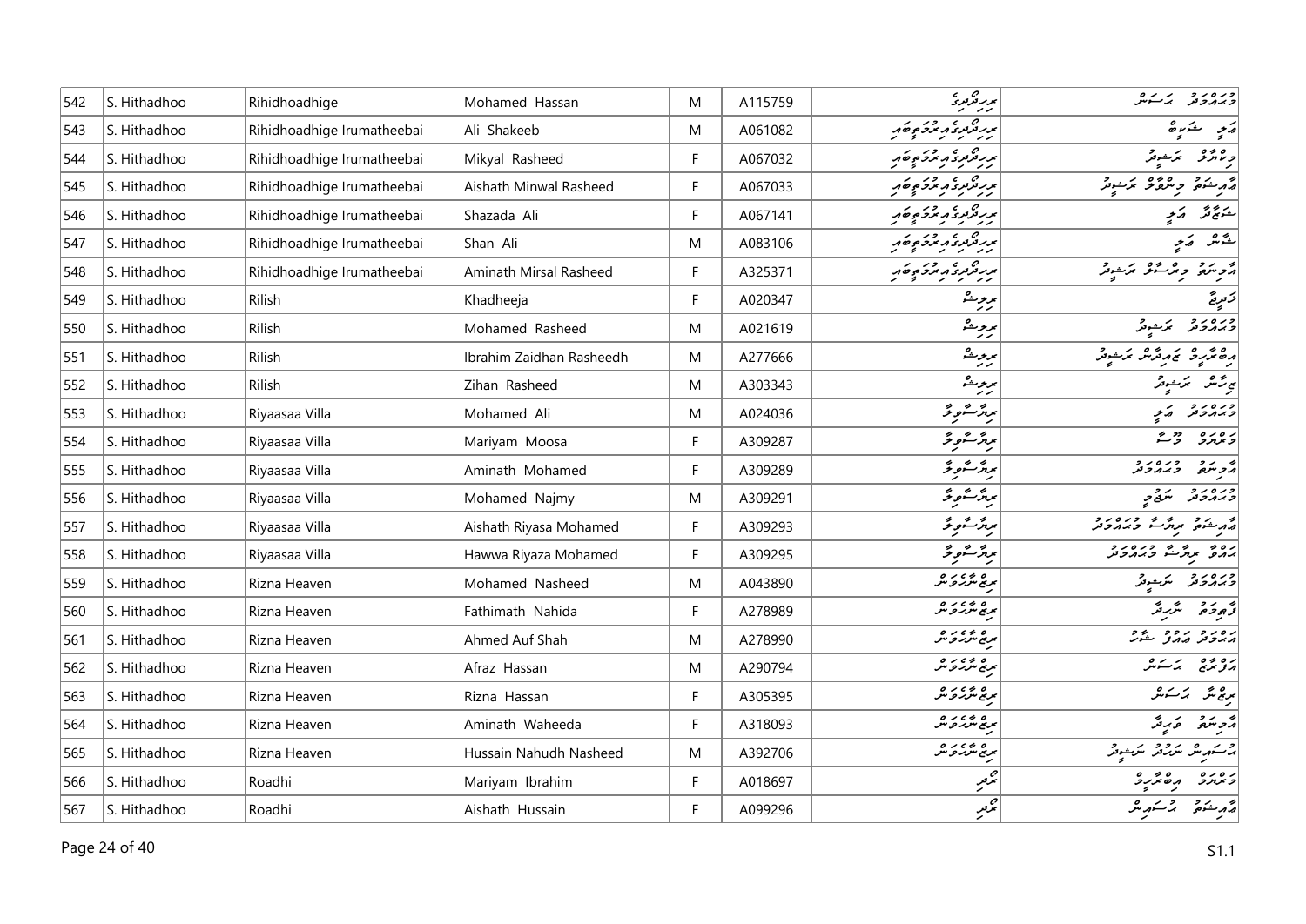| 542 | S. Hithadhoo | Rihidhoadhige | Mohamed Hassan | M | A115759 | برىرقرىرى | ورەرو برسەش |
|---|---|---|---|---|---|---|---|
| 543 | S. Hithadhoo | Rihidhoadhige Irumatheebai | Ali Shakeeb | M | A061082 | برىرقرىرى مرىخ جوھ مر | ھَمِ شَمَرِھ |
| 544 | S. Hithadhoo | Rihidhoadhige Irumatheebai | Mikyal Rasheed | F | A067032 | برىرقرىرى مرىخ جوھ مر | وِىامَّرْ مَرْشِيْرْ |
| 545 | S. Hithadhoo | Rihidhoadhige Irumatheebai | Aishath Minwal Rasheed | F | A067033 | برىرقرىرى مرىخ جوھ مر | ەَمەشەَمْ وِسْرَّوْ مَرْشِيْرْ |
| 546 | S. Hithadhoo | Rihidhoadhige Irumatheebai | Shazada Ali | F | A067141 | برىرقرىرى مرىخ جوھ مر | شَمَّتَرْ ەَمِ |
| 547 | S. Hithadhoo | Rihidhoadhige Irumatheebai | Shan Ali | M | A083106 | برىرقرىرى مرىخ جوھ مر | شَّسْ ەَمِ |
| 548 | S. Hithadhoo | Rihidhoadhige Irumatheebai | Aminath Mirsal Rasheed | F | A325371 | برىرقرىرى مرىخ جوھ مر | ەَّرِسَمْ وِمْرْسَّوْ مَرْشِيْرْ |
| 549 | S. Hithadhoo | Rilish | Khadheeja | F | A020347 | برىرشە | زَمِرِيَّ |
| 550 | S. Hithadhoo | Rilish | Mohamed Rasheed | M | A021619 | برىرشە | ورەرو بَرْشِيْرْ |
| 551 | S. Hithadhoo | Rilish | Ibrahim Zaidhan Rasheedh | M | A277666 | برىرشە | مەھترىرو يَمِرْتَرْسْ بَرْشِيْرْ |
| 552 | S. Hithadhoo | Rilish | Zihan Rasheed | M | A303343 | برىرشە | بِرَّسْ بَرْشِيْرْ |
| 553 | S. Hithadhoo | Riyaasaa Villa | Mohamed Ali | M | A024036 | بىرمَّرْسَّوِتَّ | ورەرو ەَمِ |
| 554 | S. Hithadhoo | Riyaasaa Villa | Mariyam Moosa | F | A309287 | بىرمَّرْسَّوِتَّ | رەرە ژُسَّ |
| 555 | S. Hithadhoo | Riyaasaa Villa | Aminath Mohamed | F | A309289 | بىرمَّرْسَّوِتَّ | ەَّرِسَمْ ورەرو |
| 556 | S. Hithadhoo | Riyaasaa Villa | Mohamed Najmy | M | A309291 | بىرمَّرْسَّوِتَّ | ورەرو سَرَجْ وِ |
| 557 | S. Hithadhoo | Riyaasaa Villa | Aishath Riyasa Mohamed | F | A309293 | بىرمَّرْسَّوِتَّ | ەَمەشەَمْ برمَّرْسَّ ورەرو |
| 558 | S. Hithadhoo | Riyaasaa Villa | Hawwa Riyaza Mohamed | F | A309295 | بىرمَّرْسَّوِتَّ | رەو برمَّرْسَّ ورەرو |
| 559 | S. Hithadhoo | Rizna Heaven | Mohamed Nasheed | M | A043890 | برچ سَرَّرَوَسْ | ورەرو سَرَشِيْرْ |
| 560 | S. Hithadhoo | Rizna Heaven | Fathimath Nahida | F | A278989 | برچ سَرَّرَوَسْ | ژَّجِوَمْ سَّرِيَّرْ |
| 561 | S. Hithadhoo | Rizna Heaven | Ahmed Auf Shah | M | A278990 | برچ سَرَّرَوَسْ | رەرو رەدو شَّرْ |
| 562 | S. Hithadhoo | Rizna Heaven | Afraz Hassan | M | A290794 | برچ سَرَّرَوَسْ | رَوْ بَرْج بَرْسَمْرْ |
| 563 | S. Hithadhoo | Rizna Heaven | Rizna Hassan | F | A305395 | برچ سَرَّرَوَسْ | برچ سَّ بَرْسَمْرْ |
| 564 | S. Hithadhoo | Rizna Heaven | Aminath Waheeda | F | A318093 | برچ سَرَّرَوَسْ | ەَّرِسَمْ وَبِيْرْ |
| 565 | S. Hithadhoo | Rizna Heaven | Hussain Nahudh Nasheed | M | A392706 | برچ سَرَّرَوَسْ | برْسَمْرِسْ سَرَرْدْ سَرَشِيْرْ |
| 566 | S. Hithadhoo | Roadhi | Mariyam Ibrahim | F | A018697 | محرمر | رەرە ەھمَّرِرْ |
| 567 | S. Hithadhoo | Roadhi | Aishath Hussain | F | A099296 | محرمر | ەَمەشەَمْ برْسَمْرِسْ |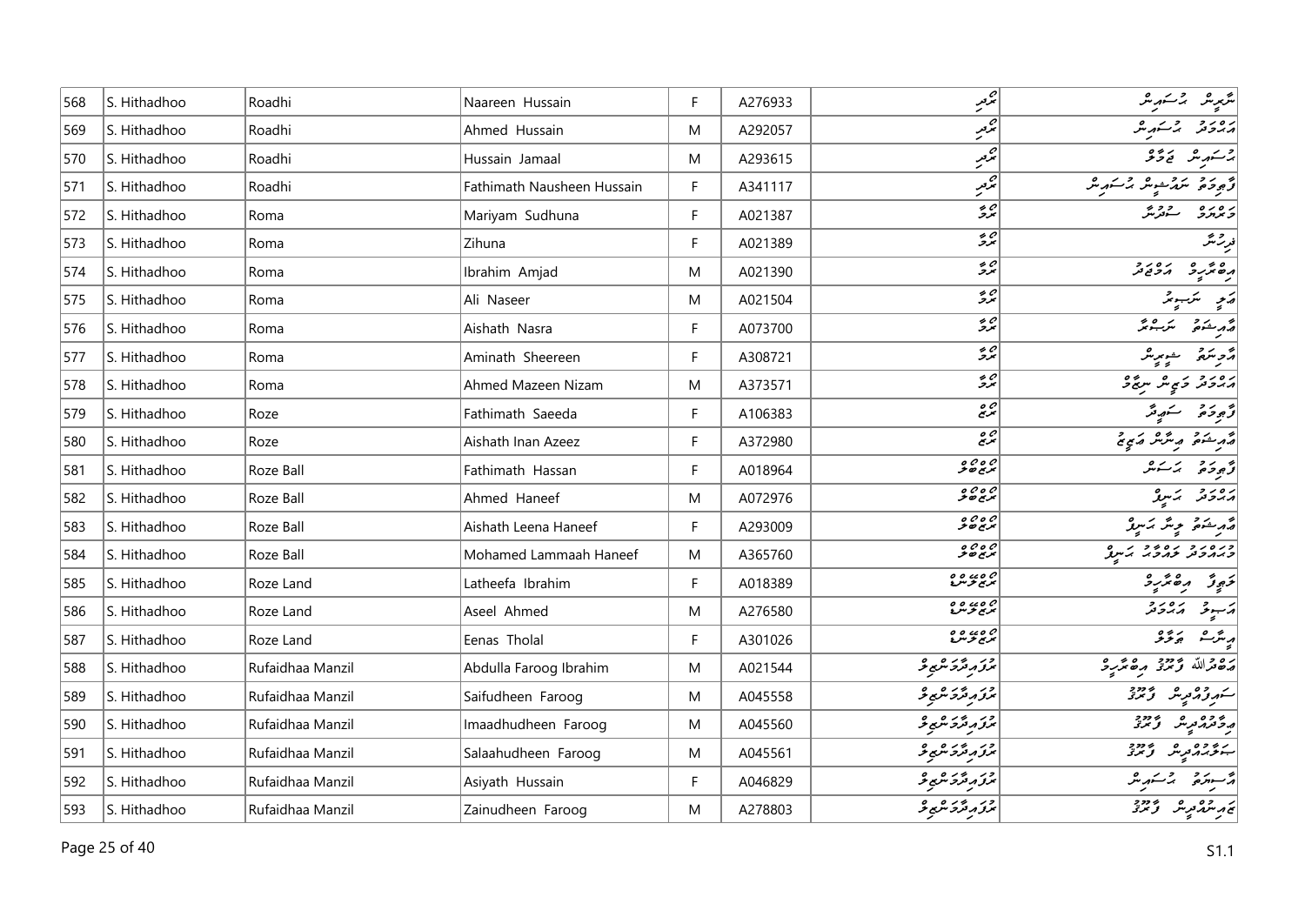| 568 | S. Hithadhoo | Roadhi | Naareen Hussain | F | A276933 | ރޯދި | ނާރީން ހުސައިން |
|---|---|---|---|---|---|---|---|
| 569 | S. Hithadhoo | Roadhi | Ahmed Hussain | M | A292057 | ރޯދި | އަހުމަދު ހުސައިން |
| 570 | S. Hithadhoo | Roadhi | Hussain Jamaal | M | A293615 | ރޯދި | ހުސައިން ޖަމާލް |
| 571 | S. Hithadhoo | Roadhi | Fathimath Nausheen Hussain | F | A341117 | ރޯދި | ފާތިމަތު ނައުޝީން ހުސައިން |
| 572 | S. Hithadhoo | Roma | Mariyam Sudhuna | F | A021387 | ރޯމާ | މަރިޔަމް ސުދުނާ |
| 573 | S. Hithadhoo | Roma | Zihuna | F | A021389 | ރޯމާ | ޒިހުނާ |
| 574 | S. Hithadhoo | Roma | Ibrahim Amjad | M | A021390 | ރޯމާ | އިބްރާހީމް އަމްޖަދު |
| 575 | S. Hithadhoo | Roma | Ali Naseer | M | A021504 | ރޯމާ | އަލި ނަސީރު |
| 576 | S. Hithadhoo | Roma | Aishath Nasra | F | A073700 | ރޯމާ | އާއިޝަތު ނަސްރާ |
| 577 | S. Hithadhoo | Roma | Aminath Sheereen | F | A308721 | ރޯމާ | އާމިނަތު ޝީރީން |
| 578 | S. Hithadhoo | Roma | Ahmed Mazeen Nizam | M | A373571 | ރޯމާ | އަހުމަދު މަޒީން ނިޒާމް |
| 579 | S. Hithadhoo | Roze | Fathimath Saeeda | F | A106383 | ރޯޒް | ފާތިމަތު ސަޢީދާ |
| 580 | S. Hithadhoo | Roze | Aishath Inan Azeez | F | A372980 | ރޯޒް | އާއިޝަތު އިނާން އަޒީޒު |
| 581 | S. Hithadhoo | Roze Ball | Fathimath Hassan | F | A018964 | ރޯޒްބޯލް | ފާތިމަތު ހަސަން |
| 582 | S. Hithadhoo | Roze Ball | Ahmed Haneef | M | A072976 | ރޯޒްބޯލް | އަހުމަދު ހަނީފު |
| 583 | S. Hithadhoo | Roze Ball | Aishath Leena Haneef | F | A293009 | ރޯޒްބޯލް | އާއިޝަތު ލީނާ ހަނީފު |
| 584 | S. Hithadhoo | Roze Ball | Mohamed Lammaah Haneef | M | A365760 | ރޯޒްބޯލް | މުހައްމަދު ލައްމާޙް ހަނީފު |
| 585 | S. Hithadhoo | Roze Land | Latheefa Ibrahim | F | A018389 | ރޯޒްލޭންޑް | ލަޠީފާ އިބްރާހީމް |
| 586 | S. Hithadhoo | Roze Land | Aseel Ahmed | M | A276580 | ރޯޒްލޭންޑް | އަސީލު އަހުމަދު |
| 587 | S. Hithadhoo | Roze Land | Eenas Tholal | F | A301026 | ރޯޒްލޭންޑް | އީނާސް ތޮލާލް |
| 588 | S. Hithadhoo | Rufaidhaa Manzil | Abdulla Faroog Ibrahim | M | A021544 | ރުފައިދާމަންޒިލް | އަބްދުﷲ ފާރޫޤު އިބްރާހީމް |
| 589 | S. Hithadhoo | Rufaidhaa Manzil | Saifudheen Faroog | M | A045558 | ރުފައިދާމަންޒިލް | ސައިފުއްދީން ފާރޫޤު |
| 590 | S. Hithadhoo | Rufaidhaa Manzil | Imaadhudheen Faroog | M | A045560 | ރުފައިދާމަންޒިލް | އިމާދުއްދީން ފާރޫޤު |
| 591 | S. Hithadhoo | Rufaidhaa Manzil | Salaahudheen Faroog | M | A045561 | ރުފައިދާމަންޒިލް | ސަލާހުއްދީން ފާރޫޤު |
| 592 | S. Hithadhoo | Rufaidhaa Manzil | Asiyath Hussain | F | A046829 | ރުފައިދާމަންޒިލް | އާސިޔަތު ހުސައިން |
| 593 | S. Hithadhoo | Rufaidhaa Manzil | Zainudheen Faroog | M | A278803 | ރުފައިދާމަންޒިލް | ޒައިނުއްދީން ފާރޫޤު |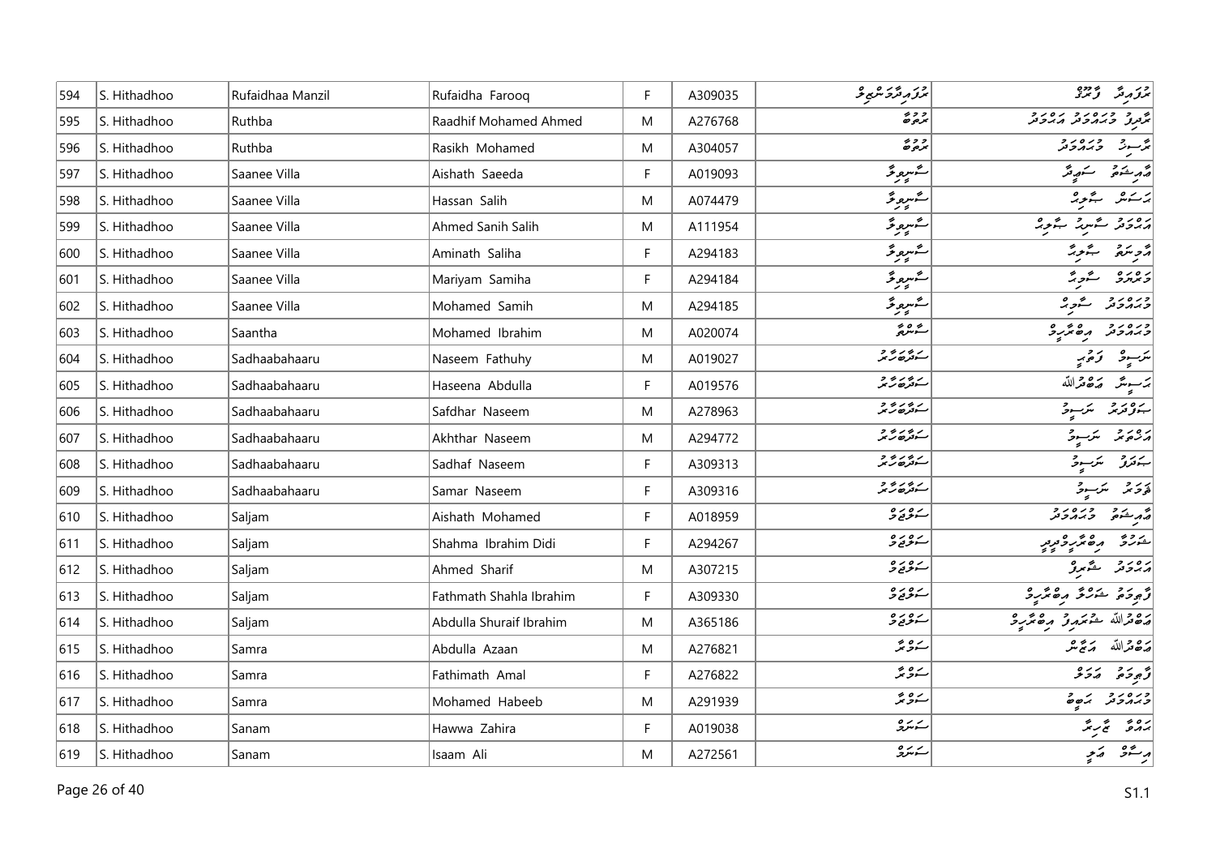| 594 | S. Hithadhoo | Rufaidhaa Manzil | Rufaidha Farooq | F | A309035 | ބުފައިދާމަންޒިލް | ރުފައިދާ ފާރޫޤު |
|---|---|---|---|---|---|---|---|
| 595 | S. Hithadhoo | Ruthba | Raadhif Mohamed Ahmed | M | A276768 | ރުތުބާ | ރާދިފު މުހައްމަދު އަހްމަދު |
| 596 | S. Hithadhoo | Ruthba | Rasikh Mohamed | M | A304057 | ރުތުބާ | ރާސިޚް މުހައްމަދު |
| 597 | S. Hithadhoo | Saanee Villa | Aishath Saeeda | F | A019093 | ސާނީވިލާ | އައިޝަތު ސަޢީދާ |
| 598 | S. Hithadhoo | Saanee Villa | Hassan Salih | M | A074479 | ސާނީވިލާ | ހަސަން ޞާލިޙް |
| 599 | S. Hithadhoo | Saanee Villa | Ahmed Sanih Salih | M | A111954 | ސާނީވިލާ | އަހްމަދު ސާނިހު ޞާލިޙް |
| 600 | S. Hithadhoo | Saanee Villa | Aminath Saliha | F | A294183 | ސާނީވިލާ | އާމިނަތު ޞާލިޙާ |
| 601 | S. Hithadhoo | Saanee Villa | Mariyam Samiha | F | A294184 | ސާނީވިލާ | މަރިޔަމް ސާމިހާ |
| 602 | S. Hithadhoo | Saanee Villa | Mohamed Samih | M | A294185 | ސާނީވިލާ | މުހައްމަދު ސާމިހު |
| 603 | S. Hithadhoo | Saantha | Mohamed Ibrahim | M | A020074 | ސާންތާ | މުހައްމަދު އިބްރާހީމް |
| 604 | S. Hithadhoo | Sadhaabahaaru | Naseem Fathuhy | M | A019027 | ސަދާބަހާރު | ނަސީމް ފަތުހީ |
| 605 | S. Hithadhoo | Sadhaabahaaru | Haseena Abdulla | F | A019576 | ސަދާބަހާރު | ހަސީނާ އަބްދުﷲ |
| 606 | S. Hithadhoo | Sadhaabahaaru | Safdhar Naseem | M | A278963 | ސަދާބަހާރު | ޞަފްދަރު ނަސީމް |
| 607 | S. Hithadhoo | Sadhaabahaaru | Akhthar Naseem | M | A294772 | ސަދާބަހާރު | އަޚްތަރު ނަސީމް |
| 608 | S. Hithadhoo | Sadhaabahaaru | Sadhaf Naseem | F | A309313 | ސަދާބަހާރު | ޞަދަފް ނަސީމް |
| 609 | S. Hithadhoo | Sadhaabahaaru | Samar Naseem | F | A309316 | ސަދާބަހާރު | ޘަމަރ ނަސީމް |
| 610 | S. Hithadhoo | Saljam | Aishath Mohamed | F | A018959 | ސަލްޖަމް | އައިޝަތު މުހައްމަދު |
| 611 | S. Hithadhoo | Saljam | Shahma Ibrahim Didi | F | A294267 | ސަލްޖަމް | ޝަހްމާ އިބްރާހިމްދީދީ |
| 612 | S. Hithadhoo | Saljam | Ahmed Sharif | M | A307215 | ސަލްޖަމް | އަހްމަދު ޝަރީފު |
| 613 | S. Hithadhoo | Saljam | Fathmath Shahla Ibrahim | F | A309330 | ސަލްޖަމް | ފާތިމަތު ޝަހްލާ އިބްރާހީމް |
| 614 | S. Hithadhoo | Saljam | Abdulla Shuraif Ibrahim | M | A365186 | ސަލްޖަމް | އަބްދުﷲ ޝުރައިފު އިބްރާހީމް |
| 615 | S. Hithadhoo | Samra | Abdulla Azaan | M | A276821 | ސަމްރާ | އަބްދުﷲ އަޒާން |
| 616 | S. Hithadhoo | Samra | Fathimath Amal | F | A276822 | ސަމްރާ | ފާތިމަތު އަމަލް |
| 617 | S. Hithadhoo | Samra | Mohamed Habeeb | M | A291939 | ސަމްރާ | މުހައްމަދު ހަބީބް |
| 618 | S. Hithadhoo | Sanam | Hawwa Zahira | F | A019038 | ސަނަމް | ހައްވާ ޒާހިރާ |
| 619 | S. Hithadhoo | Sanam | Isaam Ali | M | A272561 | ސަނަމް | އިސާމް އަލި |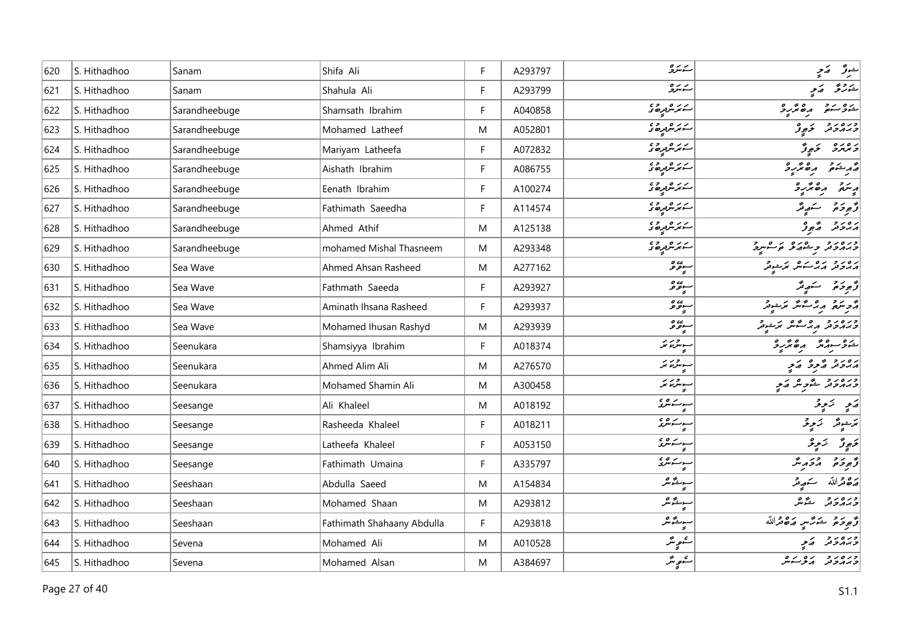| 620 | S. Hithadhoo | Sanam | Shifa Ali | F | A293797 | سەنىرۇ | شىۋە ئەمىي |
|---|---|---|---|---|---|---|---|
| 621 | S. Hithadhoo | Sanam | Shahula Ali | F | A293799 | سەنىرۇ | شەرىگە ئەمىي |
| 622 | S. Hithadhoo | Sarandheebuge | Shamsath Ibrahim | F | A040858 | سەنىرىشرىرەتى | شەۋسەۋ رەئىرىۋ |
| 623 | S. Hithadhoo | Sarandheebuge | Mohamed Latheef | M | A052801 | سەنىرىشرىرەتى | دىرەرد ئەبۇ |
| 624 | S. Hithadhoo | Sarandheebuge | Mariyam Latheefa | F | A072832 | سەنىرىشرىرەتى | دىرەرە ئەبۇگ |
| 625 | S. Hithadhoo | Sarandheebuge | Aishath Ibrahim | F | A086755 | سەنىرىشرىرەتى | ئەرشىۋ رەئىرىۋ |
| 626 | S. Hithadhoo | Sarandheebuge | Eenath Ibrahim | F | A100274 | سەنىرىشرىرەتى | رىشۋ رەئىرىۋ |
| 627 | S. Hithadhoo | Sarandheebuge | Fathimath Saeedha | F | A114574 | سەنىرىشرىرەتى | ۋېۋەۋ سەرپۇگ |
| 628 | S. Hithadhoo | Sarandheebuge | Ahmed Athif | M | A125138 | سەنىرىشرىرەتى | ئەبرەد ئەبۇ |
| 629 | S. Hithadhoo | Sarandheebuge | mohamed Mishal Thasneem | M | A293348 | سەنىرىشرىرەتى | دىرەرد ۋىشەرۋ ئەسىرىۋ |
| 630 | S. Hithadhoo | Sea Wave | Ahmed Ahsan Rasheed | M | A277162 | سوپوۋ | ئەرەد ئەرسەش ئىرشىرۇ |
| 631 | S. Hithadhoo | Sea Wave | Fathmath Saeeda | F | A293927 | سوپوۋ | ۋېۋەۋ سەرپۇگ |
| 632 | S. Hithadhoo | Sea Wave | Aminath Ihsana Rasheed | F | A293937 | سوپوۋ | ئەرسەۋ رىرسەش ئىرشىرۇ |
| 633 | S. Hithadhoo | Sea Wave | Mohamed Ihusan Rashyd | M | A293939 | سوپوۋ | دىرەرد رىرسەش ئىرشىرۇ |
| 634 | S. Hithadhoo | Seenukara | Shamsiyya Ibrahim | F | A018374 | سوپترنىمر | شەۋسوەرگ رەئىرىۋ |
| 635 | S. Hithadhoo | Seenukara | Ahmed Alim Ali | M | A276570 | سوپترنىمر | ئەرەد ئەبۇۋ ئەمىي |
| 636 | S. Hithadhoo | Seenukara | Mohamed Shamin Ali | M | A300458 | سوپترنىمر | دىرەرد شەۋىش ئەمىي |
| 637 | S. Hithadhoo | Seesange | Ali Khaleel | M | A018192 | سوسەشى | ئەمىي زەپۇ |
| 638 | S. Hithadhoo | Seesange | Rasheeda Khaleel | F | A018211 | سوسەشى | ئىرشىرگ زەپۇ |
| 639 | S. Hithadhoo | Seesange | Latheefa Khaleel | F | A053150 | سوسەشى | ئەبۇگ زەپۇ |
| 640 | S. Hithadhoo | Seesange | Fathimath Umaina | F | A335797 | سوسەشى | ۋېۋەۋ ئەۋەرش |
| 641 | S. Hithadhoo | Seeshaan | Abdulla Saeed | M | A154834 | سوشەش | ئەھەقراللە سەرپۇ |
| 642 | S. Hithadhoo | Seeshaan | Mohamed Shaan | M | A293812 | سوشەش | دىرەرد شەش |
| 643 | S. Hithadhoo | Seeshaan | Fathimath Shahaany Abdulla | F | A293818 | سوشەش | ۋېۋەۋ شەرەس ئەھەقراللە |
| 644 | S. Hithadhoo | Sevena | Mohamed Ali | M | A010528 | سەۋىش | دىرەرد ئەمىي |
| 645 | S. Hithadhoo | Sevena | Mohamed Alsan | M | A384697 | سەۋىش | دىرەرد ئەۋسەش |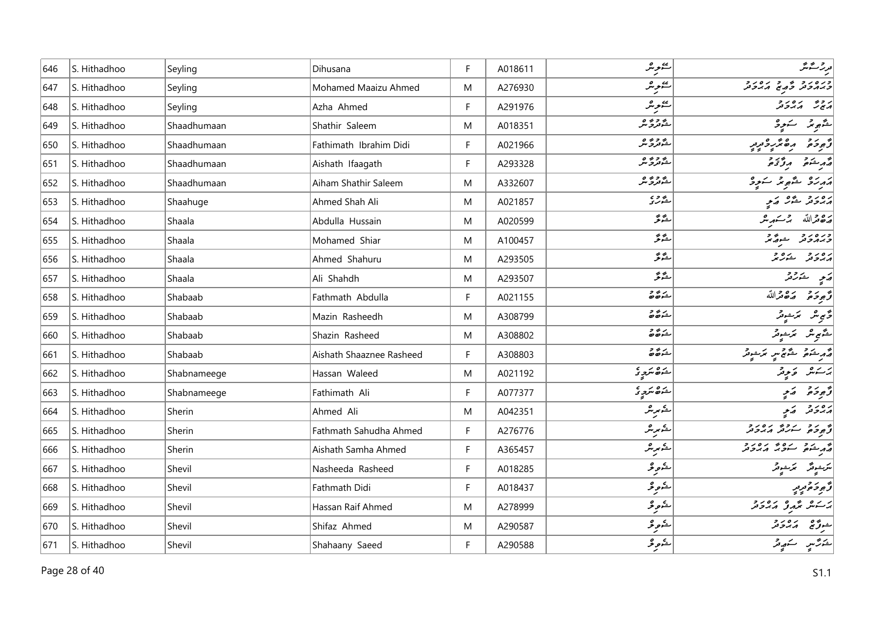| 646 | S. Hithadhoo | Seyling | Dihusana | F | A018611 | ސޭލިންގ | ދިހުސާނާ |
|---|---|---|---|---|---|---|---|
| 647 | S. Hithadhoo | Seyling | Mohamed Maaizu Ahmed | M | A276930 | ސޭލިންގ | މުހައްމަދު މާއިޒު އަހްމަދު |
| 648 | S. Hithadhoo | Seyling | Azha Ahmed | F | A291976 | ސޭލިންގ | އަޒްހާ އަހްމަދު |
| 649 | S. Hithadhoo | Shaadhumaan | Shathir Saleem | M | A018351 | ޝާދުމާން | ޝާތިރު ސަލީމް |
| 650 | S. Hithadhoo | Shaadhumaan | Fathimath Ibrahim Didi | F | A021966 | ޝާދުމާން | ފާތިމަތު އިބްރާހީމްދީދީ |
| 651 | S. Hithadhoo | Shaadhumaan | Aishath Ifaagath | F | A293328 | ޝާދުމާން | އާއިޝަތު އިފާގަތު |
| 652 | S. Hithadhoo | Shaadhumaan | Aiham Shathir Saleem | M | A332607 | ޝާދުމާން | އައިހަމް ޝާތިރު ސަލީމް |
| 653 | S. Hithadhoo | Shaahuge | Ahmed Shah Ali | M | A021857 | ޝާހުގެ | އަހްމަދު ޝާހް އަލި |
| 654 | S. Hithadhoo | Shaala | Abdulla Hussain | M | A020599 | ޝާލާ | އަބްދުﷲ ހުސައިން |
| 655 | S. Hithadhoo | Shaala | Mohamed Shiar | M | A100457 | ޝާލާ | މުހައްމަދު ޝިޔާރު |
| 656 | S. Hithadhoo | Shaala | Ahmed Shahuru | M | A293505 | ޝާލާ | އަހްމަދު ޝަހުރު |
| 657 | S. Hithadhoo | Shaala | Ali Shahdh | M | A293507 | ޝާލާ | އަލި ޝަހުދު |
| 658 | S. Hithadhoo | Shabaab | Fathmath Abdulla | F | A021155 | ޝަބާބު | ފާތިމަތު އަބްދުﷲ |
| 659 | S. Hithadhoo | Shabaab | Mazin Rasheedh | M | A308799 | ޝަބާބު | މާޒިން ރަޝީދު |
| 660 | S. Hithadhoo | Shabaab | Shazin Rasheed | M | A308802 | ޝަބާބު | ޝާޒިން ރަޝީދު |
| 661 | S. Hithadhoo | Shabaab | Aishath Shaaznee Rasheed | F | A308803 | ޝަބާބު | އާއިޝަތު ޝާޒްނީ ރަޝީދު |
| 662 | S. Hithadhoo | Shabnameege | Hassan Waleed | M | A021192 | ޝަބްނަމީގެ | ހަސަން ވަލީދު |
| 663 | S. Hithadhoo | Shabnameege | Fathimath Ali | F | A077377 | ޝަބްނަމީގެ | ފާތިމަތު އަލި |
| 664 | S. Hithadhoo | Sherin | Ahmed Ali | M | A042351 | ޝެރިން | އަހްމަދު އަލި |
| 665 | S. Hithadhoo | Sherin | Fathmath Sahudha Ahmed | F | A276776 | ޝެރިން | ފާތިމަތު ސަހުދާ އަހްމަދު |
| 666 | S. Hithadhoo | Sherin | Aishath Samha Ahmed | F | A365457 | ޝެރިން | އާއިޝަތު ސަމްހާ އަހްމަދު |
| 667 | S. Hithadhoo | Shevil | Nasheeda Rasheed | F | A018285 | ޝެވިލް | ނަޝީދާ ރަޝީދު |
| 668 | S. Hithadhoo | Shevil | Fathmath Didi | F | A018437 | ޝެވިލް | ފާތިމަތުދީދީ |
| 669 | S. Hithadhoo | Shevil | Hassan Raif Ahmed | M | A278999 | ޝެވިލް | ހަސަން ރާއިފް އަހްމަދު |
| 670 | S. Hithadhoo | Shevil | Shifaz Ahmed | M | A290587 | ޝެވިލް | ޝިފާޒް އަހްމަދު |
| 671 | S. Hithadhoo | Shevil | Shahaany Saeed | F | A290588 | ޝެވިލް | ޝަހާނީ ސައީދު |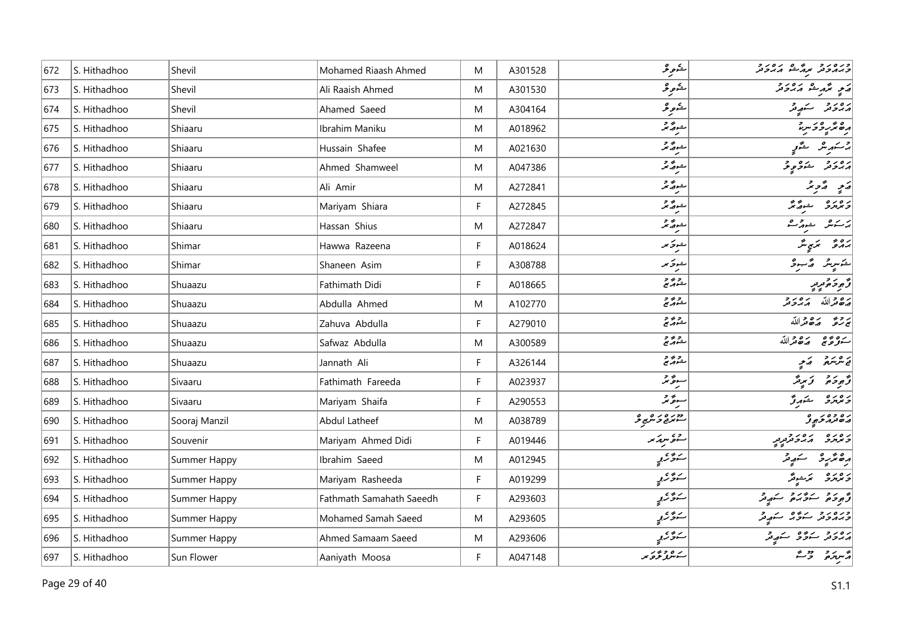| 672 | S. Hithadhoo | Shevil | Mohamed Riaash Ahmed | M | A301528 | ޝެވިލް | މުޙައްމަދު ރިއާޝް އަޙްމަދު |
|---|---|---|---|---|---|---|---|
| 673 | S. Hithadhoo | Shevil | Ali Raaish Ahmed | M | A301530 | ޝެވިލް | ޢަލީ ރާއިޝް އަޙްމަދު |
| 674 | S. Hithadhoo | Shevil | Ahamed Saeed | M | A304164 | ޝެވިލް | އަޙްމަދު ސަޢީދު |
| 675 | S. Hithadhoo | Shiaaru | Ibrahim Maniku | M | A018962 | ޝިއާރު | އިބްރާހީމްމަނިކު |
| 676 | S. Hithadhoo | Shiaaru | Hussain Shafee | M | A021630 | ޝިއާރު | ޙުސައިން ޝާފީ |
| 677 | S. Hithadhoo | Shiaaru | Ahmed Shamweel | M | A047386 | ޝިއާރު | އަޙްމަދު ޝަމްވީލް |
| 678 | S. Hithadhoo | Shiaaru | Ali Amir | M | A272841 | ޝިއާރު | ޢަލީ އާމިރު |
| 679 | S. Hithadhoo | Shiaaru | Mariyam Shiara | F | A272845 | ޝިއާރު | މަރިޔަމް ޝިއާރާ |
| 680 | S. Hithadhoo | Shiaaru | Hassan Shius | M | A272847 | ޝިއާރު | ޙަސަން ޝިއުސް |
| 681 | S. Hithadhoo | Shimar | Hawwa Razeena | F | A018624 | ޝިމަރ | ޙައްވާ ރަޒީނާ |
| 682 | S. Hithadhoo | Shimar | Shaneen Asim | F | A308788 | ޝިމަރ | ޝަނީން އާސިމް |
| 683 | S. Hithadhoo | Shuaazu | Fathimath Didi | F | A018665 | ޝުއާޒު | ފާތިމަތުދީދީ |
| 684 | S. Hithadhoo | Shuaazu | Abdulla Ahmed | M | A102770 | ޝުއާޒު | އަބްދުﷲ އަޙްމަދު |
| 685 | S. Hithadhoo | Shuaazu | Zahuva Abdulla | F | A279010 | ޝުއާޒު | ޒަހުވާ އަބްދުﷲ |
| 686 | S. Hithadhoo | Shuaazu | Safwaz Abdulla | M | A300589 | ޝުއާޒު | ސަފްވާޒް އަބްދުﷲ |
| 687 | S. Hithadhoo | Shuaazu | Jannath Ali | F | A326144 | ޝުއާޒު | ޖަންނަތު ޢަލީ |
| 688 | S. Hithadhoo | Sivaaru | Fathimath Fareeda | F | A023937 | ސިވާރު | ފާތިމަތު ފަރީދާ |
| 689 | S. Hithadhoo | Sivaaru | Mariyam Shaifa | F | A290553 | ސިވާރު | މަރިޔަމް ޝައިފާ |
| 690 | S. Hithadhoo | Sooraj Manzil | Abdul Latheef | M | A038789 | ސޫރަޖްމަންޒިލް | އަބްދުލްލަޠީފު |
| 691 | S. Hithadhoo | Souvenir | Mariyam Ahmed Didi | F | A019446 | ސޯވެނިއަރ | މަރިޔަމް އަޙްމަދުދީދީ |
| 692 | S. Hithadhoo | Summer Happy | Ibrahim Saeed | M | A012945 | ސަމަރހެޕީ | އިބްރާހީމް ސަޢީދު |
| 693 | S. Hithadhoo | Summer Happy | Mariyam Rasheeda | F | A019299 | ސަމަރހެޕީ | މަރިޔަމް ރަޝީދާ |
| 694 | S. Hithadhoo | Summer Happy | Fathmath Samahath Saeedh | F | A293603 | ސަމަރހެޕީ | ފާތިމަތު ސަމާހަތު ސަޢީދު |
| 695 | S. Hithadhoo | Summer Happy | Mohamed Samah Saeed | M | A293605 | ސަމަރހެޕީ | މުޙައްމަދު ސަމާޙް ސަޢީދު |
| 696 | S. Hithadhoo | Summer Happy | Ahmed Samaam Saeed | M | A293606 | ސަމަރހެޕީ | އަޙްމަދު ސަމާމް ސަޢީދު |
| 697 | S. Hithadhoo | Sun Flower | Aaniyath Moosa | F | A047148 | ސަންފްލާވަރ | އާނިޔަތު މޫސާ |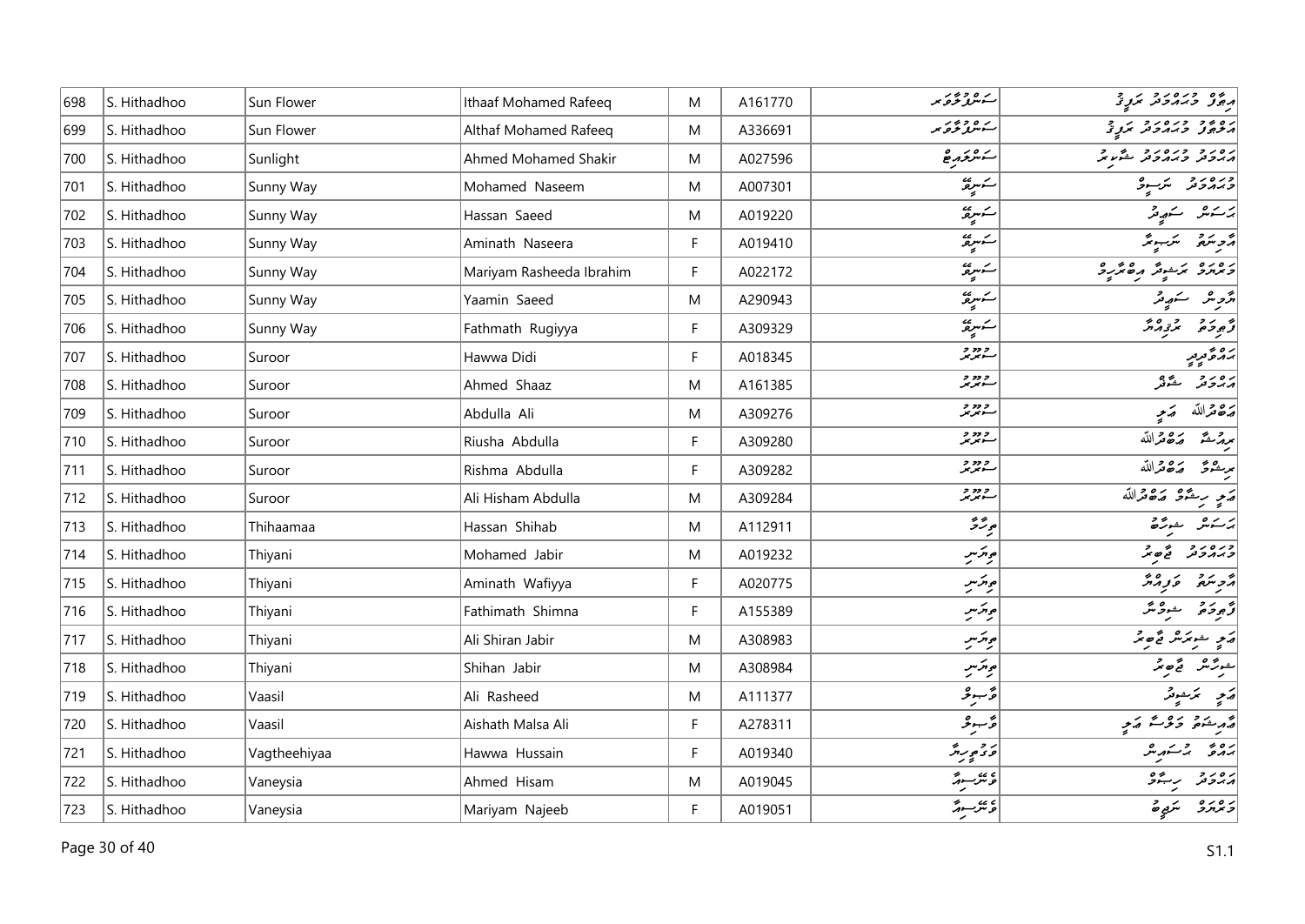| 698 | S. Hithadhoo | Sun Flower | Ithaaf Mohamed Rafeeq | M | A161770 | سەنىرىۋىرى | مەۋر ۋىرەۋىر ىرَوِيْ |
|---|---|---|---|---|---|---|---|
| 699 | S. Hithadhoo | Sun Flower | Althaf Mohamed Rafeeq | M | A336691 | سەنىرىۋىرى | ەۋرۋ ۋىرەۋىر ىرَوِيْ |
| 700 | S. Hithadhoo | Sunlight | Ahmed Mohamed Shakir | M | A027596 | سەنىرىرِھ | ەرۋىر ۋىرەۋىر ىشۇىر |
| 701 | S. Hithadhoo | Sunny Way | Mohamed Naseem | M | A007301 | سەسرِۋ | ۋىرەۋىر ىرَسِۋ |
| 702 | S. Hithadhoo | Sunny Way | Hassan Saeed | M | A019220 | سەسرِۋ | ىرَسەىر سەرِىر |
| 703 | S. Hithadhoo | Sunny Way | Aminath Naseera | F | A019410 | سەسرِۋ | ەرَوِسَھُ ىرَسِىرَ |
| 704 | S. Hithadhoo | Sunny Way | Mariyam Rasheeda Ibrahim | F | A022172 | سەسرِۋ | ۋىرىرۋ ىرَشِىرَ ەرھُىرَىرِۋ |
| 705 | S. Hithadhoo | Sunny Way | Yaamin Saeed | M | A290943 | سەسرِۋ | ەرَوِىر سەرِىر |
| 706 | S. Hithadhoo | Sunny Way | Fathmath Rugiyya | F | A309329 | سەسرِۋ | ۋَھوِۋَھ ىرُۋِەرَ |
| 707 | S. Hithadhoo | Suroor | Hawwa Didi | F | A018345 | سىرىر | ىرَەرَۋَىرِىرِ |
| 708 | S. Hithadhoo | Suroor | Ahmed Shaaz | M | A161385 | سىرىر | ەرۋىر شَۋر |
| 709 | S. Hithadhoo | Suroor | Abdulla Ali | M | A309276 | سىرىر | ەرھوراللە ەرَىرِ |
| 710 | S. Hithadhoo | Suroor | Riusha Abdulla | F | A309280 | سىرىر | ىرِەرشَ ەرھوراللە |
| 711 | S. Hithadhoo | Suroor | Rishma Abdulla | F | A309282 | سىرىر | ىرِشۋَ ەرھوراللە |
| 712 | S. Hithadhoo | Suroor | Ali Hisham Abdulla | M | A309284 | سىرىر | ەرَىرِ رِشَۋ ەرھوراللە |
| 713 | S. Hithadhoo | Thihaamaa | Hassan Shihab | M | A112911 | ھورَۋَ | ىرَسەىر شِىرَھ |
| 714 | S. Hithadhoo | Thiyani | Mohamed Jabir | M | A019232 | ھوِىرَسِر | ۋىرەۋىر ىَھِىر |
| 715 | S. Hithadhoo | Thiyani | Aminath Wafiyya | F | A020775 | ھوِىرَسِر | ەرَوِسَھُ ۋَوِەرَ |
| 716 | S. Hithadhoo | Thiyani | Fathmath Shimna | F | A155389 | ھوِىرَسِر | ۋَھوِۋَھ شِۋىرَ |
| 717 | S. Hithadhoo | Thiyani | Ali Shiran Jabir | M | A308983 | ھوِىرَسِر | ەرَىرِ شِىرَىر ىَھِىر |
| 718 | S. Hithadhoo | Thiyani | Shihan Jabir | M | A308984 | ھوِىرَسِر | شِىرَىر ىَھِىر |
| 719 | S. Hithadhoo | Vaasil | Ali Rasheed | M | A111377 | ۋَسِوۋ | ەرَىرِ ىرَشِىر |
| 720 | S. Hithadhoo | Vaasil | Aishath Malsa Ali | F | A278311 | ۋَسِوۋ | ەرِشَھُ ۋَۋسَ ەرَىرِ |
| 721 | S. Hithadhoo | Vagtheehiyaa | Hawwa Hussain | F | A019340 | ۋَۋھِرِەرَ | ىرَەرَۋَ ىرُسەرِىر |
| 722 | S. Hithadhoo | Vaneysia | Ahmed Hisam | M | A019045 | ۋَىرسِەرَ | ەرۋىر رِسَۋ |
| 723 | S. Hithadhoo | Vaneysia | Mariyam Najeeb | F | A019051 | ۋَىرسِەرَ | ۋىرىرۋ ىرَىِھ |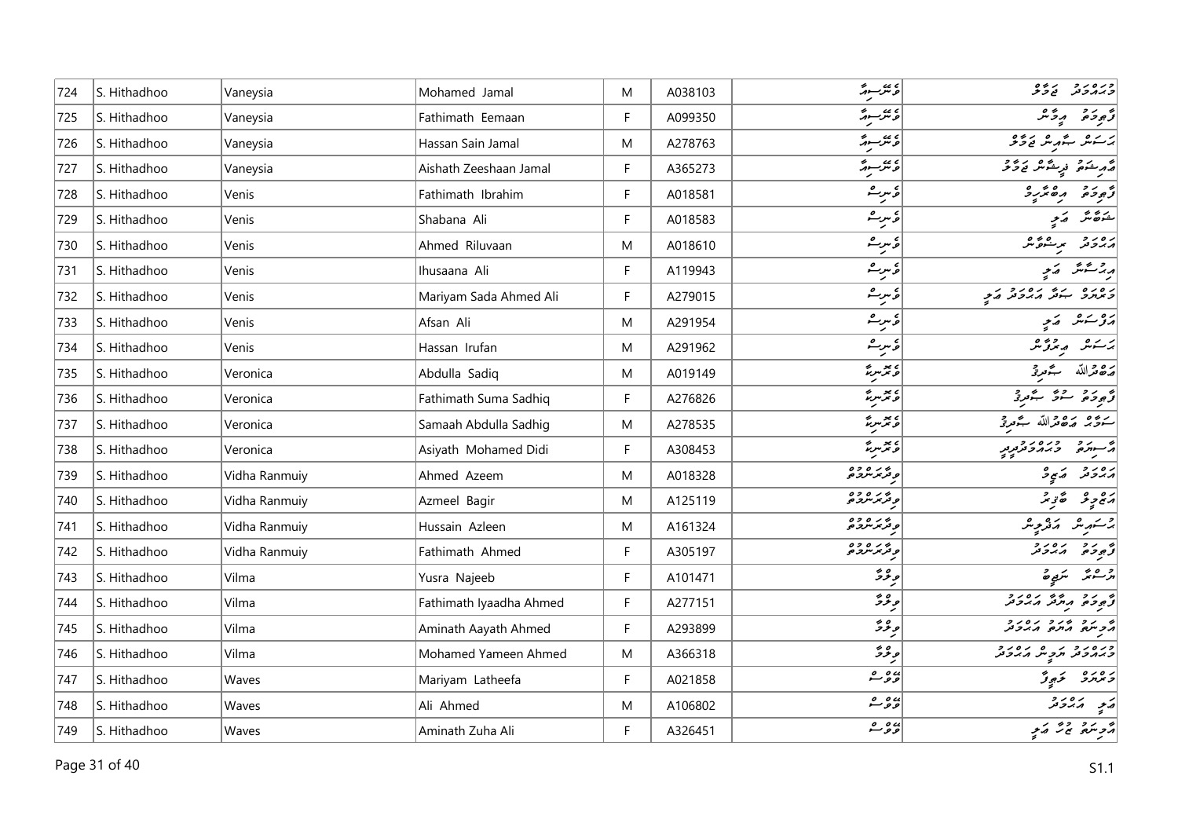| 724 | S. Hithadhoo | Vaneysia | Mohamed Jamal | M | A038103 | ވެނޭސިއާ | މުހައްމަދު ޖަމާލް |
|---|---|---|---|---|---|---|---|
| 725 | S. Hithadhoo | Vaneysia | Fathimath Eemaan | F | A099350 | ވެނޭސިއާ | ފާތިމަތު އީމާން |
| 726 | S. Hithadhoo | Vaneysia | Hassan Sain Jamal | M | A278763 | ވެނޭސިއާ | ހަސަން ސާއިން ޖަމާލް |
| 727 | S. Hithadhoo | Vaneysia | Aishath Zeeshaan Jamal | F | A365273 | ވެނޭސިއާ | އާއިޝަތު ޒީޝާން ޖަމާލް |
| 728 | S. Hithadhoo | Venis | Fathimath Ibrahim | F | A018581 | ވެނިސް | ފާތިމަތު އިބްރާހިމް |
| 729 | S. Hithadhoo | Venis | Shabana Ali | F | A018583 | ވެނިސް | ޝަބާނާ އަލި |
| 730 | S. Hithadhoo | Venis | Ahmed Riluvaan | M | A018610 | ވެނިސް | އަހްމަދު ރިލުވާން |
| 731 | S. Hithadhoo | Venis | Ihusaana Ali | F | A119943 | ވެނިސް | އިހުސާނާ އަލި |
| 732 | S. Hithadhoo | Venis | Mariyam Sada Ahmed Ali | F | A279015 | ވެނިސް | މަރިޔަމް ސަދާ އަހްމަދު އަލި |
| 733 | S. Hithadhoo | Venis | Afsan Ali | M | A291954 | ވެނިސް | އަފްސަން އަލި |
| 734 | S. Hithadhoo | Venis | Hassan Irufan | M | A291962 | ވެނިސް | ހަސަން އިރުފާން |
| 735 | S. Hithadhoo | Veronica | Abdulla Sadiq | M | A019149 | ވެރޮނިކާ | އަބްދުﷲ ސާދިޤު |
| 736 | S. Hithadhoo | Veronica | Fathimath Suma Sadhiq | F | A276826 | ވެރޮނިކާ | ފާތިމަތު ސުމާ ސާދިޤު |
| 737 | S. Hithadhoo | Veronica | Samaah Abdulla Sadhig | M | A278535 | ވެރޮނިކާ | ސަމާހް އަބްދުﷲ ސާދިޤު |
| 738 | S. Hithadhoo | Veronica | Asiyath Mohamed Didi | F | A308453 | ވެރޮނިކާ | އާސިޔަތު މުހައްމަދުދީދީ |
| 739 | S. Hithadhoo | Vidha Ranmuiy | Ahmed Azeem | M | A018328 | ވިދާރަންމުއި | އަހްމަދު އަޒީމް |
| 740 | S. Hithadhoo | Vidha Ranmuiy | Azmeel Bagir | M | A125119 | ވިދާރަންމުއި | އަޒްމީލް ބާޤިރު |
| 741 | S. Hithadhoo | Vidha Ranmuiy | Hussain Azleen | M | A161324 | ވިދާރަންމުއި | ހުސައިން އަޒްލީން |
| 742 | S. Hithadhoo | Vidha Ranmuiy | Fathimath Ahmed | F | A305197 | ވިދާރަންމުއި | ފާތިމަތު އަހްމަދު |
| 743 | S. Hithadhoo | Vilma | Yusra Najeeb | F | A101471 | ވިލްމާ | ޔުސްރާ ނަޖީބް |
| 744 | S. Hithadhoo | Vilma | Fathimath Iyaadha Ahmed | F | A277151 | ވިލްމާ | ފާތިމަތު އިޔާދާ އަހްމަދު |
| 745 | S. Hithadhoo | Vilma | Aminath Aayath Ahmed | F | A293899 | ވިލްމާ | އާމިނަތު އާޔަތު އަހްމަދު |
| 746 | S. Hithadhoo | Vilma | Mohamed Yameen Ahmed | M | A366318 | ވިލްމާ | މުހައްމަދު ޔަމީން އަހްމަދު |
| 747 | S. Hithadhoo | Waves | Mariyam Latheefa | F | A021858 | ވޭވްސް | މަރިޔަމް ލަޠީފާ |
| 748 | S. Hithadhoo | Waves | Ali Ahmed | M | A106802 | ވޭވްސް | އަލި އަހްމަދު |
| 749 | S. Hithadhoo | Waves | Aminath Zuha Ali | F | A326451 | ވޭވްސް | އާމިނަތު ޒުހާ އަލި |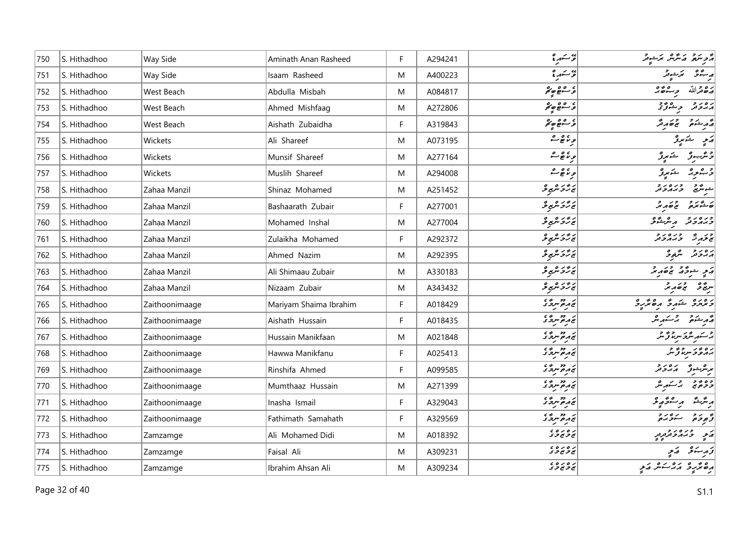| 750 | S. Hithadhoo | Way Side | Aminath Anan Rasheed | F | A294241 | ؤسَرِءُ | أَّحِ سَمَعْ أَسَّرَسْ بَرَشِيْنُ |
|---|---|---|---|---|---|---|---|
| 751 | S. Hithadhoo | Way Side | Isaam Rasheed | M | A400223 | ؤسَرِءُ | مِسَّرُوْ بَرَشِيْنُ |
| 752 | S. Hithadhoo | West Beach | Abdulla Misbah | M | A084817 | ؤِسْءُ ھِءُ | أَرْھُوَاللّٰہ وِسْءُرُ |
| 753 | S. Hithadhoo | West Beach | Ahmed Mishfaag | M | A272806 | ؤِسْءُ ھِءُ | أَرْدَوْ وِشْؤُوْ |
| 754 | S. Hithadhoo | West Beach | Aishath Zubaidha | F | A319843 | ؤِسْءُ ھِءُ | أَمِرْشَوْ يُھَمِرْتَر |
| 755 | S. Hithadhoo | Wickets | Ali Shareef | M | A073195 | وِءُءِ ھ | أَيِ شَيَرُوْ |
| 756 | S. Hithadhoo | Wickets | Munsif Shareef | M | A277164 | وِءُءِ ھ | دِسْرِيْوْ شَيَرُوْ |
| 757 | S. Hithadhoo | Wickets | Muslih Shareef | M | A294008 | وِءُءِ ھ | دِسْوِيْرُ شَيَرُوْ |
| 758 | S. Hithadhoo | Zahaa Manzil | Shinaz Mohamed | M | A251452 | يَرُرَوْسْرِيْوْ | شِوَسَّرِيْ وَبَرَرَوْتَر |
| 759 | S. Hithadhoo | Zahaa Manzil | Bashaarath Zubair | F | A277001 | يَرُرَوْسْرِيْوْ | ھَشُرَمُوْ يُھَمِرْتُر |
| 760 | S. Hithadhoo | Zahaa Manzil | Mohamed Inshal | M | A277004 | يَرُرَوْسْرِيْوْ | وَبَرَرَوْتَر مِسْرِشَوْ |
| 761 | S. Hithadhoo | Zahaa Manzil | Zulaikha Mohamed | F | A292372 | يَرُرَوْسْرِيْوْ | يُوَمِرِدُ وَبَرَرَوْتَر |
| 762 | S. Hithadhoo | Zahaa Manzil | Ahmed Nazim | M | A292395 | يَرُرَوْسْرِيْوْ | أَرْدَوْتَر سَّرِيُوْ |
| 763 | S. Hithadhoo | Zahaa Manzil | Ali Shimaau Zubair | M | A330183 | يَرُرَوْسْرِيْوْ | أَيِ شِوُرَ يُھَمِرْتُر |
| 764 | S. Hithadhoo | Zahaa Manzil | Nizaam Zubair | M | A343432 | يَرُرَوْسْرِيْوْ | سِرِيْوْ يُھَمِرْتُر |
| 765 | S. Hithadhoo | Zaithoonimaage | Mariyam Shaima Ibrahim | F | A018429 | يَمِرْھُسِرُءُ | وَيْرْمَرْوْ شَمِرُوْ مِرھُرُّرِوْ |
| 766 | S. Hithadhoo | Zaithoonimaage | Aishath Hussain | F | A018435 | يَمِرْھُسِرُءُ | أَمِرْشَوْ بُرْسَمِرْسْ |
| 767 | S. Hithadhoo | Zaithoonimaage | Hussain Manikfaan | M | A021848 | يَمِرْھُسِرُءُ | بُرْسَمِرْسْرَوَسِرِءُوْسْ |
| 768 | S. Hithadhoo | Zaithoonimaage | Hawwa Manikfanu | F | A025413 | يَمِرْھُسِرُءُ | بَرُرْوُوَسِرِءُوْسْ |
| 769 | S. Hithadhoo | Zaithoonimaage | Rinshifa Ahmed | F | A099585 | يَمِرْھُسِرُءُ | بِرِسْرِشِوْ أَرْدَوْتَر |
| 770 | S. Hithadhoo | Zaithoonimaage | Mumthaaz Hussain | M | A271399 | يَمِرْھُسِرُءُ | وُوْھُجْ بُرْسَمِرْسْ |
| 771 | S. Hithadhoo | Zaithoonimaage | Inasha Ismail | F | A329043 | يَمِرْھُسِرُءُ | مِسَّرْشَ مِسْوُمِوْ |
| 772 | S. Hithadhoo | Zaithoonimaage | Fathimath Samahath | F | A329569 | يَمِرْھُسِرُءُ | ؤُجِوَوْ سَوَرَوْ |
| 773 | S. Hithadhoo | Zamzamge | Ali Mohamed Didi | M | A018392 | يَوْيَوْءُ | أَيِ وَبَرَرَوْتَرْتِرِتِرِ |
| 774 | S. Hithadhoo | Zamzamge | Faisal Ali | M | A309231 | يَوْيَوْءُ | ؤَمِرْسَوْ أَيِ |
| 775 | S. Hithadhoo | Zamzamge | Ibrahim Ahsan Ali | M | A309234 | يَوْيَوْءُ | مِرھُرُّرِوْ أَرْسَسْ أَيِ |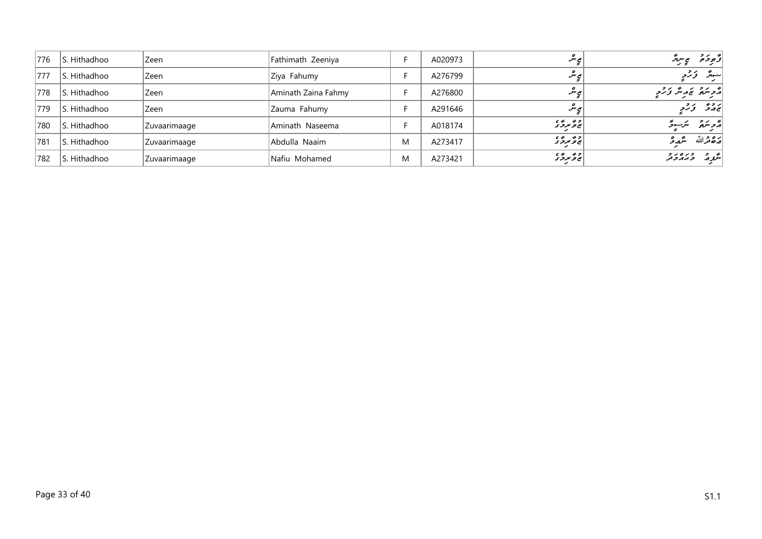| 776 | S. Hithadhoo | Zeen | Fathimath Zeeniya | F | A020973 | ސީން | ފާތިމަތު ޒީނިޔާ |
|---|---|---|---|---|---|---|---|
| 777 | S. Hithadhoo | Zeen | Ziya Fahumy | F | A276799 | ސީން | ޒިޔާ ފަހުމީ |
| 778 | S. Hithadhoo | Zeen | Aminath Zaina Fahmy | F | A276800 | ސީން | އާމިނަތު ޒައިނާ ފަހުމީ |
| 779 | S. Hithadhoo | Zeen | Zauma Fahumy | F | A291646 | ސީން | ޒައުމާ ފަހުމީ |
| 780 | S. Hithadhoo | Zuvaarimaage | Aminath Naseema | F | A018174 | ޒުވާރިމާގެ | އާމިނަތު ނަސީމާ |
| 781 | S. Hithadhoo | Zuvaarimaage | Abdulla Naaim | M | A273417 | ޒުވާރިމާގެ | އަބްދުﷲ ނާއިމް |
| 782 | S. Hithadhoo | Zuvaarimaage | Nafiu Mohamed | M | A273421 | ޒުވާރިމާގެ | ނާފިޢު މުޙައްމަދު |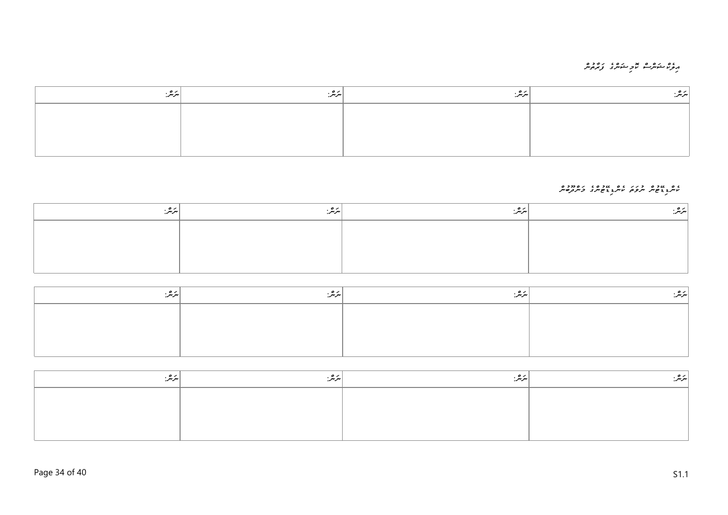## ދިވެހި ބަސް ބަހުރުވަ ފަރާތުން

| ނަންބަރ: | ނަންބަރ: | ނަންބަރ: | ނަންބަރ: |
|---|---|---|---|
| | | | |

## ކަނޑައެޅިފައިވާ ރަށެއް ކަނޑައެޅިފައިވާ ދެމަފިރިން

| ނަންބަރ: | ނަންބަރ: | ނަންބަރ: | ނަންބަރ: |
|---|---|---|---|
| | | | |

| ނަންބަރ: | ނަންބަރ: | ނަންބަރ: | ނަންބަރ: |
|---|---|---|---|
| | | | |

| ނަންބަރ: | ނަންބަރ: | ނަންބަރ: | ނަންބަރ: |
|---|---|---|---|
| | | | |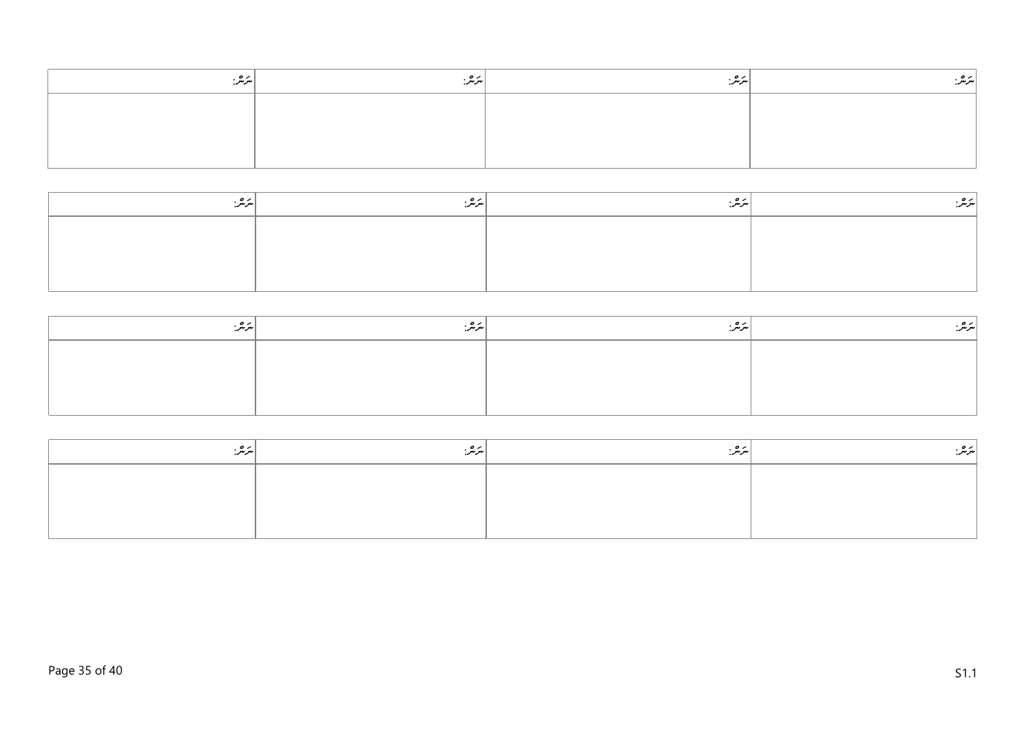| ނަރުދ: | ނަރުދ: | ނަރުދ: | ނަރުދ: |
| --- | --- | --- | --- |
| | | | |

| ނަރުދ: | ނަރުދ: | ނަރުދ: | ނަރުދ: |
| --- | --- | --- | --- |
| | | | |

| ނަރުދ: | ނަރުދ: | ނަރުދ: | ނަރުދ: |
| --- | --- | --- | --- |
| | | | |

| ނަރުދ: | ނަރުދ: | ނަރުދ: | ނަރުދ: |
| --- | --- | --- | --- |
| | | | |

S1.1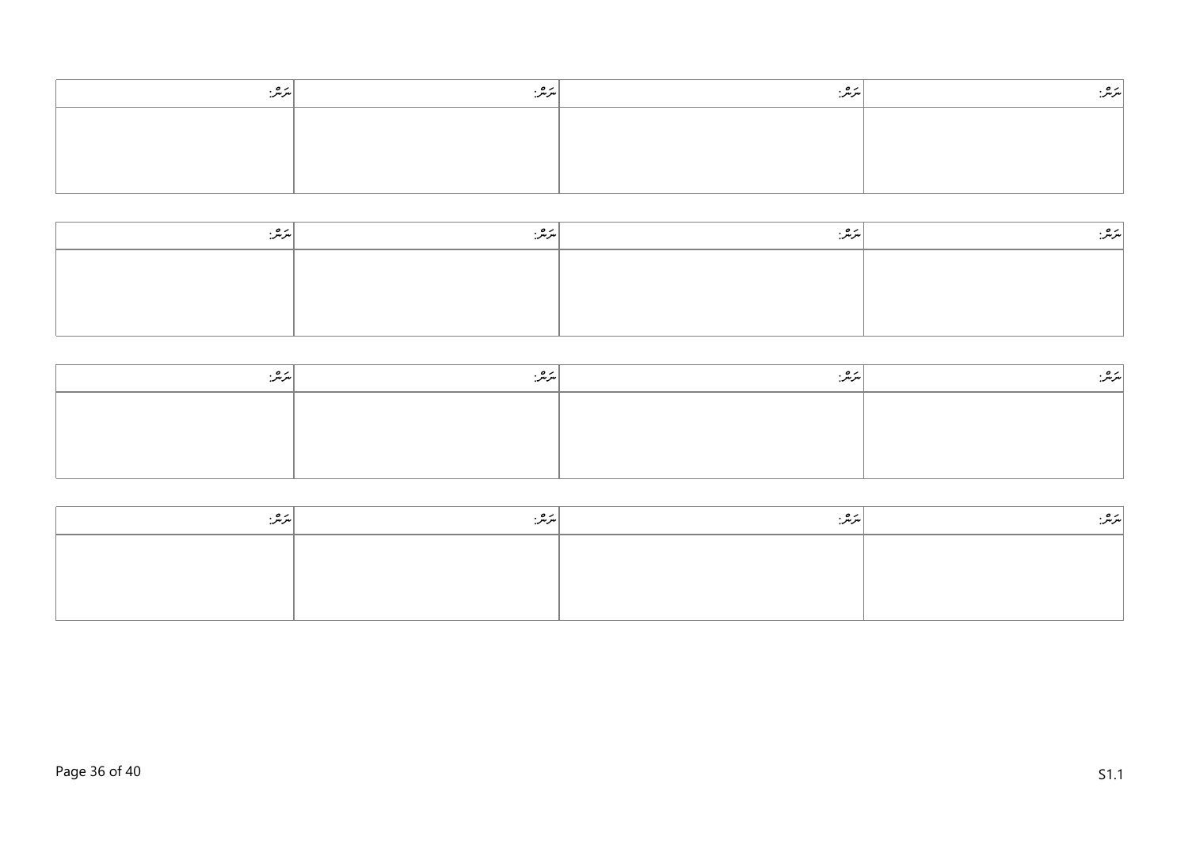| ނަރަށް: | ނަރަށް: | ނަރަށް: | ނަރަށް: |
| --- | --- | --- | --- |
| | | | |

| ނަރަށް: | ނަރަށް: | ނަރަށް: | ނަރަށް: |
| --- | --- | --- | --- |
| | | | |

| ނަރަށް: | ނަރަށް: | ނަރަށް: | ނަރަށް: |
| --- | --- | --- | --- |
| | | | |

| ނަރަށް: | ނަރަށް: | ނަރަށް: | ނަރަށް: |
| --- | --- | --- | --- |
| | | | |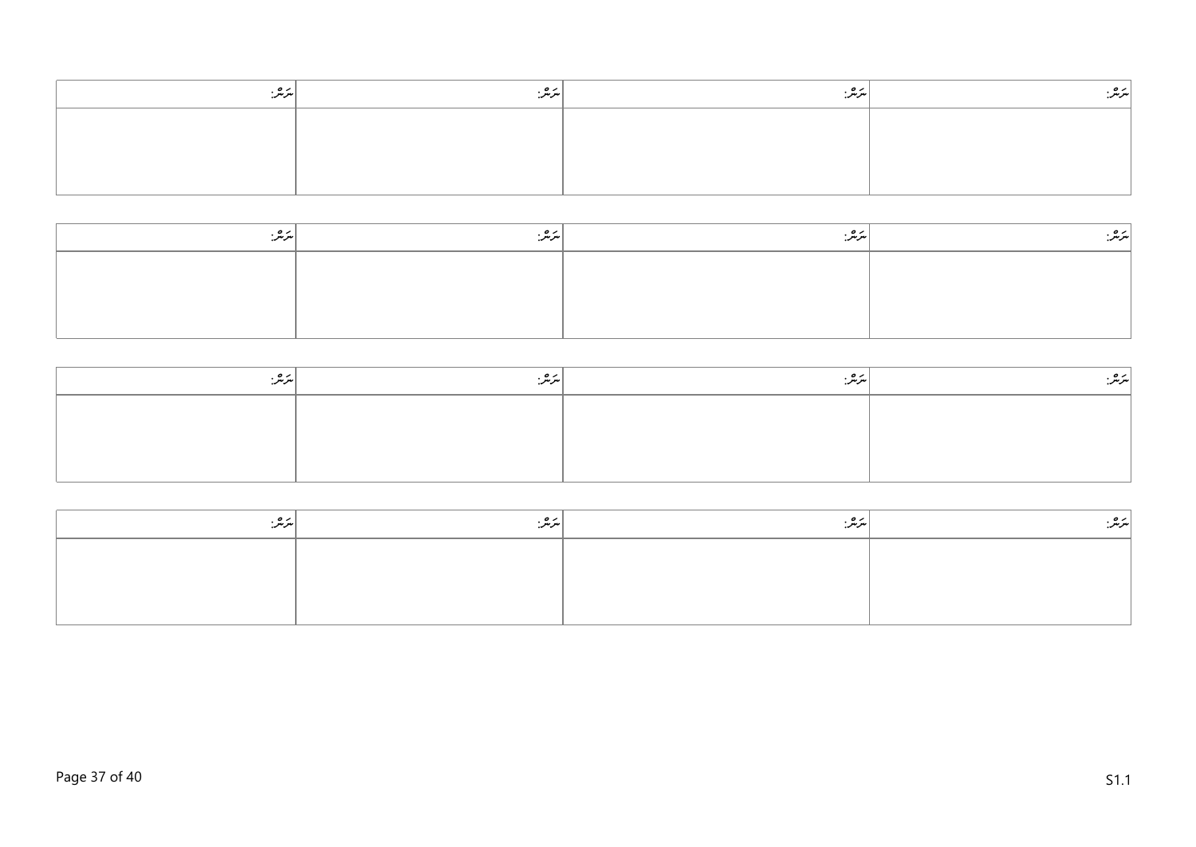| ނަރުދ: | ނަރުދ: | ނަރުދ: | ނަރުދ: |
| --- | --- | --- | --- |
| | | | |

| ނަރުދ: | ނަރުދ: | ނަރުދ: | ނަރުދ: |
| --- | --- | --- | --- |
| | | | |

| ނަރުދ: | ނަރުދ: | ނަރުދ: | ނަރުދ: |
| --- | --- | --- | --- |
| | | | |

| ނަރުދ: | ނަރުދ: | ނަރުދ: | ނަރުދ: |
| --- | --- | --- | --- |
| | | | |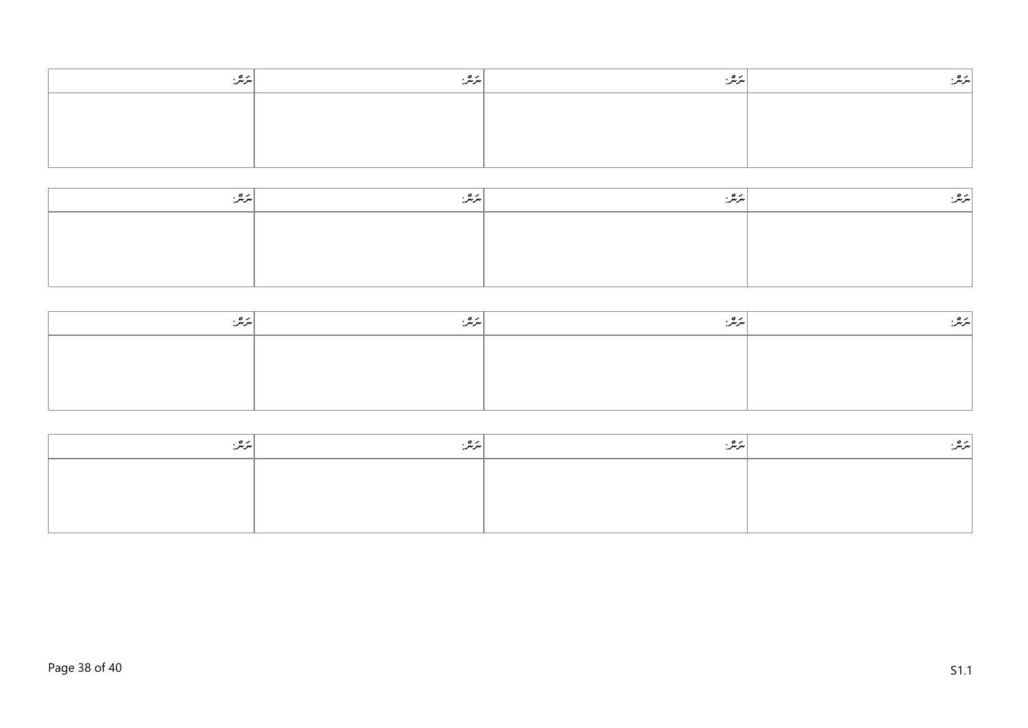| ނަންބަރު: | ނަންބަރު: | ނަންބަރު: | ނަންބަރު: |
| --- | --- | --- | --- |
| | | | |

| ނަންބަރު: | ނަންބަރު: | ނަންބަރު: | ނަންބަރު: |
| --- | --- | --- | --- |
| | | | |

| ނަންބަރު: | ނަންބަރު: | ނަންބަރު: | ނަންބަރު: |
| --- | --- | --- | --- |
| | | | |

| ނަންބަރު: | ނަންބަރު: | ނަންބަރު: | ނަންބަރު: |
| --- | --- | --- | --- |
| | | | |

S1.1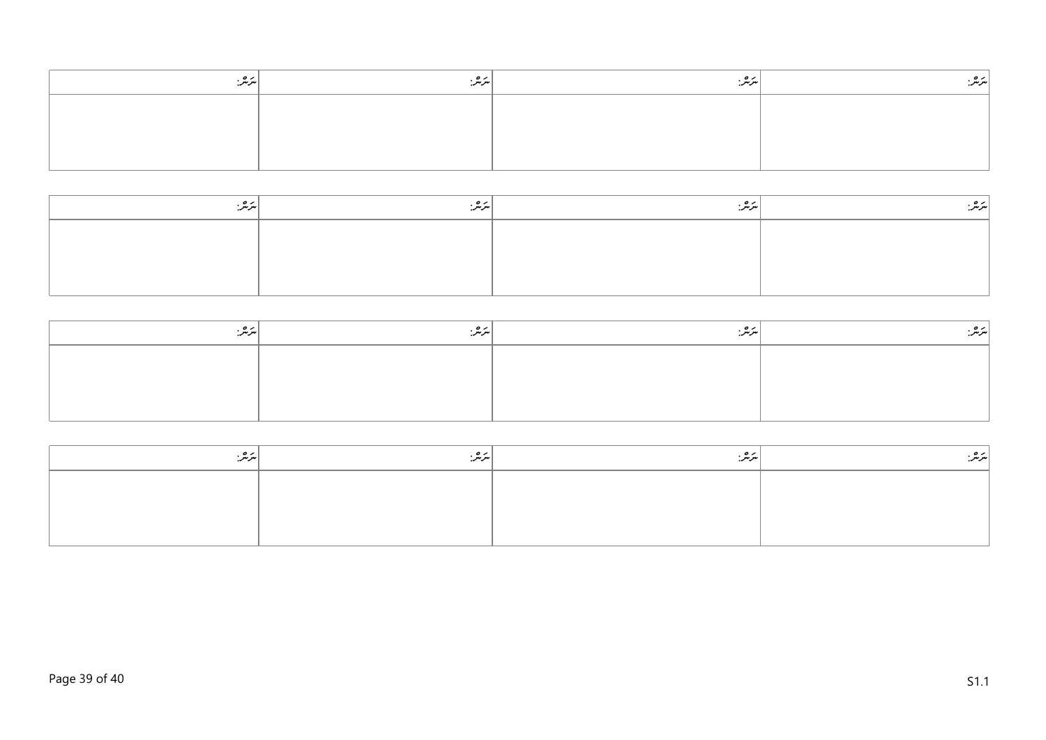| ނަރުދ: | ނަރުދ: | ނަރުދ: | ނަރުދ: |
| --- | --- | --- | --- |
| | | | |

| ނަރުދ: | ނަރުދ: | ނަރުދ: | ނަރުދ: |
| --- | --- | --- | --- |
| | | | |

| ނަރުދ: | ނަރުދ: | ނަރުދ: | ނަރުދ: |
| --- | --- | --- | --- |
| | | | |

| ނަރުދ: | ނަރުދ: | ނަރުދ: | ނަރުދ: |
| --- | --- | --- | --- |
| | | | |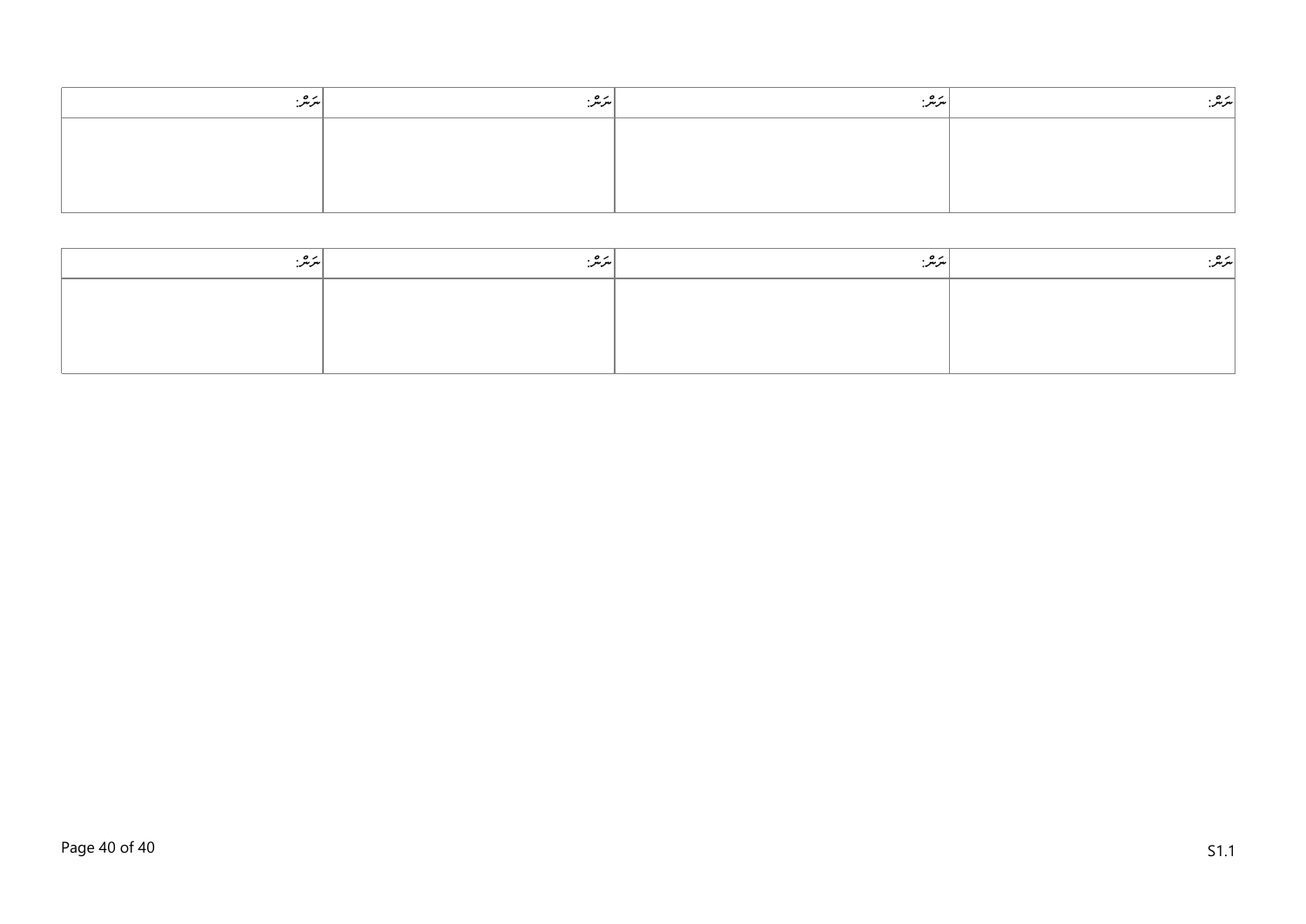| ނަންބަރު: | ނަންބަރު: | ނަންބަރު: | ނަންބަރު: |
| --- | --- | --- | --- |
| | | | |

| ނަންބަރު: | ނަންބަރު: | ނަންބަރު: | ނަންބަރު: |
| --- | --- | --- | --- |
| | | | |

S1.1